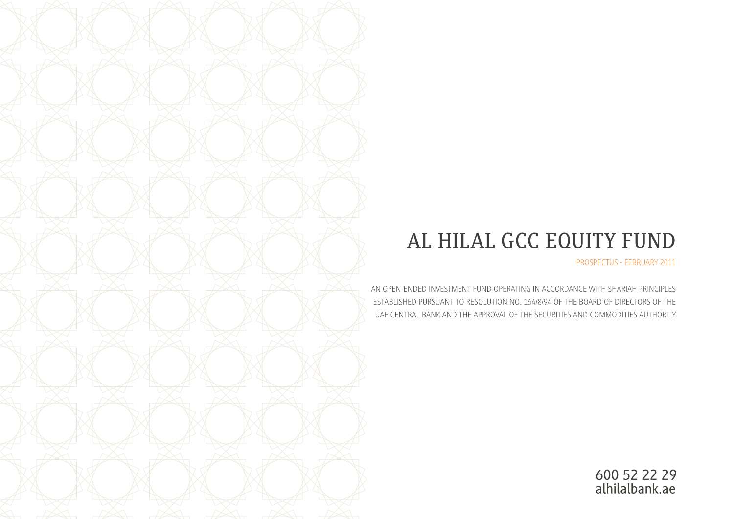# AL HILAL GCC EQUITY FUND

PROSPECTUS - FEBRUARY 2011

AN OPEN-ENDED INVESTMENT FUND OPERATING IN ACCORDANCE WITH SHARIAH PRINCIPLES ESTABLISHED PURSUANT TO RESOLUTION NO. 164/8/94 OF THE BOARD OF DIRECTORS OF THE UAE CENTRAL BANK AND THE APPROVAL OF THE SECURITIES AND COMMODITIES AUTHORITY

600 52 22 29
alhilalbank.ae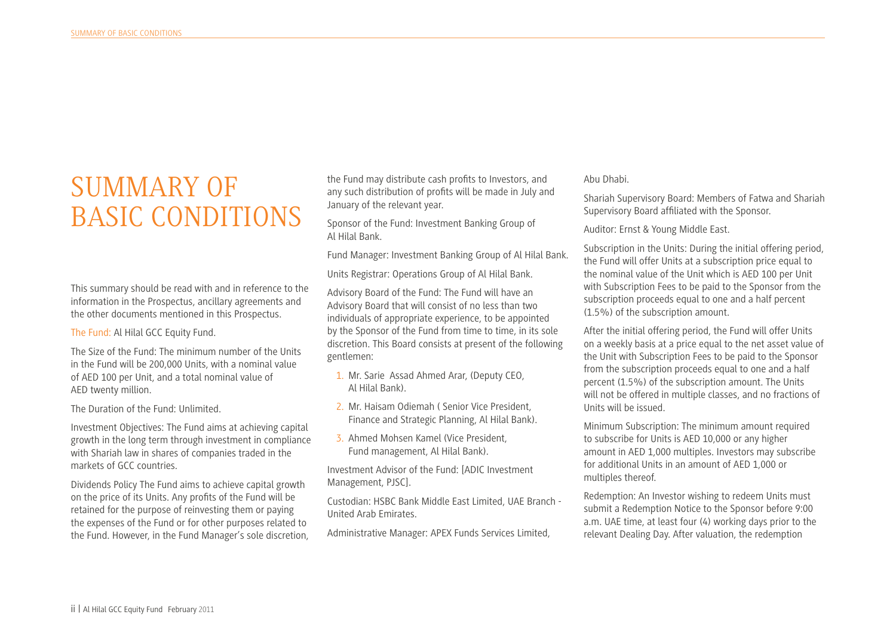# SUMMARY OF BASIC CONDITIONS

This summary should be read with and in reference to the information in the Prospectus, ancillary agreements and the other documents mentioned in this Prospectus.

The Fund: Al Hilal GCC Equity Fund.

The Size of the Fund: The minimum number of the Units in the Fund will be 200,000 Units, with a nominal value of AED 100 per Unit, and a total nominal value of AED twenty million.

The Duration of the Fund: Unlimited.

Investment Objectives: The Fund aims at achieving capital growth in the long term through investment in compliance with Shariah law in shares of companies traded in the markets of GCC countries.

Dividends Policy The Fund aims to achieve capital growth on the price of its Units. Any profits of the Fund will be retained for the purpose of reinvesting them or paying the expenses of the Fund or for other purposes related to the Fund. However, in the Fund Manager's sole discretion, the Fund may distribute cash profits to Investors, and any such distribution of profits will be made in July and January of the relevant year.

Sponsor of the Fund: Investment Banking Group of Al Hilal Bank.

Fund Manager: Investment Banking Group of Al Hilal Bank.

Units Registrar: Operations Group of Al Hilal Bank.

Advisory Board of the Fund: The Fund will have an Advisory Board that will consist of no less than two individuals of appropriate experience, to be appointed by the Sponsor of the Fund from time to time, in its sole discretion. This Board consists at present of the following gentlemen:

1. Mr. Sarie Assad Ahmed Arar, (Deputy CEO, Al Hilal Bank).
2. Mr. Haisam Odiemah ( Senior Vice President, Finance and Strategic Planning, Al Hilal Bank).
3. Ahmed Mohsen Kamel (Vice President, Fund management, Al Hilal Bank).

Investment Advisor of the Fund: [ADIC Investment Management, PJSC].

Custodian: HSBC Bank Middle East Limited, UAE Branch - United Arab Emirates.

Administrative Manager: APEX Funds Services Limited, Abu Dhabi.

Shariah Supervisory Board: Members of Fatwa and Shariah Supervisory Board affiliated with the Sponsor.

Auditor: Ernst & Young Middle East.

Subscription in the Units: During the initial offering period, the Fund will offer Units at a subscription price equal to the nominal value of the Unit which is AED 100 per Unit with Subscription Fees to be paid to the Sponsor from the subscription proceeds equal to one and a half percent (1.5%) of the subscription amount.

After the initial offering period, the Fund will offer Units on a weekly basis at a price equal to the net asset value of the Unit with Subscription Fees to be paid to the Sponsor from the subscription proceeds equal to one and a half percent (1.5%) of the subscription amount. The Units will not be offered in multiple classes, and no fractions of Units will be issued.

Minimum Subscription: The minimum amount required to subscribe for Units is AED 10,000 or any higher amount in AED 1,000 multiples. Investors may subscribe for additional Units in an amount of AED 1,000 or multiples thereof.

Redemption: An Investor wishing to redeem Units must submit a Redemption Notice to the Sponsor before 9:00 a.m. UAE time, at least four (4) working days prior to the relevant Dealing Day. After valuation, the redemption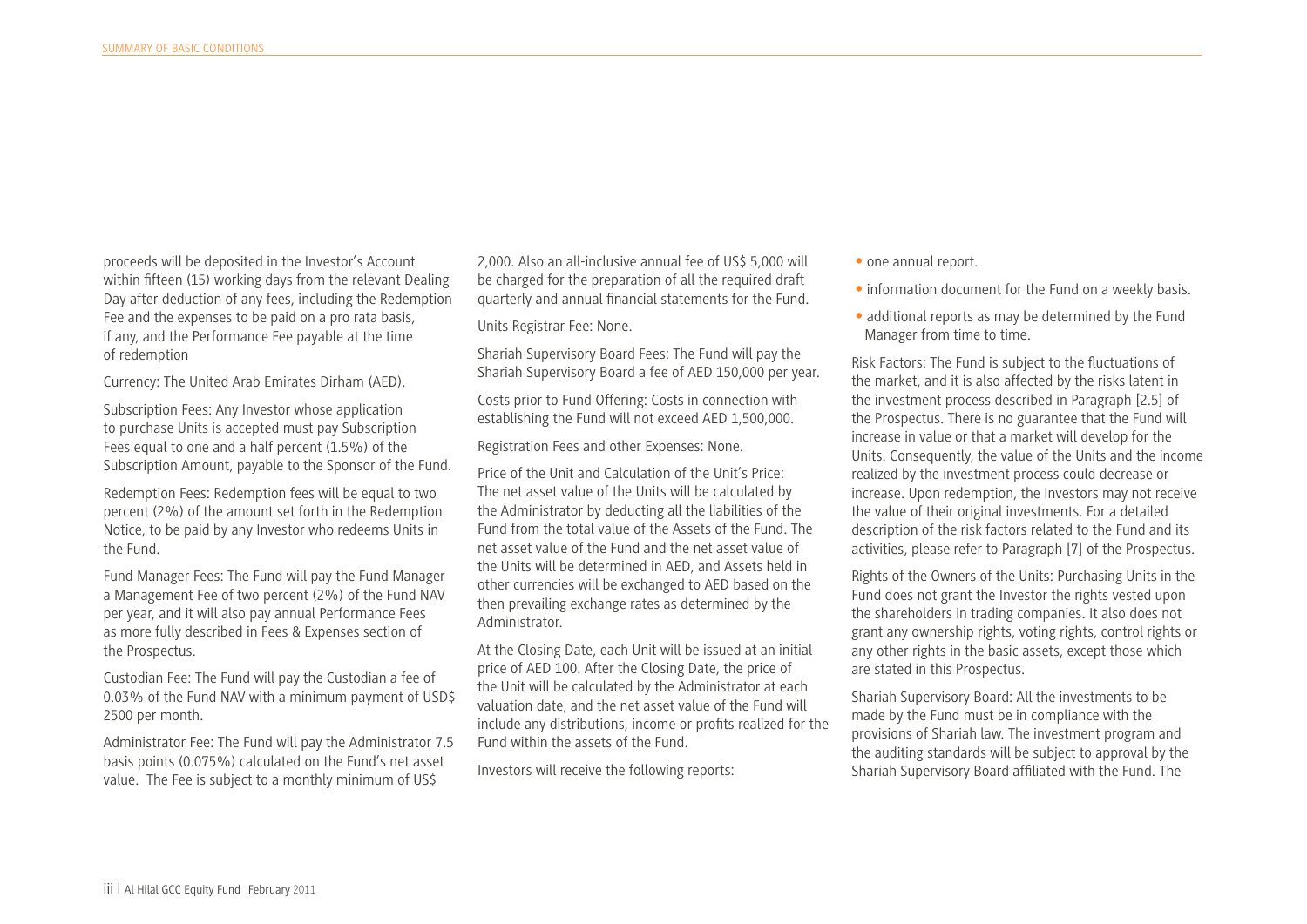proceeds will be deposited in the Investor's Account within fifteen (15) working days from the relevant Dealing Day after deduction of any fees, including the Redemption Fee and the expenses to be paid on a pro rata basis, if any, and the Performance Fee payable at the time of redemption

Currency: The United Arab Emirates Dirham (AED).

Subscription Fees: Any Investor whose application to purchase Units is accepted must pay Subscription Fees equal to one and a half percent (1.5%) of the Subscription Amount, payable to the Sponsor of the Fund.

Redemption Fees: Redemption fees will be equal to two percent (2%) of the amount set forth in the Redemption Notice, to be paid by any Investor who redeems Units in the Fund.

Fund Manager Fees: The Fund will pay the Fund Manager a Management Fee of two percent (2%) of the Fund NAV per year, and it will also pay annual Performance Fees as more fully described in Fees & Expenses section of the Prospectus.

Custodian Fee: The Fund will pay the Custodian a fee of 0.03% of the Fund NAV with a minimum payment of USD$ 2500 per month.

Administrator Fee: The Fund will pay the Administrator 7.5 basis points (0.075%) calculated on the Fund's net asset value. The Fee is subject to a monthly minimum of US$ 2,000. Also an all-inclusive annual fee of US$ 5,000 will be charged for the preparation of all the required draft quarterly and annual financial statements for the Fund.

Units Registrar Fee: None.

Shariah Supervisory Board Fees: The Fund will pay the Shariah Supervisory Board a fee of AED 150,000 per year.

Costs prior to Fund Offering: Costs in connection with establishing the Fund will not exceed AED 1,500,000.

Registration Fees and other Expenses: None.

Price of the Unit and Calculation of the Unit's Price: The net asset value of the Units will be calculated by the Administrator by deducting all the liabilities of the Fund from the total value of the Assets of the Fund. The net asset value of the Fund and the net asset value of the Units will be determined in AED, and Assets held in other currencies will be exchanged to AED based on the then prevailing exchange rates as determined by the Administrator.

At the Closing Date, each Unit will be issued at an initial price of AED 100. After the Closing Date, the price of the Unit will be calculated by the Administrator at each valuation date, and the net asset value of the Fund will include any distributions, income or profits realized for the Fund within the assets of the Fund.

Investors will receive the following reports:

- one annual report.
- information document for the Fund on a weekly basis.
- additional reports as may be determined by the Fund Manager from time to time.

Risk Factors: The Fund is subject to the fluctuations of the market, and it is also affected by the risks latent in the investment process described in Paragraph [2.5] of the Prospectus. There is no guarantee that the Fund will increase in value or that a market will develop for the Units. Consequently, the value of the Units and the income realized by the investment process could decrease or increase. Upon redemption, the Investors may not receive the value of their original investments. For a detailed description of the risk factors related to the Fund and its activities, please refer to Paragraph [7] of the Prospectus.

Rights of the Owners of the Units: Purchasing Units in the Fund does not grant the Investor the rights vested upon the shareholders in trading companies. It also does not grant any ownership rights, voting rights, control rights or any other rights in the basic assets, except those which are stated in this Prospectus.

Shariah Supervisory Board: All the investments to be made by the Fund must be in compliance with the provisions of Shariah law. The investment program and the auditing standards will be subject to approval by the Shariah Supervisory Board affiliated with the Fund. The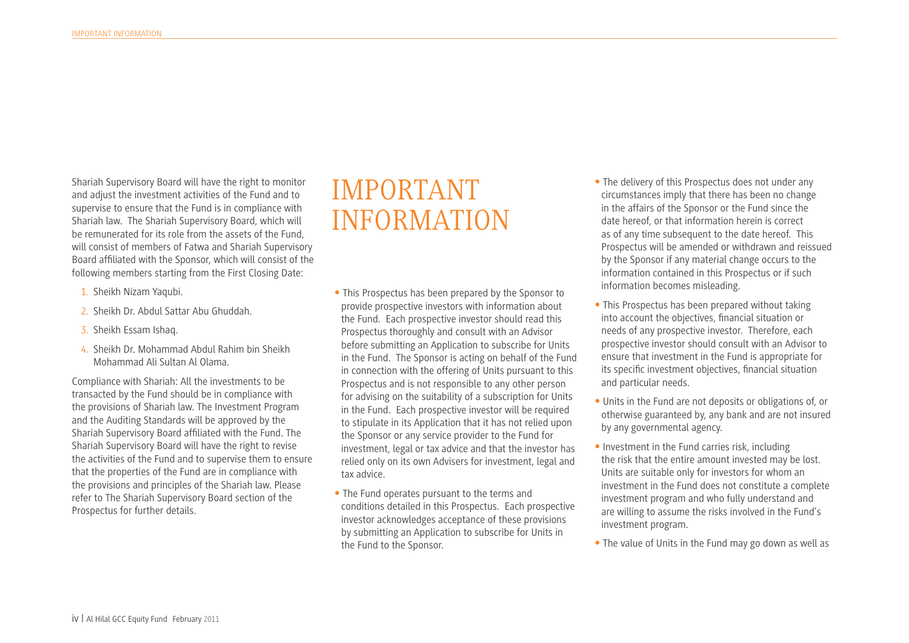Shariah Supervisory Board will have the right to monitor and adjust the investment activities of the Fund and to supervise to ensure that the Fund is in compliance with Shariah law. The Shariah Supervisory Board, which will be remunerated for its role from the assets of the Fund, will consist of members of Fatwa and Shariah Supervisory Board affiliated with the Sponsor, which will consist of the following members starting from the First Closing Date:

1. Sheikh Nizam Yaqubi.
2. Sheikh Dr. Abdul Sattar Abu Ghuddah.
3. Sheikh Essam Ishaq.
4. Sheikh Dr. Mohammad Abdul Rahim bin Sheikh Mohammad Ali Sultan Al Olama.

Compliance with Shariah: All the investments to be transacted by the Fund should be in compliance with the provisions of Shariah law. The Investment Program and the Auditing Standards will be approved by the Shariah Supervisory Board affiliated with the Fund. The Shariah Supervisory Board will have the right to revise the activities of the Fund and to supervise them to ensure that the properties of the Fund are in compliance with the provisions and principles of the Shariah law. Please refer to The Shariah Supervisory Board section of the Prospectus for further details.

# IMPORTANT INFORMATION

- This Prospectus has been prepared by the Sponsor to provide prospective investors with information about the Fund. Each prospective investor should read this Prospectus thoroughly and consult with an Advisor before submitting an Application to subscribe for Units in the Fund. The Sponsor is acting on behalf of the Fund in connection with the offering of Units pursuant to this Prospectus and is not responsible to any other person for advising on the suitability of a subscription for Units in the Fund. Each prospective investor will be required to stipulate in its Application that it has not relied upon the Sponsor or any service provider to the Fund for investment, legal or tax advice and that the investor has relied only on its own Advisers for investment, legal and tax advice.
- The Fund operates pursuant to the terms and conditions detailed in this Prospectus. Each prospective investor acknowledges acceptance of these provisions by submitting an Application to subscribe for Units in the Fund to the Sponsor.
- The delivery of this Prospectus does not under any circumstances imply that there has been no change in the affairs of the Sponsor or the Fund since the date hereof, or that information herein is correct as of any time subsequent to the date hereof. This Prospectus will be amended or withdrawn and reissued by the Sponsor if any material change occurs to the information contained in this Prospectus or if such information becomes misleading.
- This Prospectus has been prepared without taking into account the objectives, financial situation or needs of any prospective investor. Therefore, each prospective investor should consult with an Advisor to ensure that investment in the Fund is appropriate for its specific investment objectives, financial situation and particular needs.
- Units in the Fund are not deposits or obligations of, or otherwise guaranteed by, any bank and are not insured by any governmental agency.
- Investment in the Fund carries risk, including the risk that the entire amount invested may be lost. Units are suitable only for investors for whom an investment in the Fund does not constitute a complete investment program and who fully understand and are willing to assume the risks involved in the Fund's investment program.
- The value of Units in the Fund may go down as well as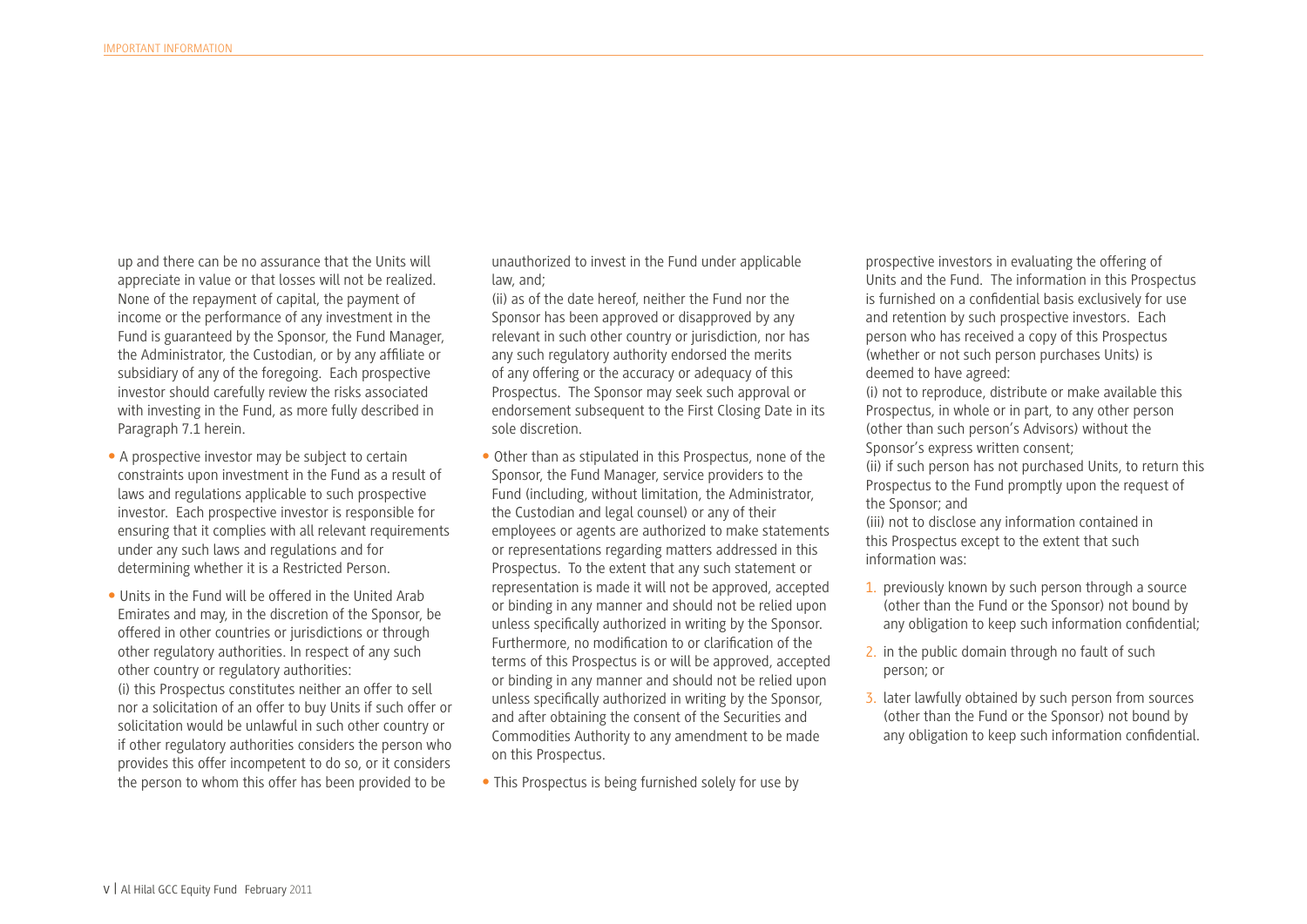up and there can be no assurance that the Units will appreciate in value or that losses will not be realized. None of the repayment of capital, the payment of income or the performance of any investment in the Fund is guaranteed by the Sponsor, the Fund Manager, the Administrator, the Custodian, or by any affiliate or subsidiary of any of the foregoing. Each prospective investor should carefully review the risks associated with investing in the Fund, as more fully described in Paragraph 7.1 herein.

- A prospective investor may be subject to certain constraints upon investment in the Fund as a result of laws and regulations applicable to such prospective investor. Each prospective investor is responsible for ensuring that it complies with all relevant requirements under any such laws and regulations and for determining whether it is a Restricted Person.

- Units in the Fund will be offered in the United Arab Emirates and may, in the discretion of the Sponsor, be offered in other countries or jurisdictions or through other regulatory authorities. In respect of any such other country or regulatory authorities:
  (i) this Prospectus constitutes neither an offer to sell nor a solicitation of an offer to buy Units if such offer or solicitation would be unlawful in such other country or if other regulatory authorities considers the person who provides this offer incompetent to do so, or it considers the person to whom this offer has been provided to be unauthorized to invest in the Fund under applicable law, and;
  (ii) as of the date hereof, neither the Fund nor the Sponsor has been approved or disapproved by any relevant in such other country or jurisdiction, nor has any such regulatory authority endorsed the merits of any offering or the accuracy or adequacy of this Prospectus. The Sponsor may seek such approval or endorsement subsequent to the First Closing Date in its sole discretion.

- Other than as stipulated in this Prospectus, none of the Sponsor, the Fund Manager, service providers to the Fund (including, without limitation, the Administrator, the Custodian and legal counsel) or any of their employees or agents are authorized to make statements or representations regarding matters addressed in this Prospectus. To the extent that any such statement or representation is made it will not be approved, accepted or binding in any manner and should not be relied upon unless specifically authorized in writing by the Sponsor. Furthermore, no modification to or clarification of the terms of this Prospectus is or will be approved, accepted or binding in any manner and should not be relied upon unless specifically authorized in writing by the Sponsor, and after obtaining the consent of the Securities and Commodities Authority to any amendment to be made on this Prospectus.

- This Prospectus is being furnished solely for use by prospective investors in evaluating the offering of Units and the Fund. The information in this Prospectus is furnished on a confidential basis exclusively for use and retention by such prospective investors. Each person who has received a copy of this Prospectus (whether or not such person purchases Units) is deemed to have agreed:
  (i) not to reproduce, distribute or make available this Prospectus, in whole or in part, to any other person (other than such person's Advisors) without the Sponsor's express written consent;
  (ii) if such person has not purchased Units, to return this Prospectus to the Fund promptly upon the request of the Sponsor; and
  (iii) not to disclose any information contained in this Prospectus except to the extent that such information was:

  1. previously known by such person through a source (other than the Fund or the Sponsor) not bound by any obligation to keep such information confidential;
  2. in the public domain through no fault of such person; or
  3. later lawfully obtained by such person from sources (other than the Fund or the Sponsor) not bound by any obligation to keep such information confidential.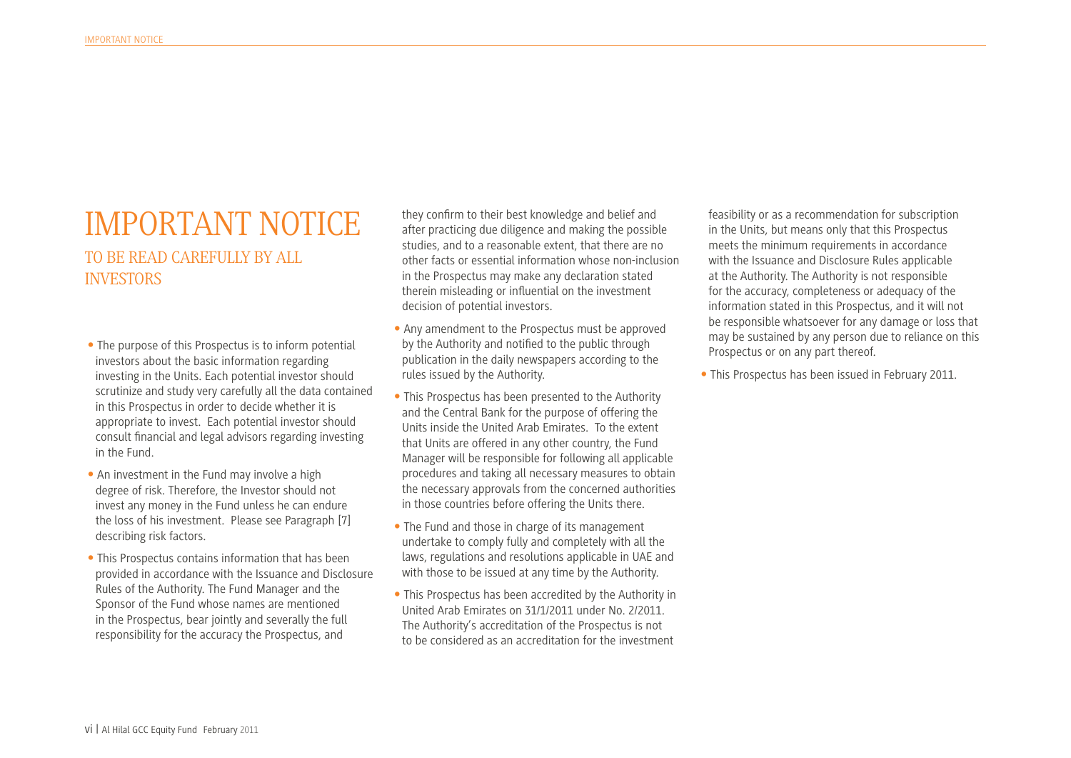# IMPORTANT NOTICE

## TO BE READ CAREFULLY BY ALL INVESTORS

- The purpose of this Prospectus is to inform potential investors about the basic information regarding investing in the Units. Each potential investor should scrutinize and study very carefully all the data contained in this Prospectus in order to decide whether it is appropriate to invest. Each potential investor should consult financial and legal advisors regarding investing in the Fund.
- An investment in the Fund may involve a high degree of risk. Therefore, the Investor should not invest any money in the Fund unless he can endure the loss of his investment. Please see Paragraph [7] describing risk factors.
- This Prospectus contains information that has been provided in accordance with the Issuance and Disclosure Rules of the Authority. The Fund Manager and the Sponsor of the Fund whose names are mentioned in the Prospectus, bear jointly and severally the full responsibility for the accuracy the Prospectus, and they confirm to their best knowledge and belief and after practicing due diligence and making the possible studies, and to a reasonable extent, that there are no other facts or essential information whose non-inclusion in the Prospectus may make any declaration stated therein misleading or influential on the investment decision of potential investors.
- Any amendment to the Prospectus must be approved by the Authority and notified to the public through publication in the daily newspapers according to the rules issued by the Authority.
- This Prospectus has been presented to the Authority and the Central Bank for the purpose of offering the Units inside the United Arab Emirates. To the extent that Units are offered in any other country, the Fund Manager will be responsible for following all applicable procedures and taking all necessary measures to obtain the necessary approvals from the concerned authorities in those countries before offering the Units there.
- The Fund and those in charge of its management undertake to comply fully and completely with all the laws, regulations and resolutions applicable in UAE and with those to be issued at any time by the Authority.
- This Prospectus has been accredited by the Authority in United Arab Emirates on 31/1/2011 under No. 2/2011. The Authority's accreditation of the Prospectus is not to be considered as an accreditation for the investment feasibility or as a recommendation for subscription in the Units, but means only that this Prospectus meets the minimum requirements in accordance with the Issuance and Disclosure Rules applicable at the Authority. The Authority is not responsible for the accuracy, completeness or adequacy of the information stated in this Prospectus, and it will not be responsible whatsoever for any damage or loss that may be sustained by any person due to reliance on this Prospectus or on any part thereof.
- This Prospectus has been issued in February 2011.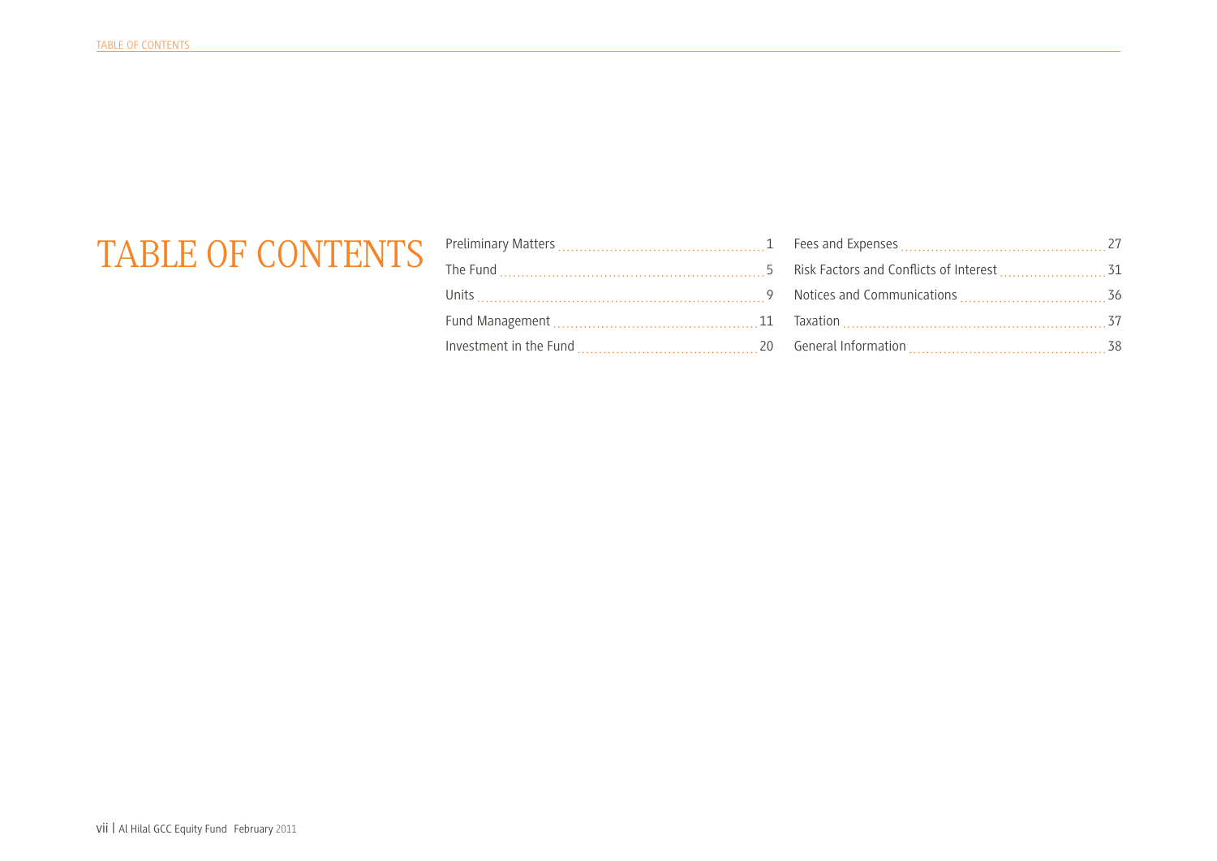# TABLE OF CONTENTS

| Section | Page |
| --- | --- |
| Preliminary Matters | 1 |
| The Fund | 5 |
| Units | 9 |
| Fund Management | 11 |
| Investment in the Fund | 20 |
| Fees and Expenses | 27 |
| Risk Factors and Conflicts of Interest | 31 |
| Notices and Communications | 36 |
| Taxation | 37 |
| General Information | 38 |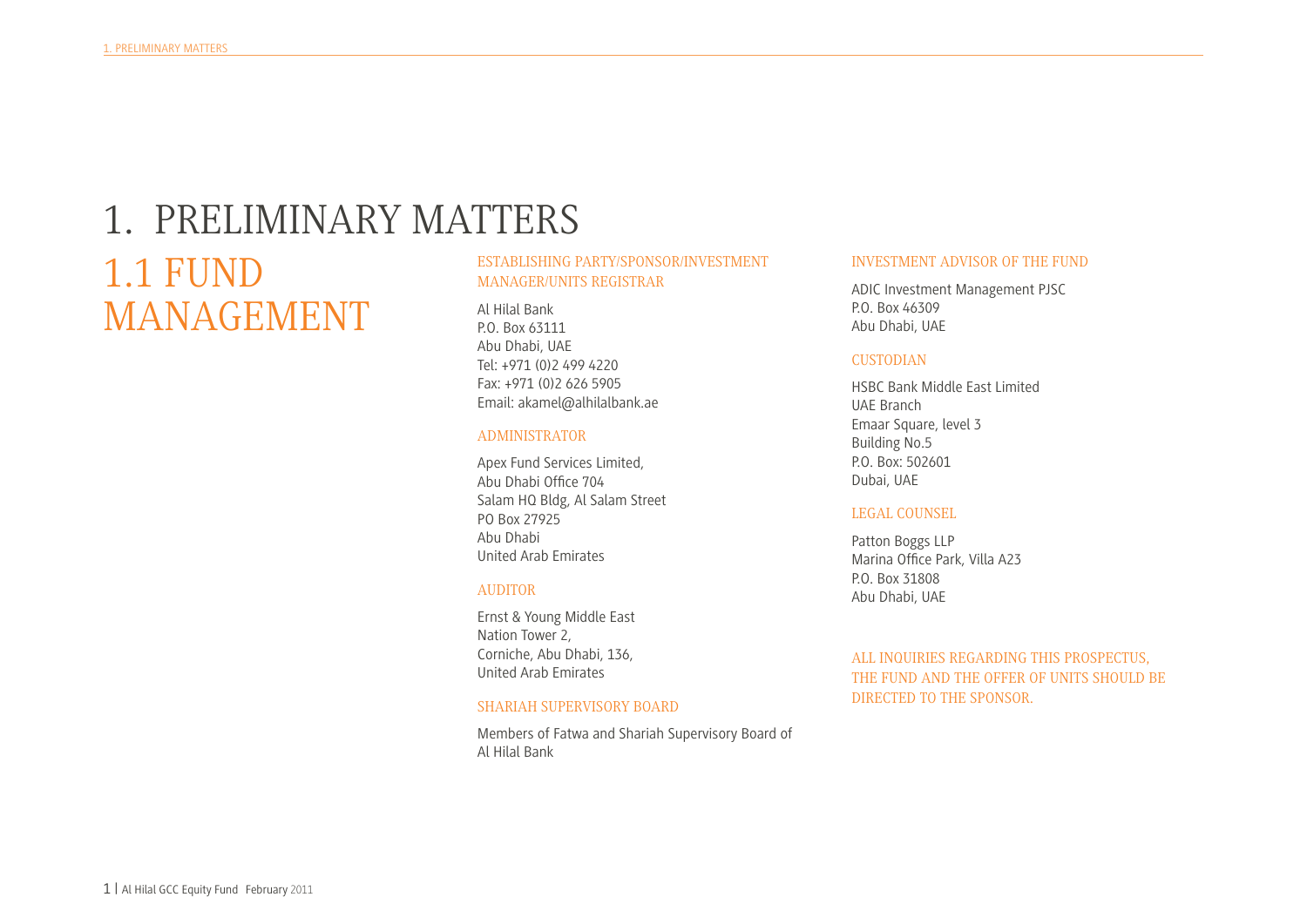# 1. PRELIMINARY MATTERS

## 1.1 FUND MANAGEMENT

### ESTABLISHING PARTY/SPONSOR/INVESTMENT MANAGER/UNITS REGISTRAR

Al Hilal Bank
P.O. Box 63111
Abu Dhabi, UAE
Tel: +971 (0)2 499 4220
Fax: +971 (0)2 626 5905
Email: akamel@alhilalbank.ae

### ADMINISTRATOR

Apex Fund Services Limited,
Abu Dhabi Office 704
Salam HQ Bldg, Al Salam Street
PO Box 27925
Abu Dhabi
United Arab Emirates

### AUDITOR

Ernst & Young Middle East
Nation Tower 2,
Corniche, Abu Dhabi, 136,
United Arab Emirates

### SHARIAH SUPERVISORY BOARD

Members of Fatwa and Shariah Supervisory Board of Al Hilal Bank

### INVESTMENT ADVISOR OF THE FUND

ADIC Investment Management PJSC
P.O. Box 46309
Abu Dhabi, UAE

### CUSTODIAN

HSBC Bank Middle East Limited
UAE Branch
Emaar Square, level 3
Building No.5
P.O. Box: 502601
Dubai, UAE

### LEGAL COUNSEL

Patton Boggs LLP
Marina Office Park, Villa A23
P.O. Box 31808
Abu Dhabi, UAE

ALL INQUIRIES REGARDING THIS PROSPECTUS, THE FUND AND THE OFFER OF UNITS SHOULD BE DIRECTED TO THE SPONSOR.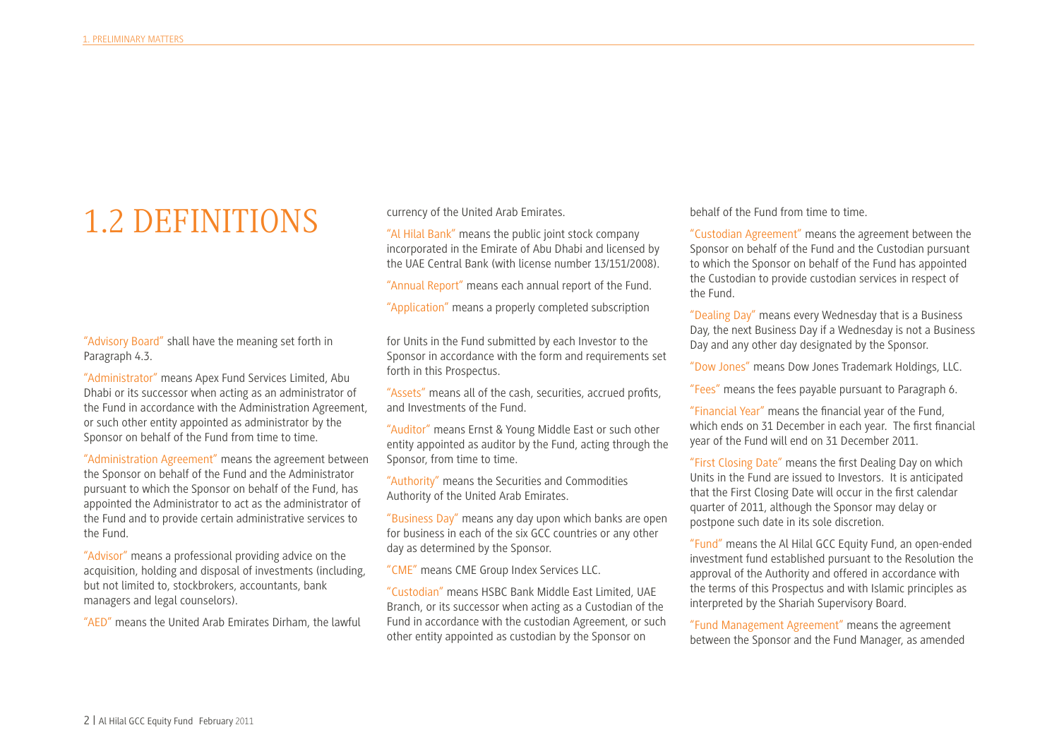# 1.2 DEFINITIONS

"Advisory Board" shall have the meaning set forth in Paragraph 4.3.

"Administrator" means Apex Fund Services Limited, Abu Dhabi or its successor when acting as an administrator of the Fund in accordance with the Administration Agreement, or such other entity appointed as administrator by the Sponsor on behalf of the Fund from time to time.

"Administration Agreement" means the agreement between the Sponsor on behalf of the Fund and the Administrator pursuant to which the Sponsor on behalf of the Fund, has appointed the Administrator to act as the administrator of the Fund and to provide certain administrative services to the Fund.

"Advisor" means a professional providing advice on the acquisition, holding and disposal of investments (including, but not limited to, stockbrokers, accountants, bank managers and legal counselors).

"AED" means the United Arab Emirates Dirham, the lawful currency of the United Arab Emirates.

"Al Hilal Bank" means the public joint stock company incorporated in the Emirate of Abu Dhabi and licensed by the UAE Central Bank (with license number 13/151/2008).

"Annual Report" means each annual report of the Fund.

"Application" means a properly completed subscription for Units in the Fund submitted by each Investor to the Sponsor in accordance with the form and requirements set forth in this Prospectus.

"Assets" means all of the cash, securities, accrued profits, and Investments of the Fund.

"Auditor" means Ernst & Young Middle East or such other entity appointed as auditor by the Fund, acting through the Sponsor, from time to time.

"Authority" means the Securities and Commodities Authority of the United Arab Emirates.

"Business Day" means any day upon which banks are open for business in each of the six GCC countries or any other day as determined by the Sponsor.

"CME" means CME Group Index Services LLC.

"Custodian" means HSBC Bank Middle East Limited, UAE Branch, or its successor when acting as a Custodian of the Fund in accordance with the custodian Agreement, or such other entity appointed as custodian by the Sponsor on behalf of the Fund from time to time.

"Custodian Agreement" means the agreement between the Sponsor on behalf of the Fund and the Custodian pursuant to which the Sponsor on behalf of the Fund has appointed the Custodian to provide custodian services in respect of the Fund.

"Dealing Day" means every Wednesday that is a Business Day, the next Business Day if a Wednesday is not a Business Day and any other day designated by the Sponsor.

"Dow Jones" means Dow Jones Trademark Holdings, LLC.

"Fees" means the fees payable pursuant to Paragraph 6.

"Financial Year" means the financial year of the Fund, which ends on 31 December in each year. The first financial year of the Fund will end on 31 December 2011.

"First Closing Date" means the first Dealing Day on which Units in the Fund are issued to Investors. It is anticipated that the First Closing Date will occur in the first calendar quarter of 2011, although the Sponsor may delay or postpone such date in its sole discretion.

"Fund" means the Al Hilal GCC Equity Fund, an open-ended investment fund established pursuant to the Resolution the approval of the Authority and offered in accordance with the terms of this Prospectus and with Islamic principles as interpreted by the Shariah Supervisory Board.

"Fund Management Agreement" means the agreement between the Sponsor and the Fund Manager, as amended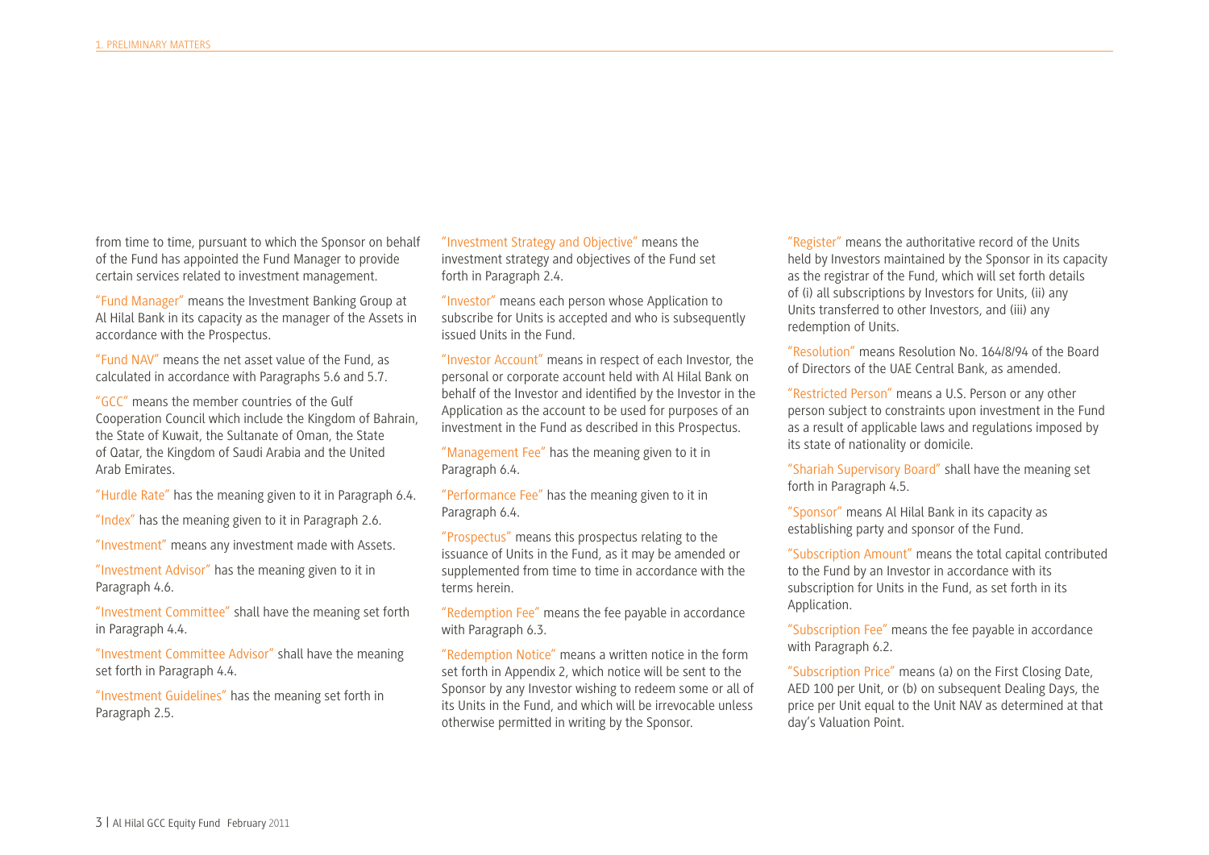from time to time, pursuant to which the Sponsor on behalf of the Fund has appointed the Fund Manager to provide certain services related to investment management.

"Fund Manager" means the Investment Banking Group at Al Hilal Bank in its capacity as the manager of the Assets in accordance with the Prospectus.

"Fund NAV" means the net asset value of the Fund, as calculated in accordance with Paragraphs 5.6 and 5.7.

"GCC" means the member countries of the Gulf Cooperation Council which include the Kingdom of Bahrain, the State of Kuwait, the Sultanate of Oman, the State of Qatar, the Kingdom of Saudi Arabia and the United Arab Emirates.

"Hurdle Rate" has the meaning given to it in Paragraph 6.4.

"Index" has the meaning given to it in Paragraph 2.6.

"Investment" means any investment made with Assets.

"Investment Advisor" has the meaning given to it in Paragraph 4.6.

"Investment Committee" shall have the meaning set forth in Paragraph 4.4.

"Investment Committee Advisor" shall have the meaning set forth in Paragraph 4.4.

"Investment Guidelines" has the meaning set forth in Paragraph 2.5.

"Investment Strategy and Objective" means the investment strategy and objectives of the Fund set forth in Paragraph 2.4.

"Investor" means each person whose Application to subscribe for Units is accepted and who is subsequently issued Units in the Fund.

"Investor Account" means in respect of each Investor, the personal or corporate account held with Al Hilal Bank on behalf of the Investor and identified by the Investor in the Application as the account to be used for purposes of an investment in the Fund as described in this Prospectus.

"Management Fee" has the meaning given to it in Paragraph 6.4.

"Performance Fee" has the meaning given to it in Paragraph 6.4.

"Prospectus" means this prospectus relating to the issuance of Units in the Fund, as it may be amended or supplemented from time to time in accordance with the terms herein.

"Redemption Fee" means the fee payable in accordance with Paragraph 6.3.

"Redemption Notice" means a written notice in the form set forth in Appendix 2, which notice will be sent to the Sponsor by any Investor wishing to redeem some or all of its Units in the Fund, and which will be irrevocable unless otherwise permitted in writing by the Sponsor.

"Register" means the authoritative record of the Units held by Investors maintained by the Sponsor in its capacity as the registrar of the Fund, which will set forth details of (i) all subscriptions by Investors for Units, (ii) any Units transferred to other Investors, and (iii) any redemption of Units.

"Resolution" means Resolution No. 164/8/94 of the Board of Directors of the UAE Central Bank, as amended.

"Restricted Person" means a U.S. Person or any other person subject to constraints upon investment in the Fund as a result of applicable laws and regulations imposed by its state of nationality or domicile.

"Shariah Supervisory Board" shall have the meaning set forth in Paragraph 4.5.

"Sponsor" means Al Hilal Bank in its capacity as establishing party and sponsor of the Fund.

"Subscription Amount" means the total capital contributed to the Fund by an Investor in accordance with its subscription for Units in the Fund, as set forth in its Application.

"Subscription Fee" means the fee payable in accordance with Paragraph 6.2.

"Subscription Price" means (a) on the First Closing Date, AED 100 per Unit, or (b) on subsequent Dealing Days, the price per Unit equal to the Unit NAV as determined at that day's Valuation Point.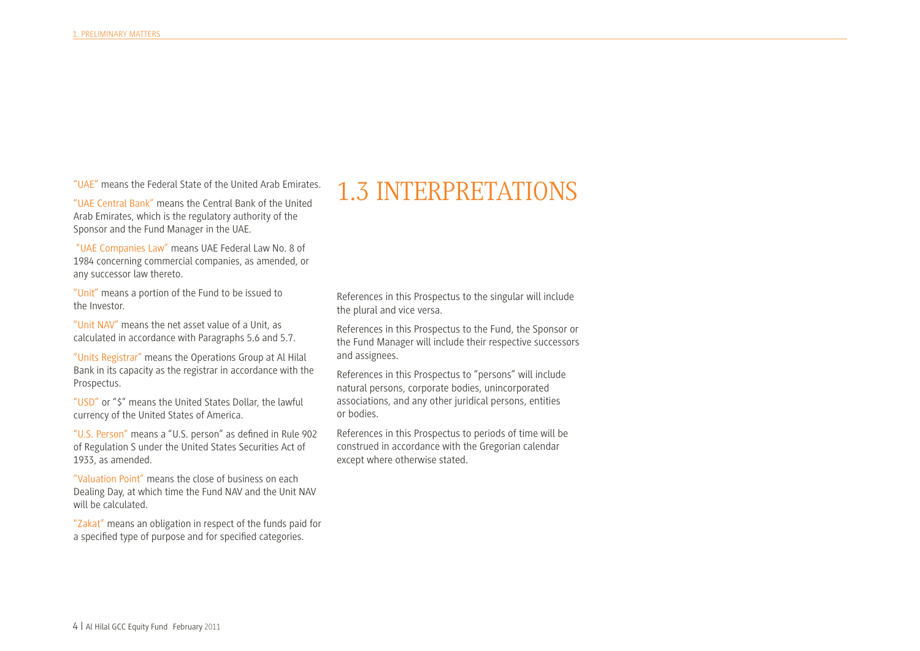"UAE" means the Federal State of the United Arab Emirates.

"UAE Central Bank" means the Central Bank of the United Arab Emirates, which is the regulatory authority of the Sponsor and the Fund Manager in the UAE.

"UAE Companies Law" means UAE Federal Law No. 8 of 1984 concerning commercial companies, as amended, or any successor law thereto.

"Unit" means a portion of the Fund to be issued to the Investor.

"Unit NAV" means the net asset value of a Unit, as calculated in accordance with Paragraphs 5.6 and 5.7.

"Units Registrar" means the Operations Group at Al Hilal Bank in its capacity as the registrar in accordance with the Prospectus.

"USD" or "$" means the United States Dollar, the lawful currency of the United States of America.

"U.S. Person" means a "U.S. person" as defined in Rule 902 of Regulation S under the United States Securities Act of 1933, as amended.

"Valuation Point" means the close of business on each Dealing Day, at which time the Fund NAV and the Unit NAV will be calculated.

"Zakat" means an obligation in respect of the funds paid for a specified type of purpose and for specified categories.

## 1.3 INTERPRETATIONS

References in this Prospectus to the singular will include the plural and vice versa.

References in this Prospectus to the Fund, the Sponsor or the Fund Manager will include their respective successors and assignees.

References in this Prospectus to "persons" will include natural persons, corporate bodies, unincorporated associations, and any other juridical persons, entities or bodies.

References in this Prospectus to periods of time will be construed in accordance with the Gregorian calendar except where otherwise stated.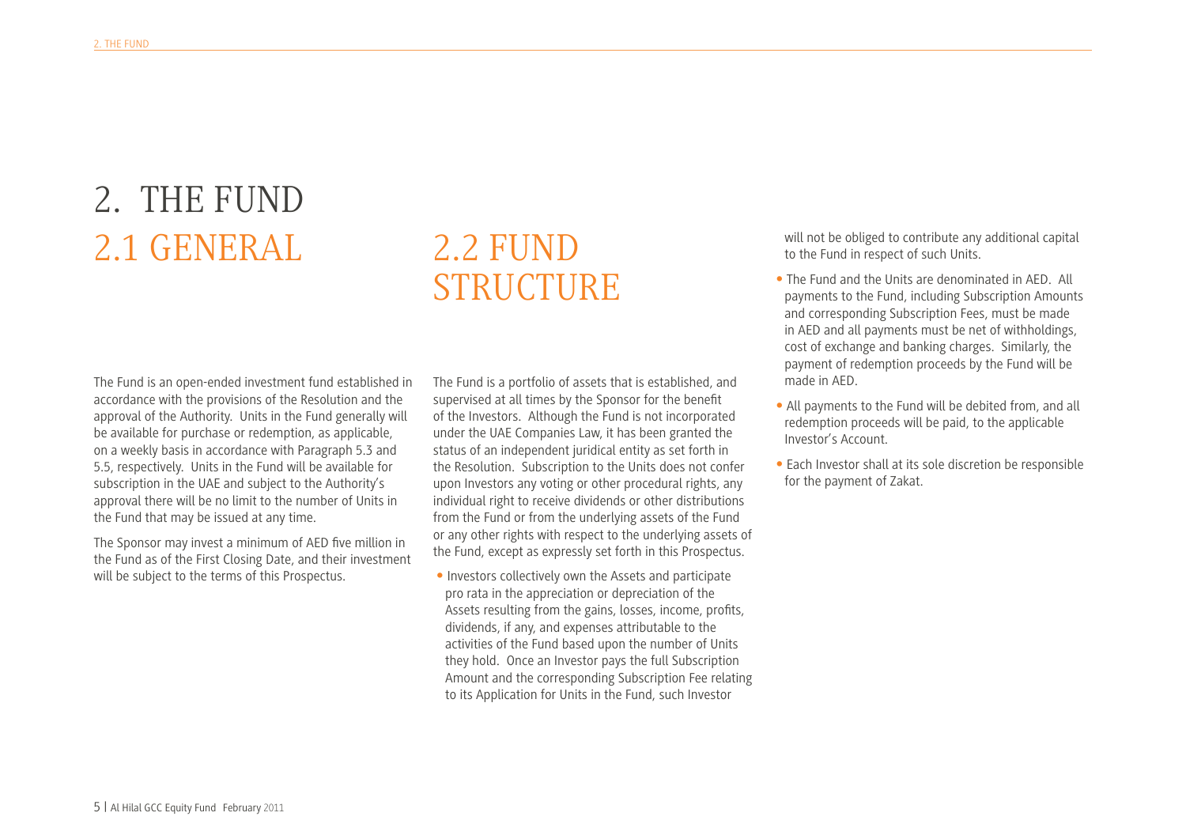# 2. THE FUND

## 2.1 GENERAL

The Fund is an open-ended investment fund established in accordance with the provisions of the Resolution and the approval of the Authority. Units in the Fund generally will be available for purchase or redemption, as applicable, on a weekly basis in accordance with Paragraph 5.3 and 5.5, respectively. Units in the Fund will be available for subscription in the UAE and subject to the Authority's approval there will be no limit to the number of Units in the Fund that may be issued at any time.

The Sponsor may invest a minimum of AED five million in the Fund as of the First Closing Date, and their investment will be subject to the terms of this Prospectus.

## 2.2 FUND STRUCTURE

The Fund is a portfolio of assets that is established, and supervised at all times by the Sponsor for the benefit of the Investors. Although the Fund is not incorporated under the UAE Companies Law, it has been granted the status of an independent juridical entity as set forth in the Resolution. Subscription to the Units does not confer upon Investors any voting or other procedural rights, any individual right to receive dividends or other distributions from the Fund or from the underlying assets of the Fund or any other rights with respect to the underlying assets of the Fund, except as expressly set forth in this Prospectus.

- Investors collectively own the Assets and participate pro rata in the appreciation or depreciation of the Assets resulting from the gains, losses, income, profits, dividends, if any, and expenses attributable to the activities of the Fund based upon the number of Units they hold. Once an Investor pays the full Subscription Amount and the corresponding Subscription Fee relating to its Application for Units in the Fund, such Investor will not be obliged to contribute any additional capital to the Fund in respect of such Units.
- The Fund and the Units are denominated in AED. All payments to the Fund, including Subscription Amounts and corresponding Subscription Fees, must be made in AED and all payments must be net of withholdings, cost of exchange and banking charges. Similarly, the payment of redemption proceeds by the Fund will be made in AED.
- All payments to the Fund will be debited from, and all redemption proceeds will be paid, to the applicable Investor's Account.
- Each Investor shall at its sole discretion be responsible for the payment of Zakat.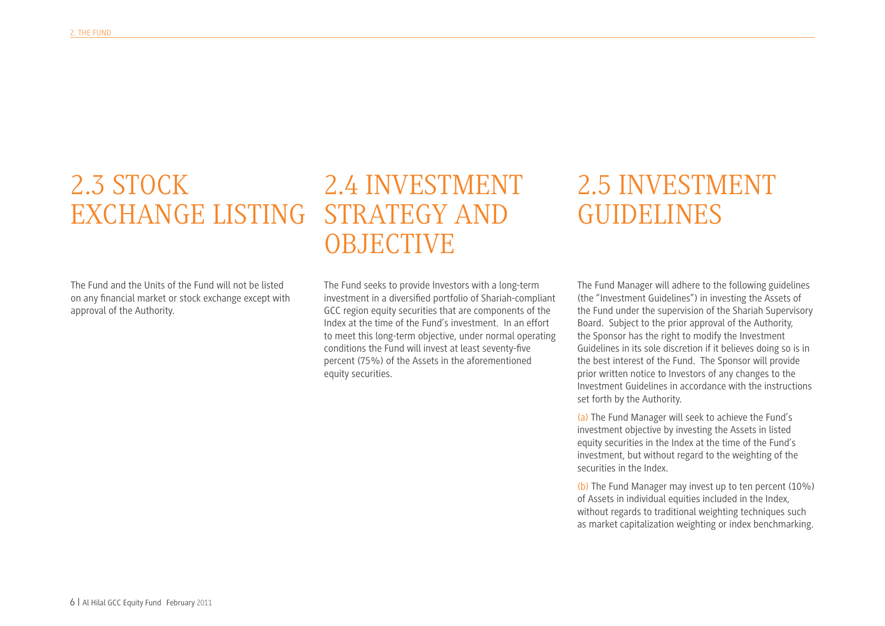## 2.3 STOCK EXCHANGE LISTING

The Fund and the Units of the Fund will not be listed on any financial market or stock exchange except with approval of the Authority.

## 2.4 INVESTMENT STRATEGY AND OBJECTIVE

The Fund seeks to provide Investors with a long-term investment in a diversified portfolio of Shariah-compliant GCC region equity securities that are components of the Index at the time of the Fund's investment. In an effort to meet this long-term objective, under normal operating conditions the Fund will invest at least seventy-five percent (75%) of the Assets in the aforementioned equity securities.

## 2.5 INVESTMENT GUIDELINES

The Fund Manager will adhere to the following guidelines (the "Investment Guidelines") in investing the Assets of the Fund under the supervision of the Shariah Supervisory Board. Subject to the prior approval of the Authority, the Sponsor has the right to modify the Investment Guidelines in its sole discretion if it believes doing so is in the best interest of the Fund. The Sponsor will provide prior written notice to Investors of any changes to the Investment Guidelines in accordance with the instructions set forth by the Authority.

(a) The Fund Manager will seek to achieve the Fund's investment objective by investing the Assets in listed equity securities in the Index at the time of the Fund's investment, but without regard to the weighting of the securities in the Index.

(b) The Fund Manager may invest up to ten percent (10%) of Assets in individual equities included in the Index, without regards to traditional weighting techniques such as market capitalization weighting or index benchmarking.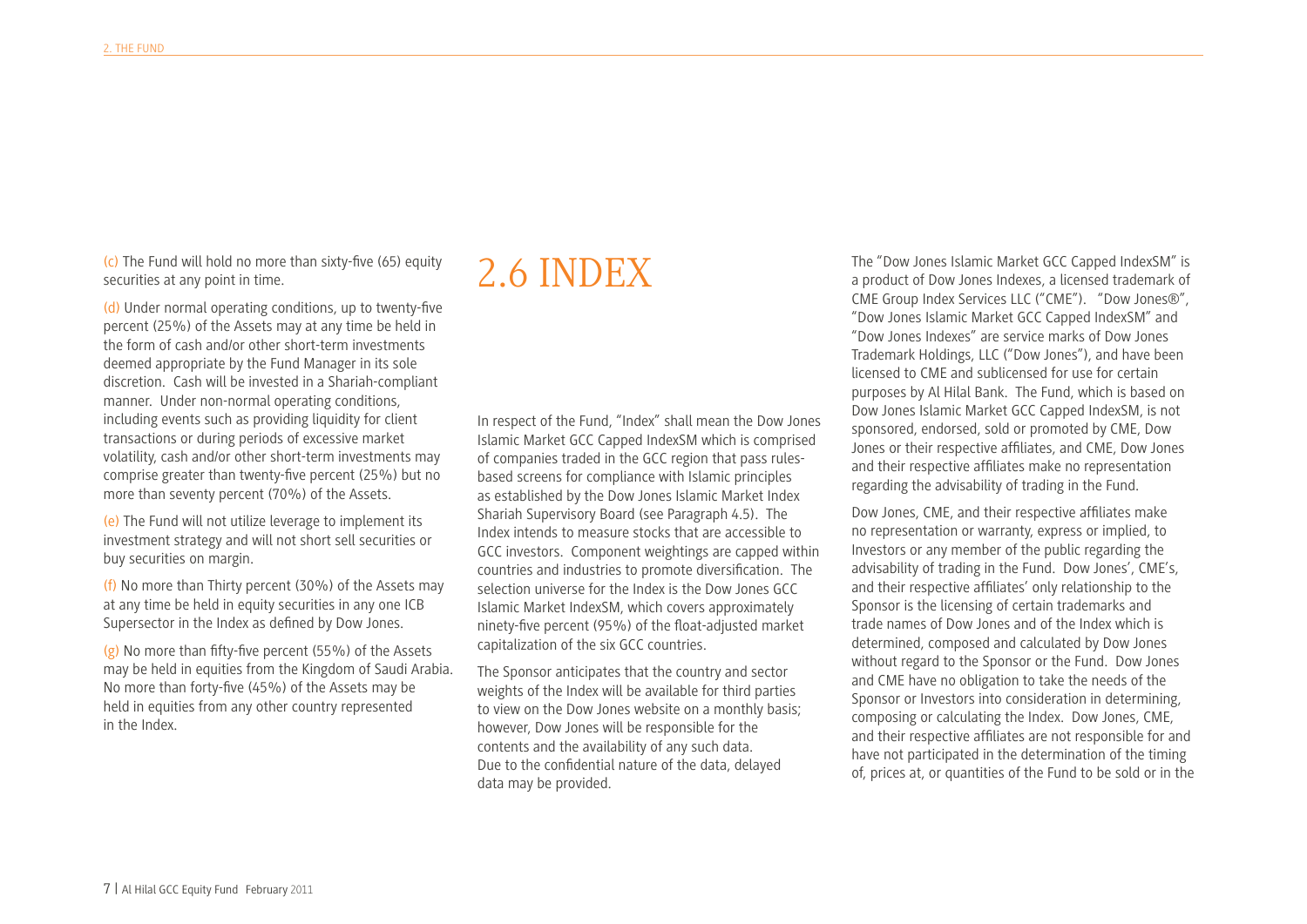(c) The Fund will hold no more than sixty-five (65) equity securities at any point in time.

(d) Under normal operating conditions, up to twenty-five percent (25%) of the Assets may at any time be held in the form of cash and/or other short-term investments deemed appropriate by the Fund Manager in its sole discretion. Cash will be invested in a Shariah-compliant manner. Under non-normal operating conditions, including events such as providing liquidity for client transactions or during periods of excessive market volatility, cash and/or other short-term investments may comprise greater than twenty-five percent (25%) but no more than seventy percent (70%) of the Assets.

(e) The Fund will not utilize leverage to implement its investment strategy and will not short sell securities or buy securities on margin.

(f) No more than Thirty percent (30%) of the Assets may at any time be held in equity securities in any one ICB Supersector in the Index as defined by Dow Jones.

(g) No more than fifty-five percent (55%) of the Assets may be held in equities from the Kingdom of Saudi Arabia. No more than forty-five (45%) of the Assets may be held in equities from any other country represented in the Index.

## 2.6 INDEX

In respect of the Fund, "Index" shall mean the Dow Jones Islamic Market GCC Capped IndexSM which is comprised of companies traded in the GCC region that pass rules-based screens for compliance with Islamic principles as established by the Dow Jones Islamic Market Index Shariah Supervisory Board (see Paragraph 4.5). The Index intends to measure stocks that are accessible to GCC investors. Component weightings are capped within countries and industries to promote diversification. The selection universe for the Index is the Dow Jones GCC Islamic Market IndexSM, which covers approximately ninety-five percent (95%) of the float-adjusted market capitalization of the six GCC countries.

The Sponsor anticipates that the country and sector weights of the Index will be available for third parties to view on the Dow Jones website on a monthly basis; however, Dow Jones will be responsible for the contents and the availability of any such data. Due to the confidential nature of the data, delayed data may be provided.

The "Dow Jones Islamic Market GCC Capped IndexSM" is a product of Dow Jones Indexes, a licensed trademark of CME Group Index Services LLC ("CME"). "Dow Jones®", "Dow Jones Islamic Market GCC Capped IndexSM" and "Dow Jones Indexes" are service marks of Dow Jones Trademark Holdings, LLC ("Dow Jones"), and have been licensed to CME and sublicensed for use for certain purposes by Al Hilal Bank. The Fund, which is based on Dow Jones Islamic Market GCC Capped IndexSM, is not sponsored, endorsed, sold or promoted by CME, Dow Jones or their respective affiliates, and CME, Dow Jones and their respective affiliates make no representation regarding the advisability of trading in the Fund.

Dow Jones, CME, and their respective affiliates make no representation or warranty, express or implied, to Investors or any member of the public regarding the advisability of trading in the Fund. Dow Jones', CME's, and their respective affiliates' only relationship to the Sponsor is the licensing of certain trademarks and trade names of Dow Jones and of the Index which is determined, composed and calculated by Dow Jones without regard to the Sponsor or the Fund. Dow Jones and CME have no obligation to take the needs of the Sponsor or Investors into consideration in determining, composing or calculating the Index. Dow Jones, CME, and their respective affiliates are not responsible for and have not participated in the determination of the timing of, prices at, or quantities of the Fund to be sold or in the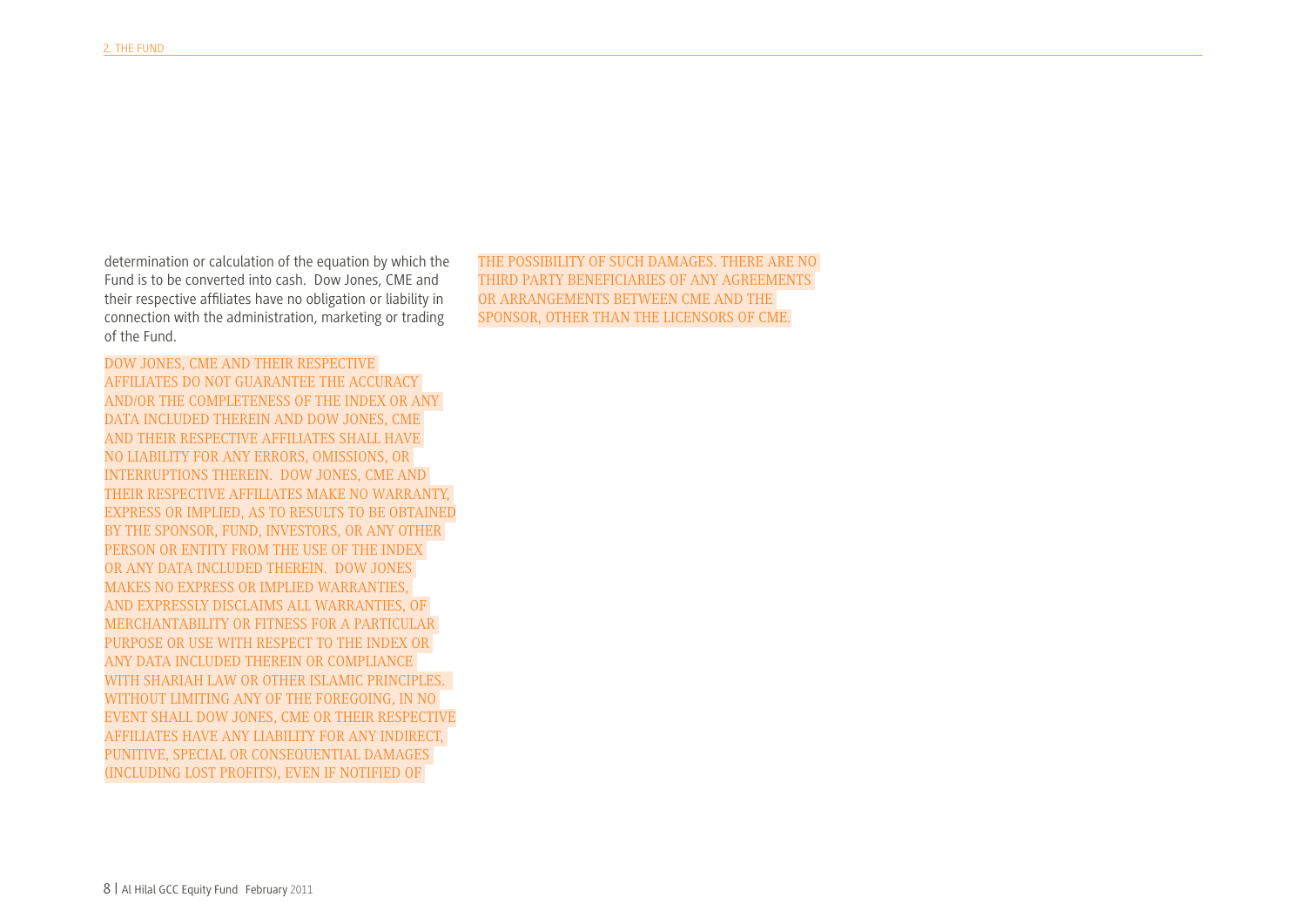determination or calculation of the equation by which the Fund is to be converted into cash. Dow Jones, CME and their respective affiliates have no obligation or liability in connection with the administration, marketing or trading of the Fund.

DOW JONES, CME AND THEIR RESPECTIVE AFFILIATES DO NOT GUARANTEE THE ACCURACY AND/OR THE COMPLETENESS OF THE INDEX OR ANY DATA INCLUDED THEREIN AND DOW JONES, CME AND THEIR RESPECTIVE AFFILIATES SHALL HAVE NO LIABILITY FOR ANY ERRORS, OMISSIONS, OR INTERRUPTIONS THEREIN. DOW JONES, CME AND THEIR RESPECTIVE AFFILIATES MAKE NO WARRANTY, EXPRESS OR IMPLIED, AS TO RESULTS TO BE OBTAINED BY THE SPONSOR, FUND, INVESTORS, OR ANY OTHER PERSON OR ENTITY FROM THE USE OF THE INDEX OR ANY DATA INCLUDED THEREIN. DOW JONES MAKES NO EXPRESS OR IMPLIED WARRANTIES, AND EXPRESSLY DISCLAIMS ALL WARRANTIES, OF MERCHANTABILITY OR FITNESS FOR A PARTICULAR PURPOSE OR USE WITH RESPECT TO THE INDEX OR ANY DATA INCLUDED THEREIN OR COMPLIANCE WITH SHARIAH LAW OR OTHER ISLAMIC PRINCIPLES. WITHOUT LIMITING ANY OF THE FOREGOING, IN NO EVENT SHALL DOW JONES, CME OR THEIR RESPECTIVE AFFILIATES HAVE ANY LIABILITY FOR ANY INDIRECT, PUNITIVE, SPECIAL OR CONSEQUENTIAL DAMAGES (INCLUDING LOST PROFITS), EVEN IF NOTIFIED OF THE POSSIBILITY OF SUCH DAMAGES. THERE ARE NO THIRD PARTY BENEFICIARIES OF ANY AGREEMENTS OR ARRANGEMENTS BETWEEN CME AND THE SPONSOR, OTHER THAN THE LICENSORS OF CME.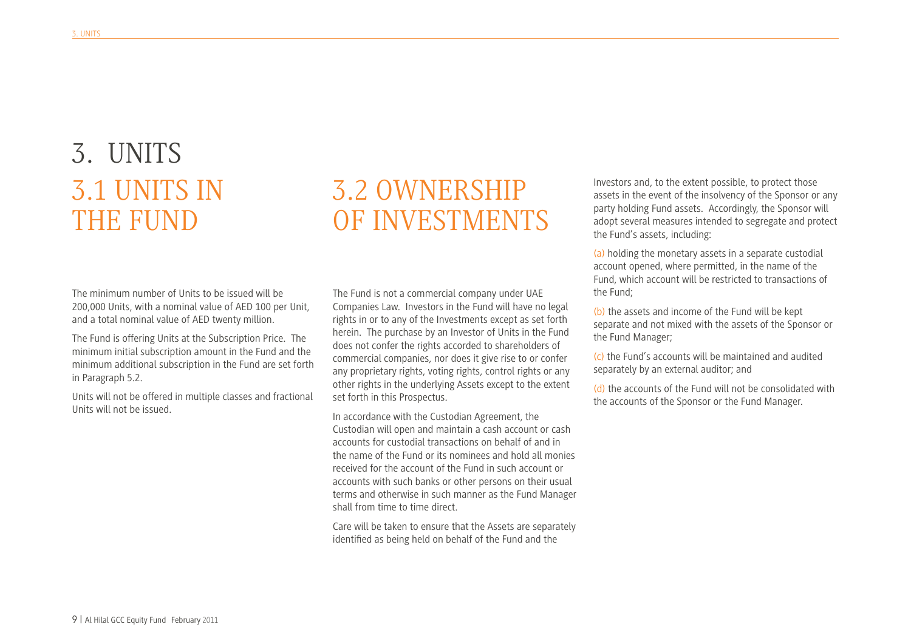# 3. UNITS

## 3.1 UNITS IN THE FUND

The minimum number of Units to be issued will be 200,000 Units, with a nominal value of AED 100 per Unit, and a total nominal value of AED twenty million.

The Fund is offering Units at the Subscription Price. The minimum initial subscription amount in the Fund and the minimum additional subscription in the Fund are set forth in Paragraph 5.2.

Units will not be offered in multiple classes and fractional Units will not be issued.

## 3.2 OWNERSHIP OF INVESTMENTS

The Fund is not a commercial company under UAE Companies Law. Investors in the Fund will have no legal rights in or to any of the Investments except as set forth herein. The purchase by an Investor of Units in the Fund does not confer the rights accorded to shareholders of commercial companies, nor does it give rise to or confer any proprietary rights, voting rights, control rights or any other rights in the underlying Assets except to the extent set forth in this Prospectus.

In accordance with the Custodian Agreement, the Custodian will open and maintain a cash account or cash accounts for custodial transactions on behalf of and in the name of the Fund or its nominees and hold all monies received for the account of the Fund in such account or accounts with such banks or other persons on their usual terms and otherwise in such manner as the Fund Manager shall from time to time direct.

Care will be taken to ensure that the Assets are separately identified as being held on behalf of the Fund and the Investors and, to the extent possible, to protect those assets in the event of the insolvency of the Sponsor or any party holding Fund assets. Accordingly, the Sponsor will adopt several measures intended to segregate and protect the Fund's assets, including:

(a) holding the monetary assets in a separate custodial account opened, where permitted, in the name of the Fund, which account will be restricted to transactions of the Fund;

(b) the assets and income of the Fund will be kept separate and not mixed with the assets of the Sponsor or the Fund Manager;

(c) the Fund's accounts will be maintained and audited separately by an external auditor; and

(d) the accounts of the Fund will not be consolidated with the accounts of the Sponsor or the Fund Manager.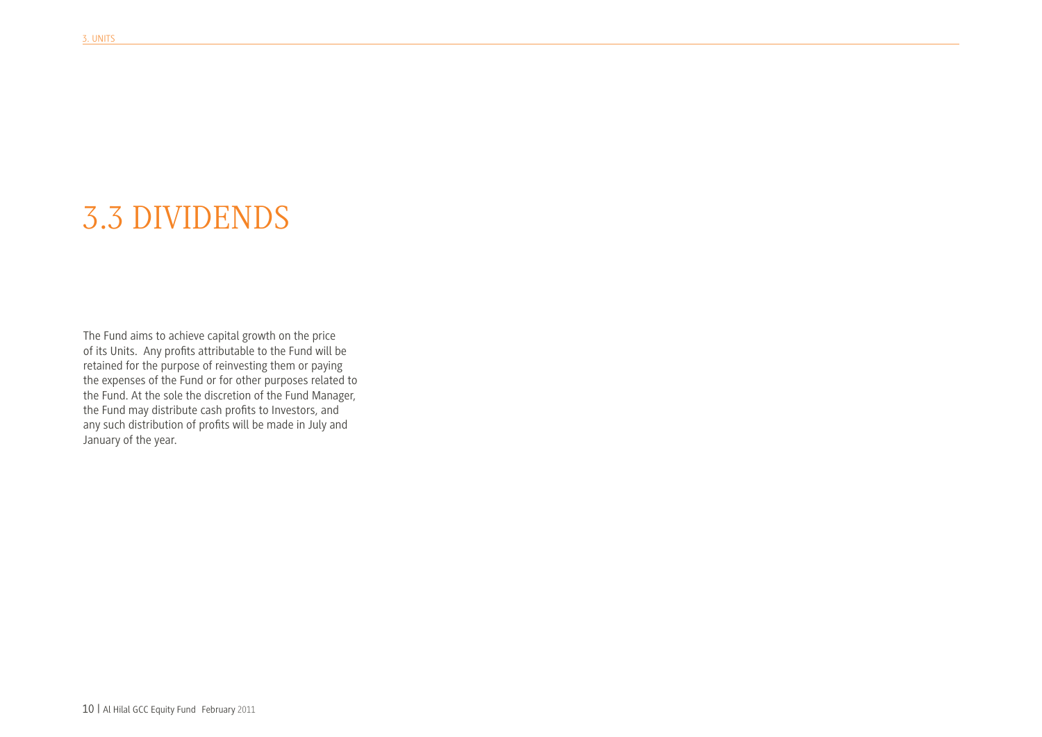# 3.3 DIVIDENDS

The Fund aims to achieve capital growth on the price of its Units. Any profits attributable to the Fund will be retained for the purpose of reinvesting them or paying the expenses of the Fund or for other purposes related to the Fund. At the sole the discretion of the Fund Manager, the Fund may distribute cash profits to Investors, and any such distribution of profits will be made in July and January of the year.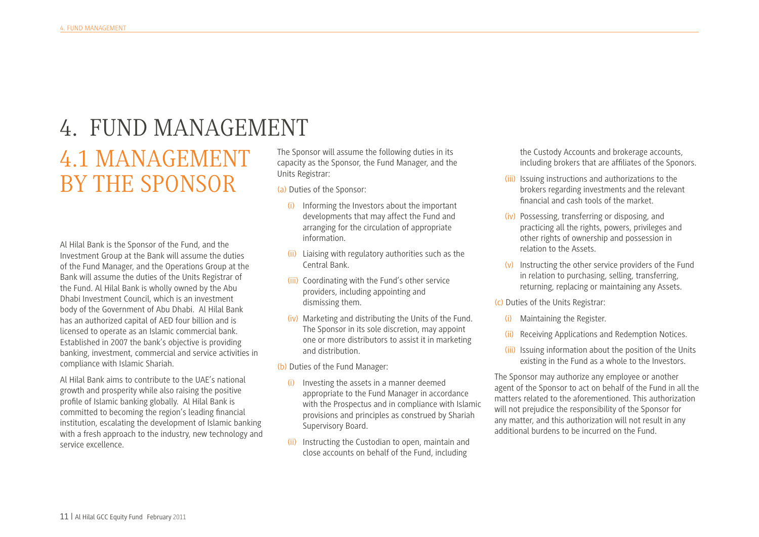# 4. FUND MANAGEMENT

## 4.1 MANAGEMENT BY THE SPONSOR

Al Hilal Bank is the Sponsor of the Fund, and the Investment Group at the Bank will assume the duties of the Fund Manager, and the Operations Group at the Bank will assume the duties of the Units Registrar of the Fund. Al Hilal Bank is wholly owned by the Abu Dhabi Investment Council, which is an investment body of the Government of Abu Dhabi. Al Hilal Bank has an authorized capital of AED four billion and is licensed to operate as an Islamic commercial bank. Established in 2007 the bank's objective is providing banking, investment, commercial and service activities in compliance with Islamic Shariah.

Al Hilal Bank aims to contribute to the UAE's national growth and prosperity while also raising the positive profile of Islamic banking globally. Al Hilal Bank is committed to becoming the region's leading financial institution, escalating the development of Islamic banking with a fresh approach to the industry, new technology and service excellence.

The Sponsor will assume the following duties in its capacity as the Sponsor, the Fund Manager, and the Units Registrar:

(a) Duties of the Sponsor:

- (i) Informing the Investors about the important developments that may affect the Fund and arranging for the circulation of appropriate information.
- (ii) Liaising with regulatory authorities such as the Central Bank.
- (iii) Coordinating with the Fund's other service providers, including appointing and dismissing them.
- (iv) Marketing and distributing the Units of the Fund. The Sponsor in its sole discretion, may appoint one or more distributors to assist it in marketing and distribution.

(b) Duties of the Fund Manager:

- (i) Investing the assets in a manner deemed appropriate to the Fund Manager in accordance with the Prospectus and in compliance with Islamic provisions and principles as construed by Shariah Supervisory Board.
- (ii) Instructing the Custodian to open, maintain and close accounts on behalf of the Fund, including the Custody Accounts and brokerage accounts, including brokers that are affiliates of the Sponors.
- (iii) Issuing instructions and authorizations to the brokers regarding investments and the relevant financial and cash tools of the market.
- (iv) Possessing, transferring or disposing, and practicing all the rights, powers, privileges and other rights of ownership and possession in relation to the Assets.
- (v) Instructing the other service providers of the Fund in relation to purchasing, selling, transferring, returning, replacing or maintaining any Assets.

(c) Duties of the Units Registrar:

- (i) Maintaining the Register.
- (ii) Receiving Applications and Redemption Notices.
- (iii) Issuing information about the position of the Units existing in the Fund as a whole to the Investors.

The Sponsor may authorize any employee or another agent of the Sponsor to act on behalf of the Fund in all the matters related to the aforementioned. This authorization will not prejudice the responsibility of the Sponsor for any matter, and this authorization will not result in any additional burdens to be incurred on the Fund.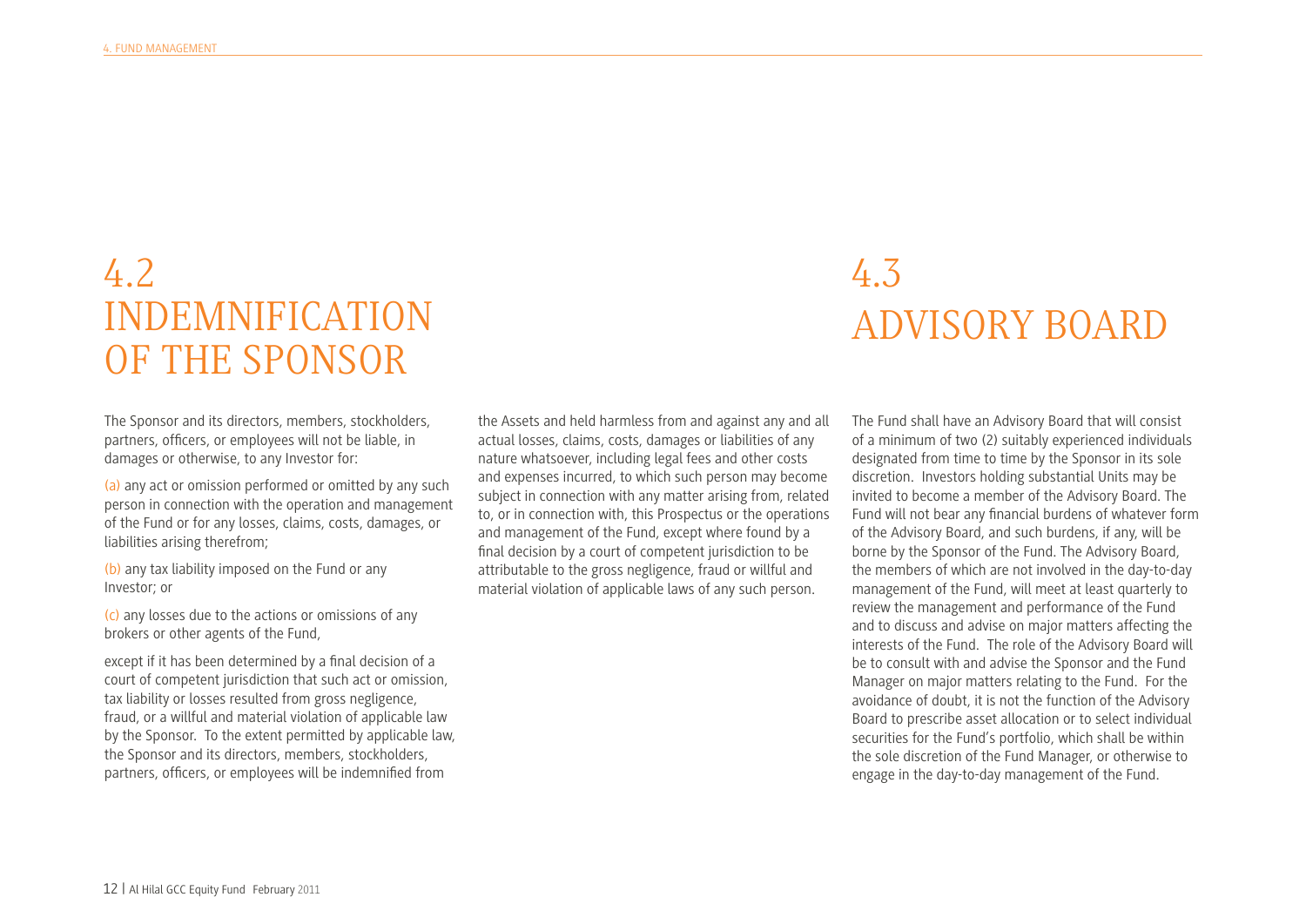## 4.2 INDEMNIFICATION OF THE SPONSOR

The Sponsor and its directors, members, stockholders, partners, officers, or employees will not be liable, in damages or otherwise, to any Investor for:

(a) any act or omission performed or omitted by any such person in connection with the operation and management of the Fund or for any losses, claims, costs, damages, or liabilities arising therefrom;

(b) any tax liability imposed on the Fund or any Investor; or

(c) any losses due to the actions or omissions of any brokers or other agents of the Fund,

except if it has been determined by a final decision of a court of competent jurisdiction that such act or omission, tax liability or losses resulted from gross negligence, fraud, or a willful and material violation of applicable law by the Sponsor. To the extent permitted by applicable law, the Sponsor and its directors, members, stockholders, partners, officers, or employees will be indemnified from the Assets and held harmless from and against any and all actual losses, claims, costs, damages or liabilities of any nature whatsoever, including legal fees and other costs and expenses incurred, to which such person may become subject in connection with any matter arising from, related to, or in connection with, this Prospectus or the operations and management of the Fund, except where found by a final decision by a court of competent jurisdiction to be attributable to the gross negligence, fraud or willful and material violation of applicable laws of any such person.

## 4.3 ADVISORY BOARD

The Fund shall have an Advisory Board that will consist of a minimum of two (2) suitably experienced individuals designated from time to time by the Sponsor in its sole discretion. Investors holding substantial Units may be invited to become a member of the Advisory Board. The Fund will not bear any financial burdens of whatever form of the Advisory Board, and such burdens, if any, will be borne by the Sponsor of the Fund. The Advisory Board, the members of which are not involved in the day-to-day management of the Fund, will meet at least quarterly to review the management and performance of the Fund and to discuss and advise on major matters affecting the interests of the Fund. The role of the Advisory Board will be to consult with and advise the Sponsor and the Fund Manager on major matters relating to the Fund. For the avoidance of doubt, it is not the function of the Advisory Board to prescribe asset allocation or to select individual securities for the Fund's portfolio, which shall be within the sole discretion of the Fund Manager, or otherwise to engage in the day-to-day management of the Fund.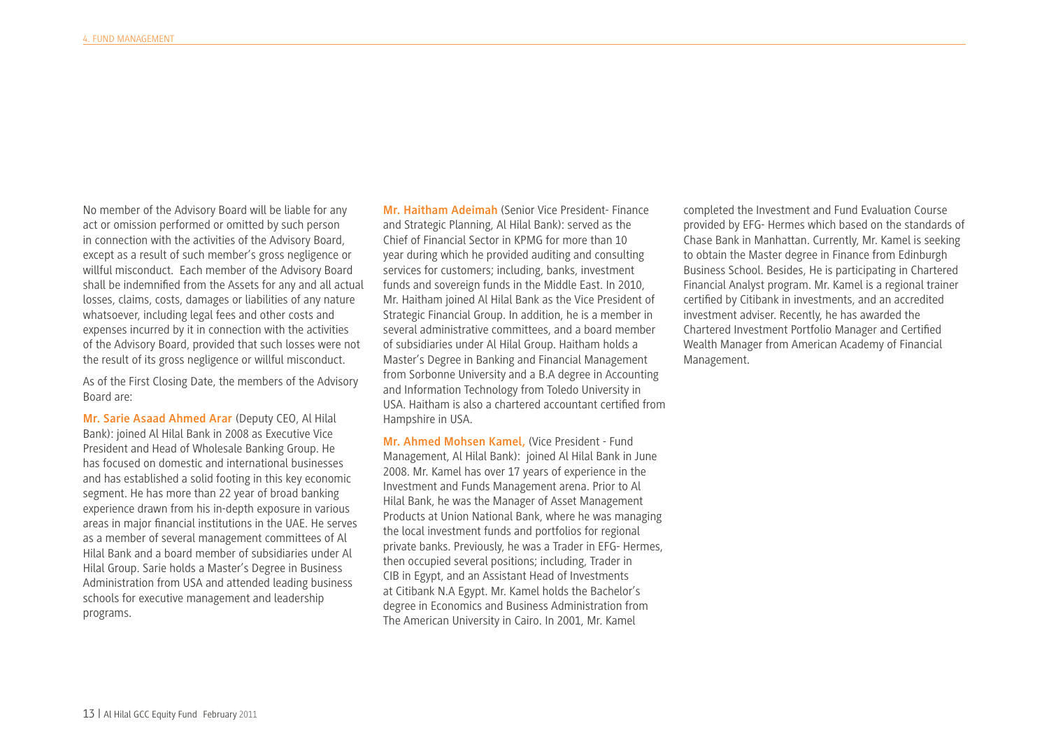No member of the Advisory Board will be liable for any act or omission performed or omitted by such person in connection with the activities of the Advisory Board, except as a result of such member's gross negligence or willful misconduct. Each member of the Advisory Board shall be indemnified from the Assets for any and all actual losses, claims, costs, damages or liabilities of any nature whatsoever, including legal fees and other costs and expenses incurred by it in connection with the activities of the Advisory Board, provided that such losses were not the result of its gross negligence or willful misconduct.

As of the First Closing Date, the members of the Advisory Board are:

**Mr. Sarie Asaad Ahmed Arar** (Deputy CEO, Al Hilal Bank): joined Al Hilal Bank in 2008 as Executive Vice President and Head of Wholesale Banking Group. He has focused on domestic and international businesses and has established a solid footing in this key economic segment. He has more than 22 year of broad banking experience drawn from his in-depth exposure in various areas in major financial institutions in the UAE. He serves as a member of several management committees of Al Hilal Bank and a board member of subsidiaries under Al Hilal Group. Sarie holds a Master's Degree in Business Administration from USA and attended leading business schools for executive management and leadership programs.

**Mr. Haitham Adeimah** (Senior Vice President- Finance and Strategic Planning, Al Hilal Bank): served as the Chief of Financial Sector in KPMG for more than 10 year during which he provided auditing and consulting services for customers; including, banks, investment funds and sovereign funds in the Middle East. In 2010, Mr. Haitham joined Al Hilal Bank as the Vice President of Strategic Financial Group. In addition, he is a member in several administrative committees, and a board member of subsidiaries under Al Hilal Group. Haitham holds a Master's Degree in Banking and Financial Management from Sorbonne University and a B.A degree in Accounting and Information Technology from Toledo University in USA. Haitham is also a chartered accountant certified from Hampshire in USA.

**Mr. Ahmed Mohsen Kamel,** (Vice President - Fund Management, Al Hilal Bank): joined Al Hilal Bank in June 2008. Mr. Kamel has over 17 years of experience in the Investment and Funds Management arena. Prior to Al Hilal Bank, he was the Manager of Asset Management Products at Union National Bank, where he was managing the local investment funds and portfolios for regional private banks. Previously, he was a Trader in EFG- Hermes, then occupied several positions; including, Trader in CIB in Egypt, and an Assistant Head of Investments at Citibank N.A Egypt. Mr. Kamel holds the Bachelor's degree in Economics and Business Administration from The American University in Cairo. In 2001, Mr. Kamel completed the Investment and Fund Evaluation Course provided by EFG- Hermes which based on the standards of Chase Bank in Manhattan. Currently, Mr. Kamel is seeking to obtain the Master degree in Finance from Edinburgh Business School. Besides, He is participating in Chartered Financial Analyst program. Mr. Kamel is a regional trainer certified by Citibank in investments, and an accredited investment adviser. Recently, he has awarded the Chartered Investment Portfolio Manager and Certified Wealth Manager from American Academy of Financial Management.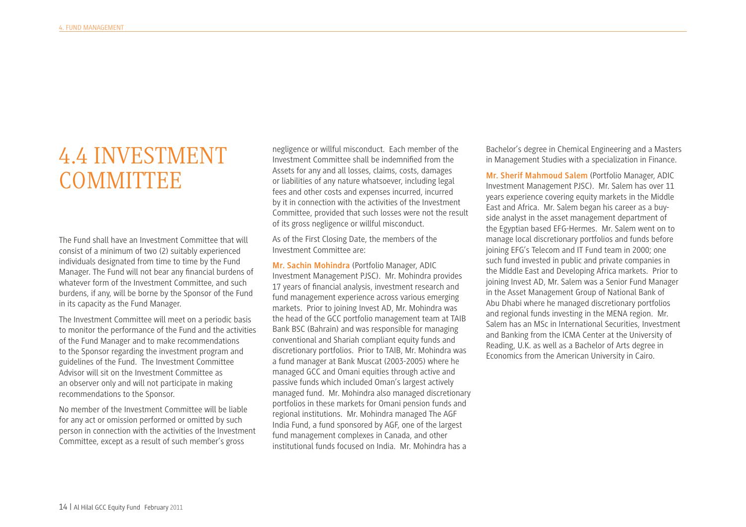## 4.4 INVESTMENT COMMITTEE

The Fund shall have an Investment Committee that will consist of a minimum of two (2) suitably experienced individuals designated from time to time by the Fund Manager. The Fund will not bear any financial burdens of whatever form of the Investment Committee, and such burdens, if any, will be borne by the Sponsor of the Fund in its capacity as the Fund Manager.

The Investment Committee will meet on a periodic basis to monitor the performance of the Fund and the activities of the Fund Manager and to make recommendations to the Sponsor regarding the investment program and guidelines of the Fund. The Investment Committee Advisor will sit on the Investment Committee as an observer only and will not participate in making recommendations to the Sponsor.

No member of the Investment Committee will be liable for any act or omission performed or omitted by such person in connection with the activities of the Investment Committee, except as a result of such member's gross negligence or willful misconduct. Each member of the Investment Committee shall be indemnified from the Assets for any and all losses, claims, costs, damages or liabilities of any nature whatsoever, including legal fees and other costs and expenses incurred, incurred by it in connection with the activities of the Investment Committee, provided that such losses were not the result of its gross negligence or willful misconduct.

As of the First Closing Date, the members of the Investment Committee are:

**Mr. Sachin Mohindra** (Portfolio Manager, ADIC Investment Management PJSC). Mr. Mohindra provides 17 years of financial analysis, investment research and fund management experience across various emerging markets. Prior to joining Invest AD, Mr. Mohindra was the head of the GCC portfolio management team at TAIB Bank BSC (Bahrain) and was responsible for managing conventional and Shariah compliant equity funds and discretionary portfolios. Prior to TAIB, Mr. Mohindra was a fund manager at Bank Muscat (2003-2005) where he managed GCC and Omani equities through active and passive funds which included Oman's largest actively managed fund. Mr. Mohindra also managed discretionary portfolios in these markets for Omani pension funds and regional institutions. Mr. Mohindra managed The AGF India Fund, a fund sponsored by AGF, one of the largest fund management complexes in Canada, and other institutional funds focused on India. Mr. Mohindra has a Bachelor's degree in Chemical Engineering and a Masters in Management Studies with a specialization in Finance.

**Mr. Sherif Mahmoud Salem** (Portfolio Manager, ADIC Investment Management PJSC). Mr. Salem has over 11 years experience covering equity markets in the Middle East and Africa. Mr. Salem began his career as a buy-side analyst in the asset management department of the Egyptian based EFG-Hermes. Mr. Salem went on to manage local discretionary portfolios and funds before joining EFG's Telecom and IT Fund team in 2000; one such fund invested in public and private companies in the Middle East and Developing Africa markets. Prior to joining Invest AD, Mr. Salem was a Senior Fund Manager in the Asset Management Group of National Bank of Abu Dhabi where he managed discretionary portfolios and regional funds investing in the MENA region. Mr. Salem has an MSc in International Securities, Investment and Banking from the ICMA Center at the University of Reading, U.K. as well as a Bachelor of Arts degree in Economics from the American University in Cairo.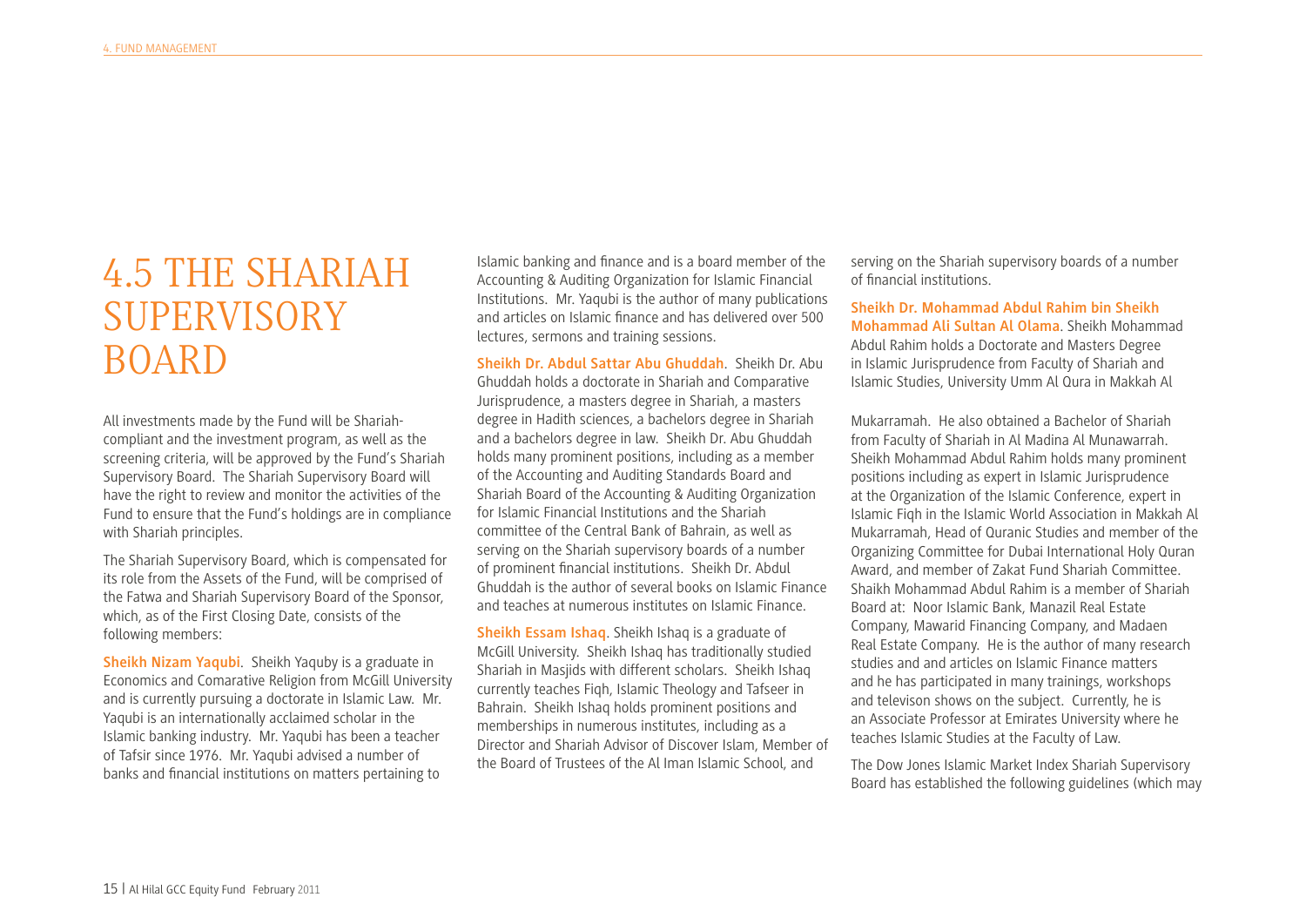# 4.5 THE SHARIAH SUPERVISORY BOARD

All investments made by the Fund will be Shariah-compliant and the investment program, as well as the screening criteria, will be approved by the Fund's Shariah Supervisory Board. The Shariah Supervisory Board will have the right to review and monitor the activities of the Fund to ensure that the Fund's holdings are in compliance with Shariah principles.

The Shariah Supervisory Board, which is compensated for its role from the Assets of the Fund, will be comprised of the Fatwa and Shariah Supervisory Board of the Sponsor, which, as of the First Closing Date, consists of the following members:

**Sheikh Nizam Yaqubi**. Sheikh Yaquby is a graduate in Economics and Comarative Religion from McGill University and is currently pursuing a doctorate in Islamic Law. Mr. Yaqubi is an internationally acclaimed scholar in the Islamic banking industry. Mr. Yaqubi has been a teacher of Tafsir since 1976. Mr. Yaqubi advised a number of banks and financial institutions on matters pertaining to Islamic banking and finance and is a board member of the Accounting & Auditing Organization for Islamic Financial Institutions. Mr. Yaqubi is the author of many publications and articles on Islamic finance and has delivered over 500 lectures, sermons and training sessions.

**Sheikh Dr. Abdul Sattar Abu Ghuddah**. Sheikh Dr. Abu Ghuddah holds a doctorate in Shariah and Comparative Jurisprudence, a masters degree in Shariah, a masters degree in Hadith sciences, a bachelors degree in Shariah and a bachelors degree in law. Sheikh Dr. Abu Ghuddah holds many prominent positions, including as a member of the Accounting and Auditing Standards Board and Shariah Board of the Accounting & Auditing Organization for Islamic Financial Institutions and the Shariah committee of the Central Bank of Bahrain, as well as serving on the Shariah supervisory boards of a number of prominent financial institutions. Sheikh Dr. Abdul Ghuddah is the author of several books on Islamic Finance and teaches at numerous institutes on Islamic Finance.

**Sheikh Essam Ishaq**. Sheikh Ishaq is a graduate of McGill University. Sheikh Ishaq has traditionally studied Shariah in Masjids with different scholars. Sheikh Ishaq currently teaches Fiqh, Islamic Theology and Tafseer in Bahrain. Sheikh Ishaq holds prominent positions and memberships in numerous institutes, including as a Director and Shariah Advisor of Discover Islam, Member of the Board of Trustees of the Al Iman Islamic School, and serving on the Shariah supervisory boards of a number of financial institutions.

**Sheikh Dr. Mohammad Abdul Rahim bin Sheikh Mohammad Ali Sultan Al Olama**. Sheikh Mohammad Abdul Rahim holds a Doctorate and Masters Degree in Islamic Jurisprudence from Faculty of Shariah and Islamic Studies, University Umm Al Qura in Makkah Al Mukarramah. He also obtained a Bachelor of Shariah from Faculty of Shariah in Al Madina Al Munawarrah. Sheikh Mohammad Abdul Rahim holds many prominent positions including as expert in Islamic Jurisprudence at the Organization of the Islamic Conference, expert in Islamic Fiqh in the Islamic World Association in Makkah Al Mukarramah, Head of Quranic Studies and member of the Organizing Committee for Dubai International Holy Quran Award, and member of Zakat Fund Shariah Committee. Shaikh Mohammad Abdul Rahim is a member of Shariah Board at: Noor Islamic Bank, Manazil Real Estate Company, Mawarid Financing Company, and Madaen Real Estate Company. He is the author of many research studies and and articles on Islamic Finance matters and he has participated in many trainings, workshops and televison shows on the subject. Currently, he is an Associate Professor at Emirates University where he teaches Islamic Studies at the Faculty of Law.

The Dow Jones Islamic Market Index Shariah Supervisory Board has established the following guidelines (which may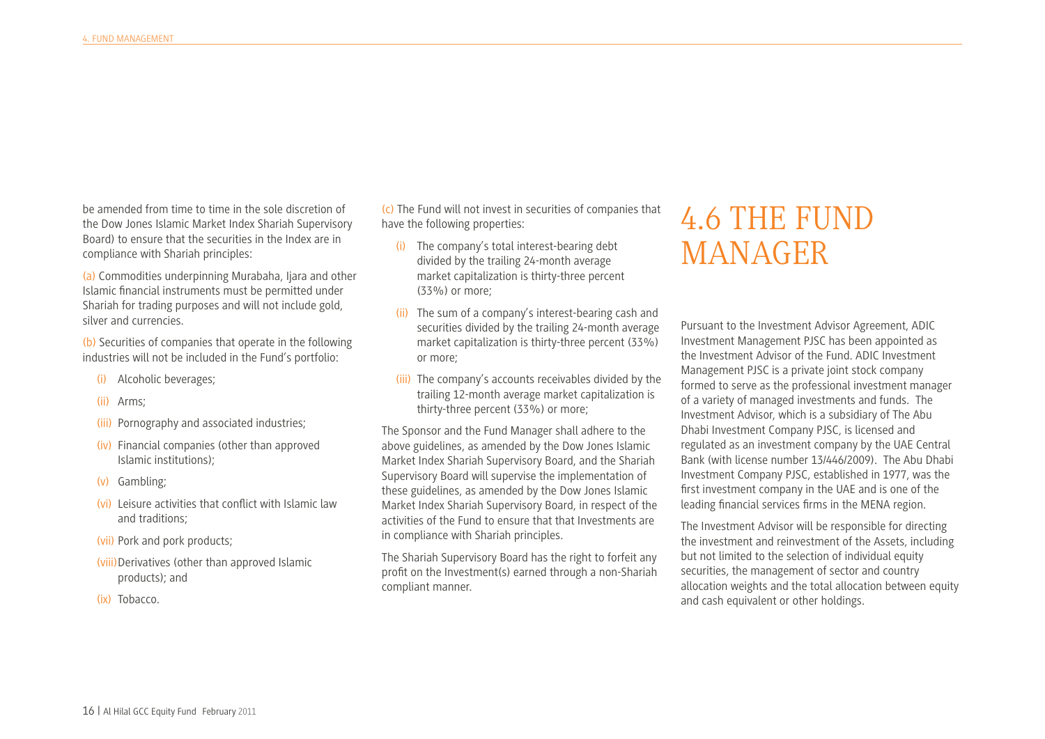be amended from time to time in the sole discretion of the Dow Jones Islamic Market Index Shariah Supervisory Board) to ensure that the securities in the Index are in compliance with Shariah principles:

(a) Commodities underpinning Murabaha, Ijara and other Islamic financial instruments must be permitted under Shariah for trading purposes and will not include gold, silver and currencies.

(b) Securities of companies that operate in the following industries will not be included in the Fund's portfolio:

- (i) Alcoholic beverages;
- (ii) Arms;
- (iii) Pornography and associated industries;
- (iv) Financial companies (other than approved Islamic institutions);
- (v) Gambling;
- (vi) Leisure activities that conflict with Islamic law and traditions;
- (vii) Pork and pork products;
- (viii) Derivatives (other than approved Islamic products); and
- (ix) Tobacco.

(c) The Fund will not invest in securities of companies that have the following properties:

- (i) The company's total interest-bearing debt divided by the trailing 24-month average market capitalization is thirty-three percent (33%) or more;
- (ii) The sum of a company's interest-bearing cash and securities divided by the trailing 24-month average market capitalization is thirty-three percent (33%) or more;
- (iii) The company's accounts receivables divided by the trailing 12-month average market capitalization is thirty-three percent (33%) or more;

The Sponsor and the Fund Manager shall adhere to the above guidelines, as amended by the Dow Jones Islamic Market Index Shariah Supervisory Board, and the Shariah Supervisory Board will supervise the implementation of these guidelines, as amended by the Dow Jones Islamic Market Index Shariah Supervisory Board, in respect of the activities of the Fund to ensure that that Investments are in compliance with Shariah principles.

The Shariah Supervisory Board has the right to forfeit any profit on the Investment(s) earned through a non-Shariah compliant manner.

## 4.6 THE FUND MANAGER

Pursuant to the Investment Advisor Agreement, ADIC Investment Management PJSC has been appointed as the Investment Advisor of the Fund. ADIC Investment Management PJSC is a private joint stock company formed to serve as the professional investment manager of a variety of managed investments and funds. The Investment Advisor, which is a subsidiary of The Abu Dhabi Investment Company PJSC, is licensed and regulated as an investment company by the UAE Central Bank (with license number 13/446/2009). The Abu Dhabi Investment Company PJSC, established in 1977, was the first investment company in the UAE and is one of the leading financial services firms in the MENA region.

The Investment Advisor will be responsible for directing the investment and reinvestment of the Assets, including but not limited to the selection of individual equity securities, the management of sector and country allocation weights and the total allocation between equity and cash equivalent or other holdings.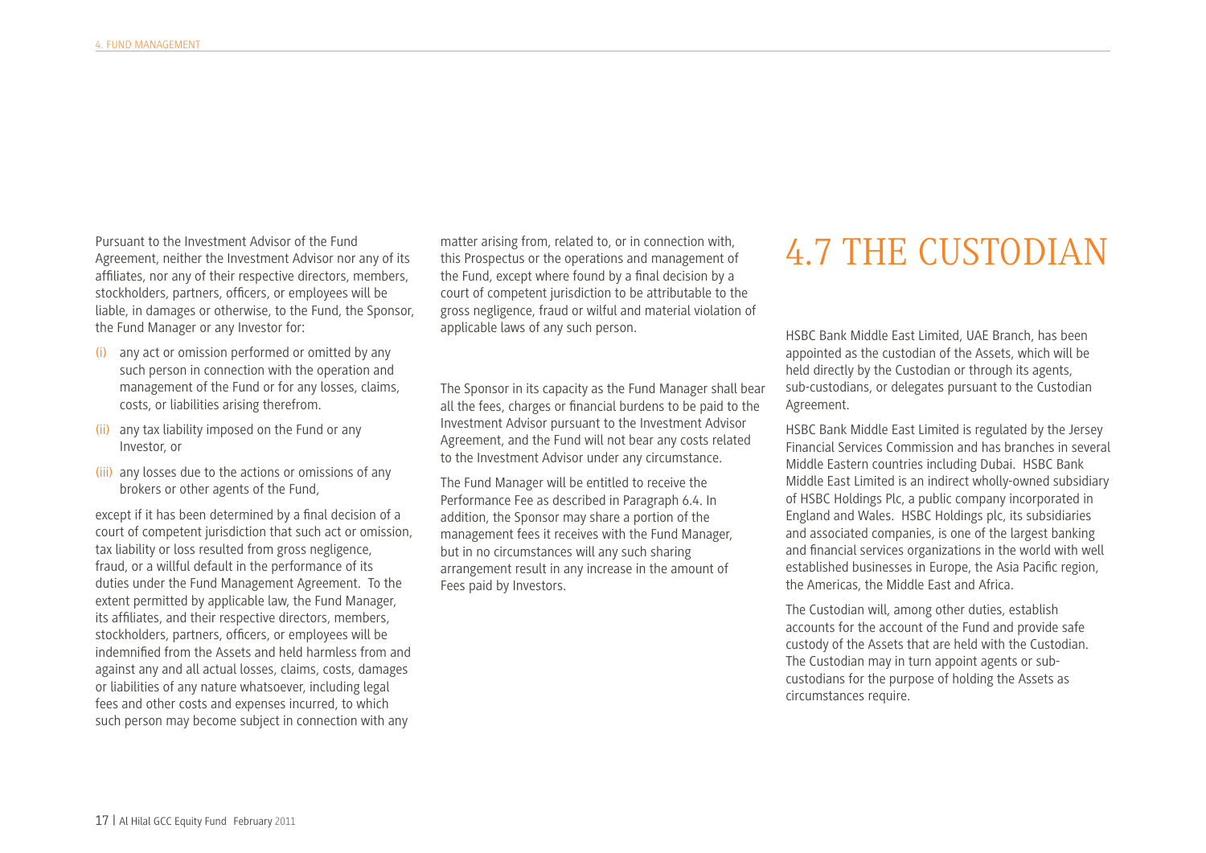Pursuant to the Investment Advisor of the Fund Agreement, neither the Investment Advisor nor any of its affiliates, nor any of their respective directors, members, stockholders, partners, officers, or employees will be liable, in damages or otherwise, to the Fund, the Sponsor, the Fund Manager or any Investor for:

(i) any act or omission performed or omitted by any such person in connection with the operation and management of the Fund or for any losses, claims, costs, or liabilities arising therefrom.

(ii) any tax liability imposed on the Fund or any Investor, or

(iii) any losses due to the actions or omissions of any brokers or other agents of the Fund,

except if it has been determined by a final decision of a court of competent jurisdiction that such act or omission, tax liability or loss resulted from gross negligence, fraud, or a willful default in the performance of its duties under the Fund Management Agreement. To the extent permitted by applicable law, the Fund Manager, its affiliates, and their respective directors, members, stockholders, partners, officers, or employees will be indemnified from the Assets and held harmless from and against any and all actual losses, claims, costs, damages or liabilities of any nature whatsoever, including legal fees and other costs and expenses incurred, to which such person may become subject in connection with any matter arising from, related to, or in connection with, this Prospectus or the operations and management of the Fund, except where found by a final decision by a court of competent jurisdiction to be attributable to the gross negligence, fraud or wilful and material violation of applicable laws of any such person.

The Sponsor in its capacity as the Fund Manager shall bear all the fees, charges or financial burdens to be paid to the Investment Advisor pursuant to the Investment Advisor Agreement, and the Fund will not bear any costs related to the Investment Advisor under any circumstance.

The Fund Manager will be entitled to receive the Performance Fee as described in Paragraph 6.4. In addition, the Sponsor may share a portion of the management fees it receives with the Fund Manager, but in no circumstances will any such sharing arrangement result in any increase in the amount of Fees paid by Investors.

# 4.7 THE CUSTODIAN

HSBC Bank Middle East Limited, UAE Branch, has been appointed as the custodian of the Assets, which will be held directly by the Custodian or through its agents, sub-custodians, or delegates pursuant to the Custodian Agreement.

HSBC Bank Middle East Limited is regulated by the Jersey Financial Services Commission and has branches in several Middle Eastern countries including Dubai. HSBC Bank Middle East Limited is an indirect wholly-owned subsidiary of HSBC Holdings Plc, a public company incorporated in England and Wales. HSBC Holdings plc, its subsidiaries and associated companies, is one of the largest banking and financial services organizations in the world with well established businesses in Europe, the Asia Pacific region, the Americas, the Middle East and Africa.

The Custodian will, among other duties, establish accounts for the account of the Fund and provide safe custody of the Assets that are held with the Custodian. The Custodian may in turn appoint agents or sub-custodians for the purpose of holding the Assets as circumstances require.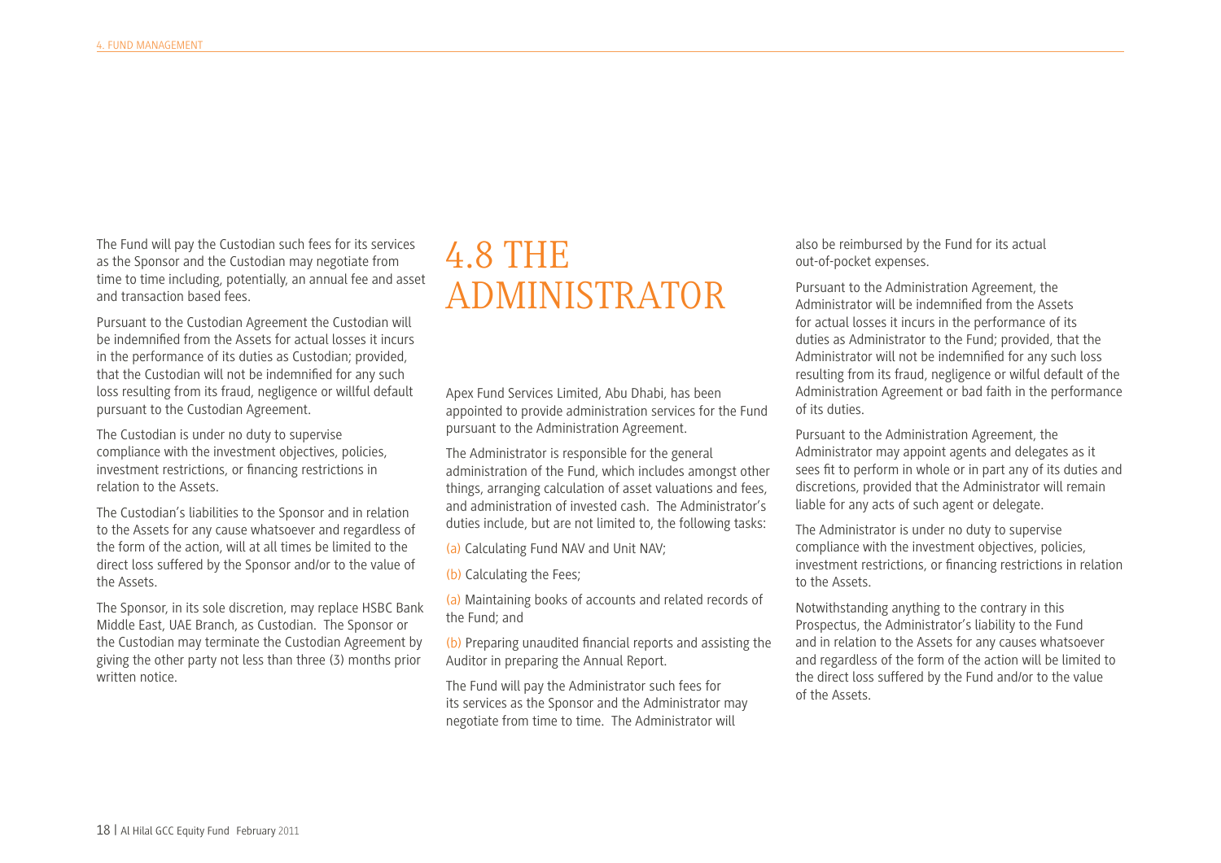The Fund will pay the Custodian such fees for its services as the Sponsor and the Custodian may negotiate from time to time including, potentially, an annual fee and asset and transaction based fees.

Pursuant to the Custodian Agreement the Custodian will be indemnified from the Assets for actual losses it incurs in the performance of its duties as Custodian; provided, that the Custodian will not be indemnified for any such loss resulting from its fraud, negligence or willful default pursuant to the Custodian Agreement.

The Custodian is under no duty to supervise compliance with the investment objectives, policies, investment restrictions, or financing restrictions in relation to the Assets.

The Custodian's liabilities to the Sponsor and in relation to the Assets for any cause whatsoever and regardless of the form of the action, will at all times be limited to the direct loss suffered by the Sponsor and/or to the value of the Assets.

The Sponsor, in its sole discretion, may replace HSBC Bank Middle East, UAE Branch, as Custodian. The Sponsor or the Custodian may terminate the Custodian Agreement by giving the other party not less than three (3) months prior written notice.

## 4.8 THE ADMINISTRATOR

Apex Fund Services Limited, Abu Dhabi, has been appointed to provide administration services for the Fund pursuant to the Administration Agreement.

The Administrator is responsible for the general administration of the Fund, which includes amongst other things, arranging calculation of asset valuations and fees, and administration of invested cash. The Administrator's duties include, but are not limited to, the following tasks:

(a) Calculating Fund NAV and Unit NAV;

(b) Calculating the Fees;

(a) Maintaining books of accounts and related records of the Fund; and

(b) Preparing unaudited financial reports and assisting the Auditor in preparing the Annual Report.

The Fund will pay the Administrator such fees for its services as the Sponsor and the Administrator may negotiate from time to time. The Administrator will also be reimbursed by the Fund for its actual out-of-pocket expenses.

Pursuant to the Administration Agreement, the Administrator will be indemnified from the Assets for actual losses it incurs in the performance of its duties as Administrator to the Fund; provided, that the Administrator will not be indemnified for any such loss resulting from its fraud, negligence or wilful default of the Administration Agreement or bad faith in the performance of its duties.

Pursuant to the Administration Agreement, the Administrator may appoint agents and delegates as it sees fit to perform in whole or in part any of its duties and discretions, provided that the Administrator will remain liable for any acts of such agent or delegate.

The Administrator is under no duty to supervise compliance with the investment objectives, policies, investment restrictions, or financing restrictions in relation to the Assets.

Notwithstanding anything to the contrary in this Prospectus, the Administrator's liability to the Fund and in relation to the Assets for any causes whatsoever and regardless of the form of the action will be limited to the direct loss suffered by the Fund and/or to the value of the Assets.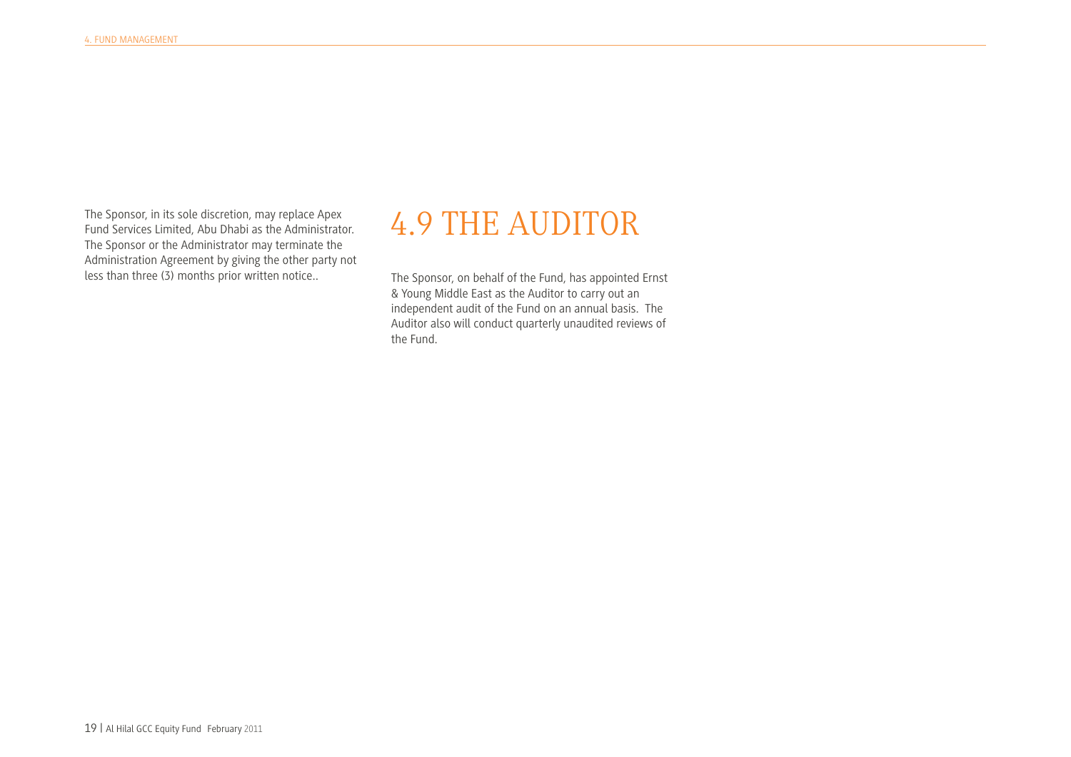The Sponsor, in its sole discretion, may replace Apex Fund Services Limited, Abu Dhabi as the Administrator. The Sponsor or the Administrator may terminate the Administration Agreement by giving the other party not less than three (3) months prior written notice..

## 4.9 THE AUDITOR

The Sponsor, on behalf of the Fund, has appointed Ernst & Young Middle East as the Auditor to carry out an independent audit of the Fund on an annual basis. The Auditor also will conduct quarterly unaudited reviews of the Fund.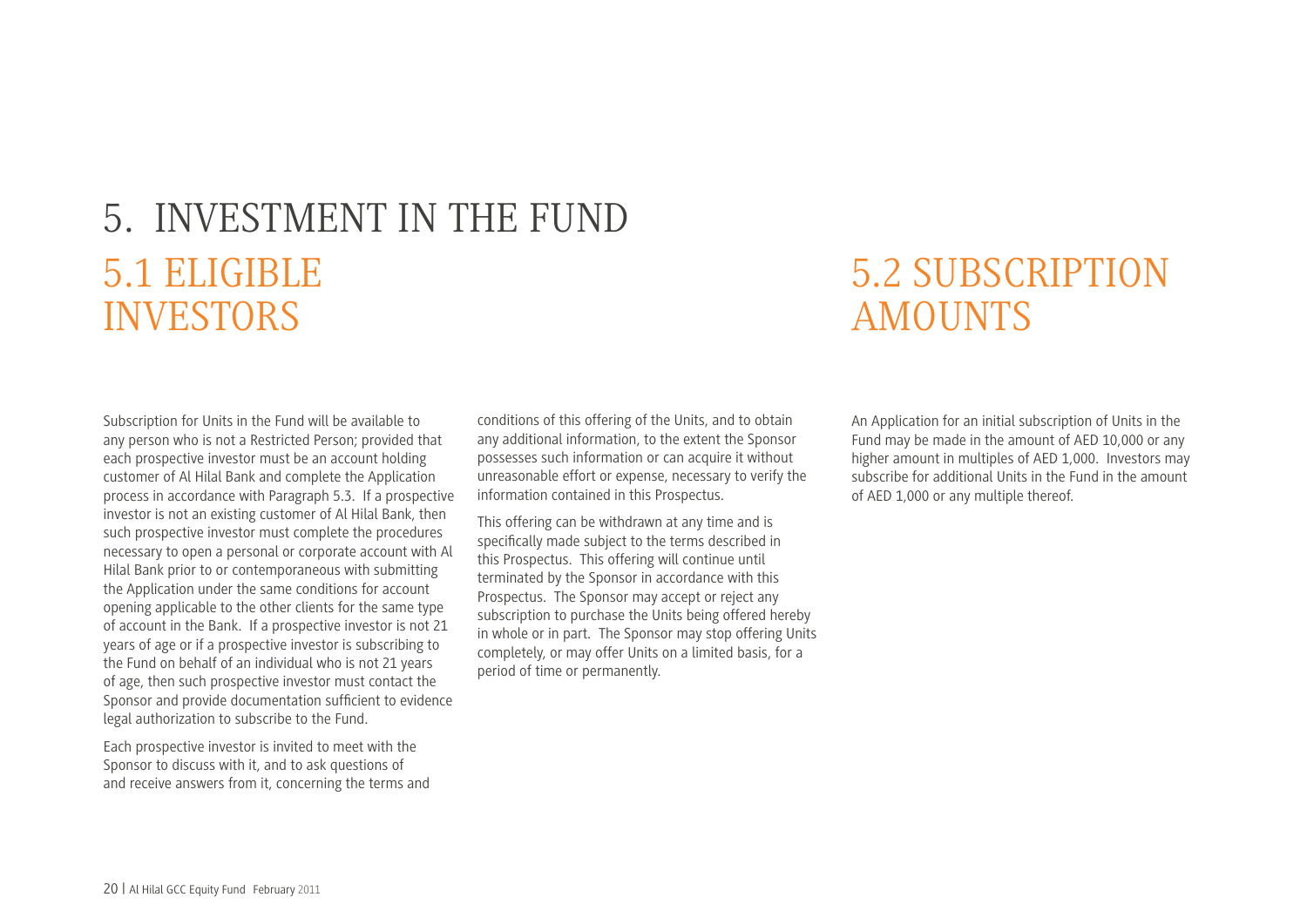# 5. INVESTMENT IN THE FUND

## 5.1 ELIGIBLE INVESTORS

Subscription for Units in the Fund will be available to any person who is not a Restricted Person; provided that each prospective investor must be an account holding customer of Al Hilal Bank and complete the Application process in accordance with Paragraph 5.3. If a prospective investor is not an existing customer of Al Hilal Bank, then such prospective investor must complete the procedures necessary to open a personal or corporate account with Al Hilal Bank prior to or contemporaneous with submitting the Application under the same conditions for account opening applicable to the other clients for the same type of account in the Bank. If a prospective investor is not 21 years of age or if a prospective investor is subscribing to the Fund on behalf of an individual who is not 21 years of age, then such prospective investor must contact the Sponsor and provide documentation sufficient to evidence legal authorization to subscribe to the Fund.

Each prospective investor is invited to meet with the Sponsor to discuss with it, and to ask questions of and receive answers from it, concerning the terms and conditions of this offering of the Units, and to obtain any additional information, to the extent the Sponsor possesses such information or can acquire it without unreasonable effort or expense, necessary to verify the information contained in this Prospectus.

This offering can be withdrawn at any time and is specifically made subject to the terms described in this Prospectus. This offering will continue until terminated by the Sponsor in accordance with this Prospectus. The Sponsor may accept or reject any subscription to purchase the Units being offered hereby in whole or in part. The Sponsor may stop offering Units completely, or may offer Units on a limited basis, for a period of time or permanently.

## 5.2 SUBSCRIPTION AMOUNTS

An Application for an initial subscription of Units in the Fund may be made in the amount of AED 10,000 or any higher amount in multiples of AED 1,000. Investors may subscribe for additional Units in the Fund in the amount of AED 1,000 or any multiple thereof.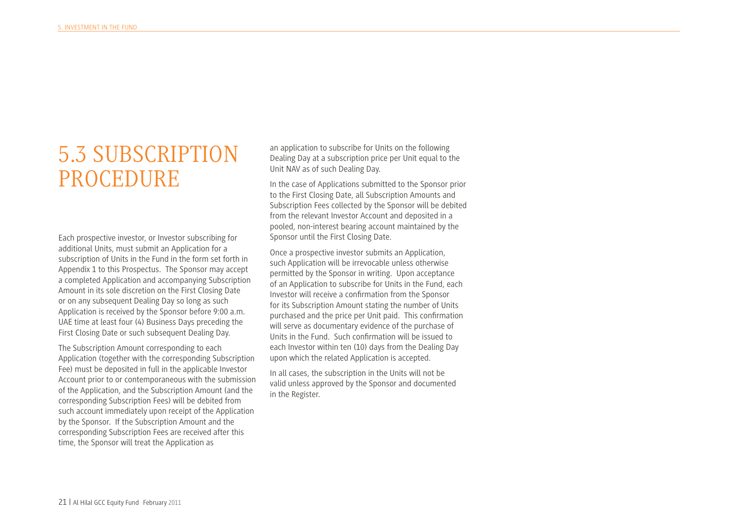## 5.3 SUBSCRIPTION PROCEDURE

Each prospective investor, or Investor subscribing for additional Units, must submit an Application for a subscription of Units in the Fund in the form set forth in Appendix 1 to this Prospectus. The Sponsor may accept a completed Application and accompanying Subscription Amount in its sole discretion on the First Closing Date or on any subsequent Dealing Day so long as such Application is received by the Sponsor before 9:00 a.m. UAE time at least four (4) Business Days preceding the First Closing Date or such subsequent Dealing Day.

The Subscription Amount corresponding to each Application (together with the corresponding Subscription Fee) must be deposited in full in the applicable Investor Account prior to or contemporaneous with the submission of the Application, and the Subscription Amount (and the corresponding Subscription Fees) will be debited from such account immediately upon receipt of the Application by the Sponsor. If the Subscription Amount and the corresponding Subscription Fees are received after this time, the Sponsor will treat the Application as an application to subscribe for Units on the following Dealing Day at a subscription price per Unit equal to the Unit NAV as of such Dealing Day.

In the case of Applications submitted to the Sponsor prior to the First Closing Date, all Subscription Amounts and Subscription Fees collected by the Sponsor will be debited from the relevant Investor Account and deposited in a pooled, non-interest bearing account maintained by the Sponsor until the First Closing Date.

Once a prospective investor submits an Application, such Application will be irrevocable unless otherwise permitted by the Sponsor in writing. Upon acceptance of an Application to subscribe for Units in the Fund, each Investor will receive a confirmation from the Sponsor for its Subscription Amount stating the number of Units purchased and the price per Unit paid. This confirmation will serve as documentary evidence of the purchase of Units in the Fund. Such confirmation will be issued to each Investor within ten (10) days from the Dealing Day upon which the related Application is accepted.

In all cases, the subscription in the Units will not be valid unless approved by the Sponsor and documented in the Register.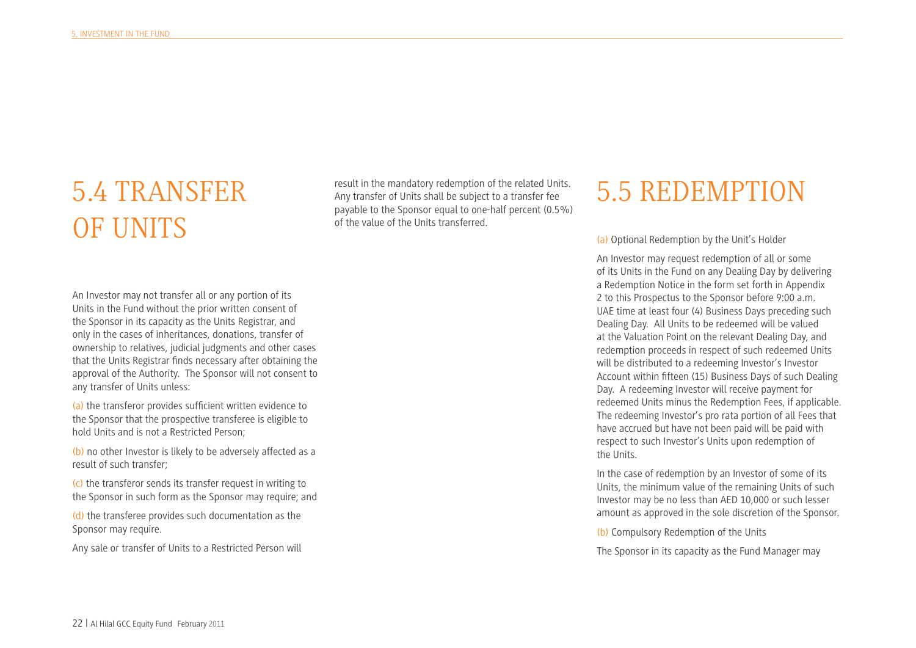## 5.4 TRANSFER OF UNITS

An Investor may not transfer all or any portion of its Units in the Fund without the prior written consent of the Sponsor in its capacity as the Units Registrar, and only in the cases of inheritances, donations, transfer of ownership to relatives, judicial judgments and other cases that the Units Registrar finds necessary after obtaining the approval of the Authority. The Sponsor will not consent to any transfer of Units unless:

(a) the transferor provides sufficient written evidence to the Sponsor that the prospective transferee is eligible to hold Units and is not a Restricted Person;

(b) no other Investor is likely to be adversely affected as a result of such transfer;

(c) the transferor sends its transfer request in writing to the Sponsor in such form as the Sponsor may require; and

(d) the transferee provides such documentation as the Sponsor may require.

Any sale or transfer of Units to a Restricted Person will result in the mandatory redemption of the related Units. Any transfer of Units shall be subject to a transfer fee payable to the Sponsor equal to one-half percent (0.5%) of the value of the Units transferred.

## 5.5 REDEMPTION

(a) Optional Redemption by the Unit's Holder

An Investor may request redemption of all or some of its Units in the Fund on any Dealing Day by delivering a Redemption Notice in the form set forth in Appendix 2 to this Prospectus to the Sponsor before 9:00 a.m. UAE time at least four (4) Business Days preceding such Dealing Day. All Units to be redeemed will be valued at the Valuation Point on the relevant Dealing Day, and redemption proceeds in respect of such redeemed Units will be distributed to a redeeming Investor's Investor Account within fifteen (15) Business Days of such Dealing Day. A redeeming Investor will receive payment for redeemed Units minus the Redemption Fees, if applicable. The redeeming Investor's pro rata portion of all Fees that have accrued but have not been paid will be paid with respect to such Investor's Units upon redemption of the Units.

In the case of redemption by an Investor of some of its Units, the minimum value of the remaining Units of such Investor may be no less than AED 10,000 or such lesser amount as approved in the sole discretion of the Sponsor.

(b) Compulsory Redemption of the Units

The Sponsor in its capacity as the Fund Manager may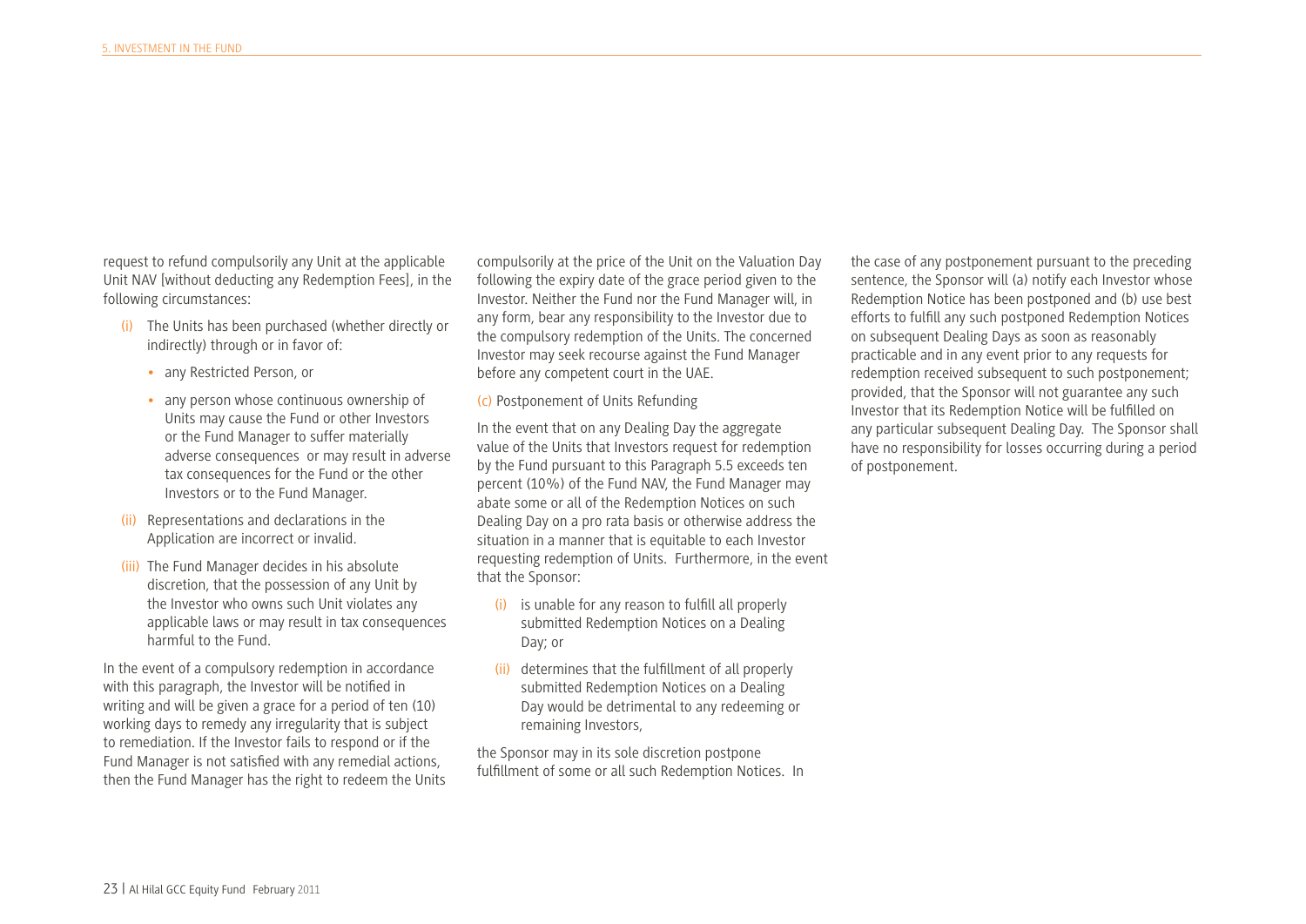request to refund compulsorily any Unit at the applicable Unit NAV [without deducting any Redemption Fees], in the following circumstances:

(i) The Units has been purchased (whether directly or indirectly) through or in favor of:

- any Restricted Person, or
- any person whose continuous ownership of Units may cause the Fund or other Investors or the Fund Manager to suffer materially adverse consequences or may result in adverse tax consequences for the Fund or the other Investors or to the Fund Manager.

(ii) Representations and declarations in the Application are incorrect or invalid.

(iii) The Fund Manager decides in his absolute discretion, that the possession of any Unit by the Investor who owns such Unit violates any applicable laws or may result in tax consequences harmful to the Fund.

In the event of a compulsory redemption in accordance with this paragraph, the Investor will be notified in writing and will be given a grace for a period of ten (10) working days to remedy any irregularity that is subject to remediation. If the Investor fails to respond or if the Fund Manager is not satisfied with any remedial actions, then the Fund Manager has the right to redeem the Units compulsorily at the price of the Unit on the Valuation Day following the expiry date of the grace period given to the Investor. Neither the Fund nor the Fund Manager will, in any form, bear any responsibility to the Investor due to the compulsory redemption of the Units. The concerned Investor may seek recourse against the Fund Manager before any competent court in the UAE.

(c) Postponement of Units Refunding

In the event that on any Dealing Day the aggregate value of the Units that Investors request for redemption by the Fund pursuant to this Paragraph 5.5 exceeds ten percent (10%) of the Fund NAV, the Fund Manager may abate some or all of the Redemption Notices on such Dealing Day on a pro rata basis or otherwise address the situation in a manner that is equitable to each Investor requesting redemption of Units. Furthermore, in the event that the Sponsor:

(i) is unable for any reason to fulfill all properly submitted Redemption Notices on a Dealing Day; or

(ii) determines that the fulfillment of all properly submitted Redemption Notices on a Dealing Day would be detrimental to any redeeming or remaining Investors,

the Sponsor may in its sole discretion postpone fulfillment of some or all such Redemption Notices. In the case of any postponement pursuant to the preceding sentence, the Sponsor will (a) notify each Investor whose Redemption Notice has been postponed and (b) use best efforts to fulfill any such postponed Redemption Notices on subsequent Dealing Days as soon as reasonably practicable and in any event prior to any requests for redemption received subsequent to such postponement; provided, that the Sponsor will not guarantee any such Investor that its Redemption Notice will be fulfilled on any particular subsequent Dealing Day. The Sponsor shall have no responsibility for losses occurring during a period of postponement.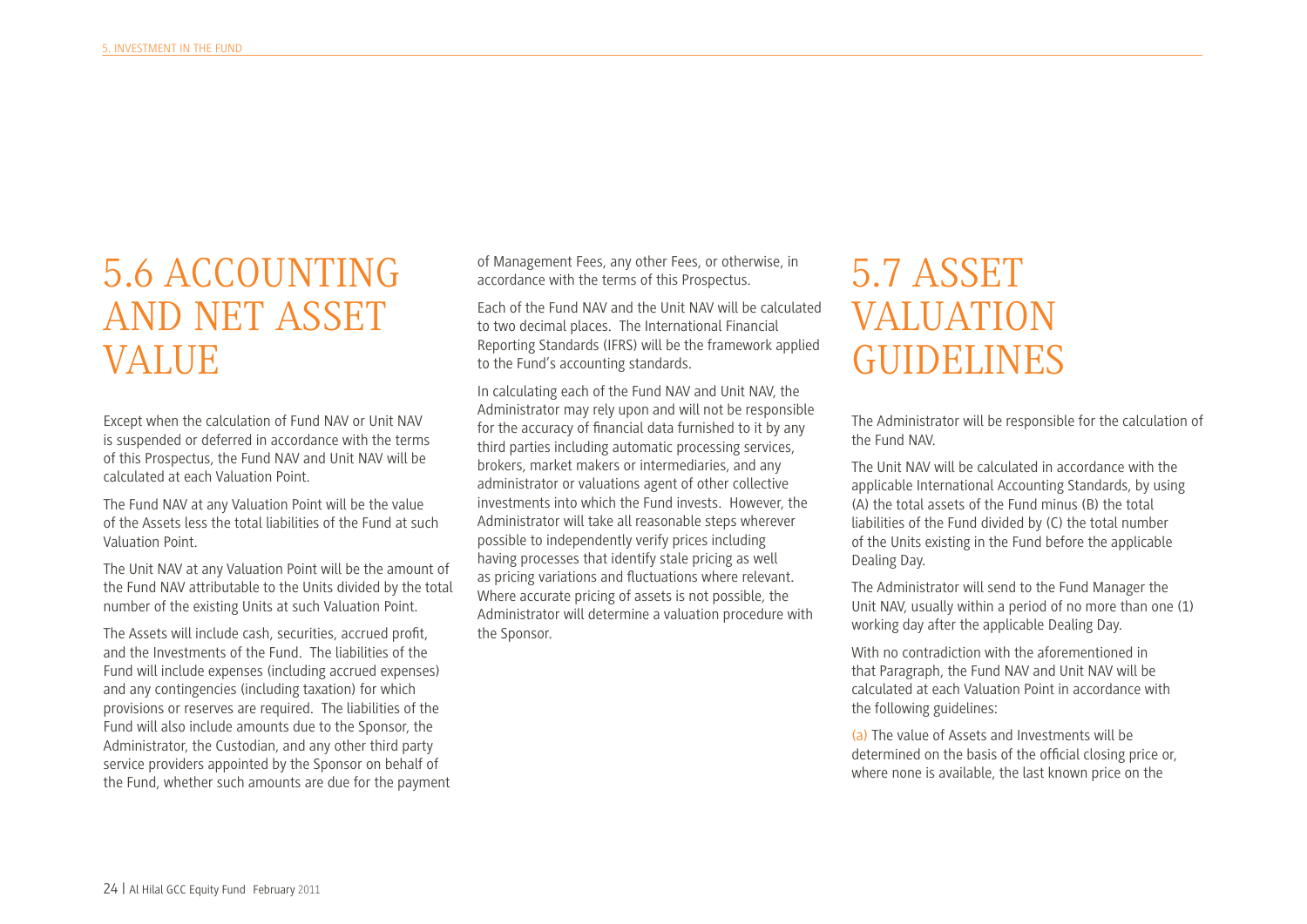# 5.6 ACCOUNTING AND NET ASSET VALUE

Except when the calculation of Fund NAV or Unit NAV is suspended or deferred in accordance with the terms of this Prospectus, the Fund NAV and Unit NAV will be calculated at each Valuation Point.

The Fund NAV at any Valuation Point will be the value of the Assets less the total liabilities of the Fund at such Valuation Point.

The Unit NAV at any Valuation Point will be the amount of the Fund NAV attributable to the Units divided by the total number of the existing Units at such Valuation Point.

The Assets will include cash, securities, accrued profit, and the Investments of the Fund. The liabilities of the Fund will include expenses (including accrued expenses) and any contingencies (including taxation) for which provisions or reserves are required. The liabilities of the Fund will also include amounts due to the Sponsor, the Administrator, the Custodian, and any other third party service providers appointed by the Sponsor on behalf of the Fund, whether such amounts are due for the payment of Management Fees, any other Fees, or otherwise, in accordance with the terms of this Prospectus.

Each of the Fund NAV and the Unit NAV will be calculated to two decimal places. The International Financial Reporting Standards (IFRS) will be the framework applied to the Fund's accounting standards.

In calculating each of the Fund NAV and Unit NAV, the Administrator may rely upon and will not be responsible for the accuracy of financial data furnished to it by any third parties including automatic processing services, brokers, market makers or intermediaries, and any administrator or valuations agent of other collective investments into which the Fund invests. However, the Administrator will take all reasonable steps wherever possible to independently verify prices including having processes that identify stale pricing as well as pricing variations and fluctuations where relevant. Where accurate pricing of assets is not possible, the Administrator will determine a valuation procedure with the Sponsor.

# 5.7 ASSET VALUATION GUIDELINES

The Administrator will be responsible for the calculation of the Fund NAV.

The Unit NAV will be calculated in accordance with the applicable International Accounting Standards, by using (A) the total assets of the Fund minus (B) the total liabilities of the Fund divided by (C) the total number of the Units existing in the Fund before the applicable Dealing Day.

The Administrator will send to the Fund Manager the Unit NAV, usually within a period of no more than one (1) working day after the applicable Dealing Day.

With no contradiction with the aforementioned in that Paragraph, the Fund NAV and Unit NAV will be calculated at each Valuation Point in accordance with the following guidelines:

(a) The value of Assets and Investments will be determined on the basis of the official closing price or, where none is available, the last known price on the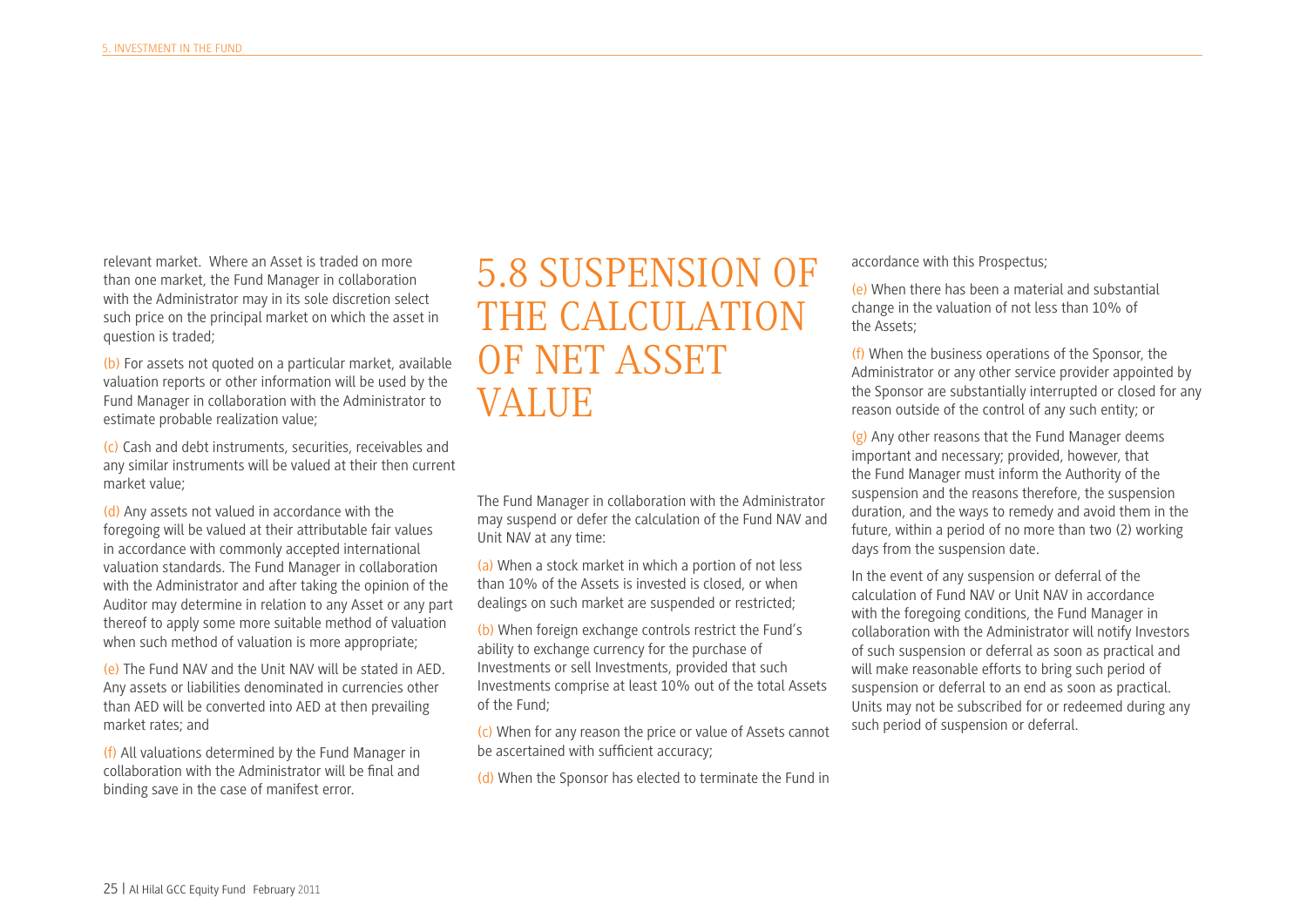relevant market. Where an Asset is traded on more than one market, the Fund Manager in collaboration with the Administrator may in its sole discretion select such price on the principal market on which the asset in question is traded;

(b) For assets not quoted on a particular market, available valuation reports or other information will be used by the Fund Manager in collaboration with the Administrator to estimate probable realization value;

(c) Cash and debt instruments, securities, receivables and any similar instruments will be valued at their then current market value;

(d) Any assets not valued in accordance with the foregoing will be valued at their attributable fair values in accordance with commonly accepted international valuation standards. The Fund Manager in collaboration with the Administrator and after taking the opinion of the Auditor may determine in relation to any Asset or any part thereof to apply some more suitable method of valuation when such method of valuation is more appropriate;

(e) The Fund NAV and the Unit NAV will be stated in AED. Any assets or liabilities denominated in currencies other than AED will be converted into AED at then prevailing market rates; and

(f) All valuations determined by the Fund Manager in collaboration with the Administrator will be final and binding save in the case of manifest error.

# 5.8 SUSPENSION OF THE CALCULATION OF NET ASSET VALUE

The Fund Manager in collaboration with the Administrator may suspend or defer the calculation of the Fund NAV and Unit NAV at any time:

(a) When a stock market in which a portion of not less than 10% of the Assets is invested is closed, or when dealings on such market are suspended or restricted;

(b) When foreign exchange controls restrict the Fund's ability to exchange currency for the purchase of Investments or sell Investments, provided that such Investments comprise at least 10% out of the total Assets of the Fund;

(c) When for any reason the price or value of Assets cannot be ascertained with sufficient accuracy;

(d) When the Sponsor has elected to terminate the Fund in accordance with this Prospectus;

(e) When there has been a material and substantial change in the valuation of not less than 10% of the Assets;

(f) When the business operations of the Sponsor, the Administrator or any other service provider appointed by the Sponsor are substantially interrupted or closed for any reason outside of the control of any such entity; or

(g) Any other reasons that the Fund Manager deems important and necessary; provided, however, that the Fund Manager must inform the Authority of the suspension and the reasons therefore, the suspension duration, and the ways to remedy and avoid them in the future, within a period of no more than two (2) working days from the suspension date.

In the event of any suspension or deferral of the calculation of Fund NAV or Unit NAV in accordance with the foregoing conditions, the Fund Manager in collaboration with the Administrator will notify Investors of such suspension or deferral as soon as practical and will make reasonable efforts to bring such period of suspension or deferral to an end as soon as practical. Units may not be subscribed for or redeemed during any such period of suspension or deferral.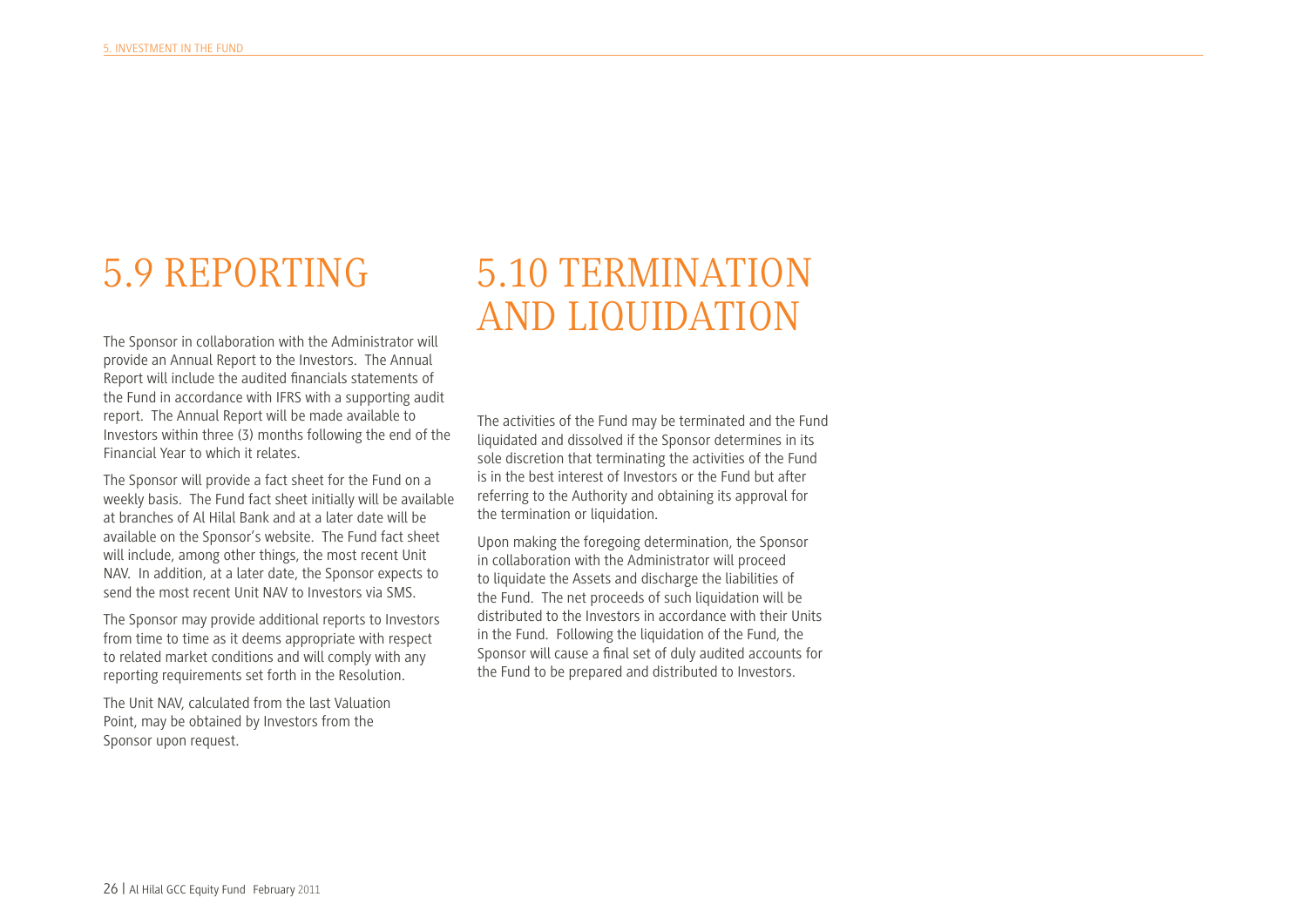## 5.9 REPORTING

The Sponsor in collaboration with the Administrator will provide an Annual Report to the Investors. The Annual Report will include the audited financials statements of the Fund in accordance with IFRS with a supporting audit report. The Annual Report will be made available to Investors within three (3) months following the end of the Financial Year to which it relates.

The Sponsor will provide a fact sheet for the Fund on a weekly basis. The Fund fact sheet initially will be available at branches of Al Hilal Bank and at a later date will be available on the Sponsor's website. The Fund fact sheet will include, among other things, the most recent Unit NAV. In addition, at a later date, the Sponsor expects to send the most recent Unit NAV to Investors via SMS.

The Sponsor may provide additional reports to Investors from time to time as it deems appropriate with respect to related market conditions and will comply with any reporting requirements set forth in the Resolution.

The Unit NAV, calculated from the last Valuation Point, may be obtained by Investors from the Sponsor upon request.

## 5.10 TERMINATION AND LIQUIDATION

The activities of the Fund may be terminated and the Fund liquidated and dissolved if the Sponsor determines in its sole discretion that terminating the activities of the Fund is in the best interest of Investors or the Fund but after referring to the Authority and obtaining its approval for the termination or liquidation.

Upon making the foregoing determination, the Sponsor in collaboration with the Administrator will proceed to liquidate the Assets and discharge the liabilities of the Fund. The net proceeds of such liquidation will be distributed to the Investors in accordance with their Units in the Fund. Following the liquidation of the Fund, the Sponsor will cause a final set of duly audited accounts for the Fund to be prepared and distributed to Investors.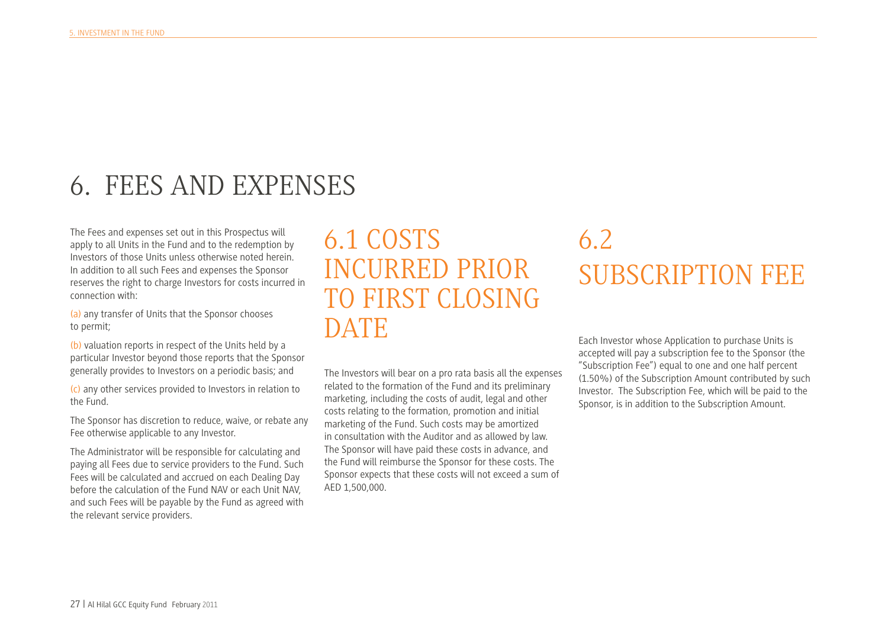# 6. FEES AND EXPENSES

The Fees and expenses set out in this Prospectus will apply to all Units in the Fund and to the redemption by Investors of those Units unless otherwise noted herein. In addition to all such Fees and expenses the Sponsor reserves the right to charge Investors for costs incurred in connection with:

(a) any transfer of Units that the Sponsor chooses to permit;

(b) valuation reports in respect of the Units held by a particular Investor beyond those reports that the Sponsor generally provides to Investors on a periodic basis; and

(c) any other services provided to Investors in relation to the Fund.

The Sponsor has discretion to reduce, waive, or rebate any Fee otherwise applicable to any Investor.

The Administrator will be responsible for calculating and paying all Fees due to service providers to the Fund. Such Fees will be calculated and accrued on each Dealing Day before the calculation of the Fund NAV or each Unit NAV, and such Fees will be payable by the Fund as agreed with the relevant service providers.

## 6.1 COSTS INCURRED PRIOR TO FIRST CLOSING DATE

The Investors will bear on a pro rata basis all the expenses related to the formation of the Fund and its preliminary marketing, including the costs of audit, legal and other costs relating to the formation, promotion and initial marketing of the Fund. Such costs may be amortized in consultation with the Auditor and as allowed by law. The Sponsor will have paid these costs in advance, and the Fund will reimburse the Sponsor for these costs. The Sponsor expects that these costs will not exceed a sum of AED 1,500,000.

## 6.2 SUBSCRIPTION FEE

Each Investor whose Application to purchase Units is accepted will pay a subscription fee to the Sponsor (the "Subscription Fee") equal to one and one half percent (1.50%) of the Subscription Amount contributed by such Investor. The Subscription Fee, which will be paid to the Sponsor, is in addition to the Subscription Amount.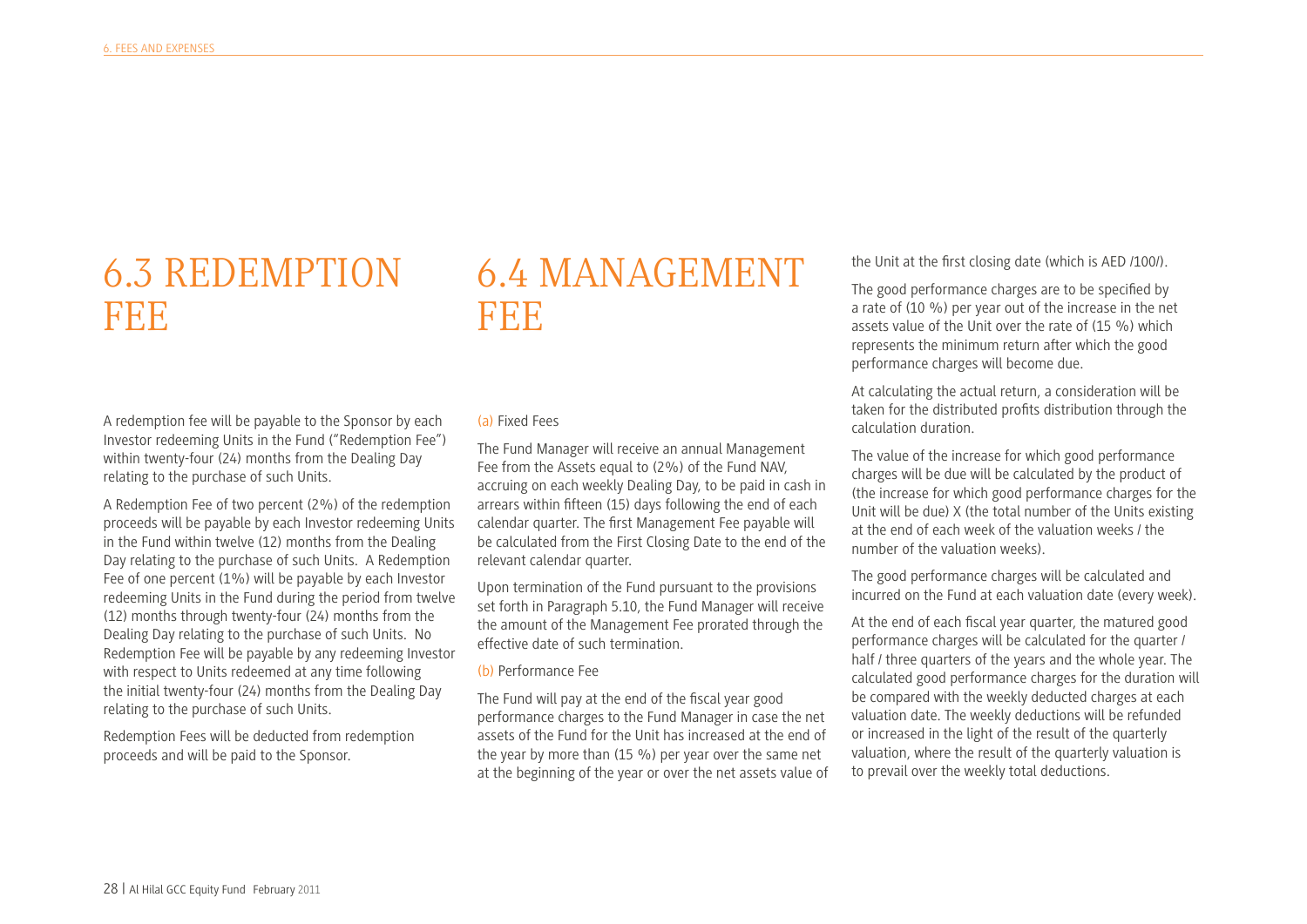# 6.3 REDEMPTION FEE

A redemption fee will be payable to the Sponsor by each Investor redeeming Units in the Fund ("Redemption Fee") within twenty-four (24) months from the Dealing Day relating to the purchase of such Units.

A Redemption Fee of two percent (2%) of the redemption proceeds will be payable by each Investor redeeming Units in the Fund within twelve (12) months from the Dealing Day relating to the purchase of such Units. A Redemption Fee of one percent (1%) will be payable by each Investor redeeming Units in the Fund during the period from twelve (12) months through twenty-four (24) months from the Dealing Day relating to the purchase of such Units. No Redemption Fee will be payable by any redeeming Investor with respect to Units redeemed at any time following the initial twenty-four (24) months from the Dealing Day relating to the purchase of such Units.

Redemption Fees will be deducted from redemption proceeds and will be paid to the Sponsor.

# 6.4 MANAGEMENT FEE

(a) Fixed Fees

The Fund Manager will receive an annual Management Fee from the Assets equal to (2%) of the Fund NAV, accruing on each weekly Dealing Day, to be paid in cash in arrears within fifteen (15) days following the end of each calendar quarter. The first Management Fee payable will be calculated from the First Closing Date to the end of the relevant calendar quarter.

Upon termination of the Fund pursuant to the provisions set forth in Paragraph 5.10, the Fund Manager will receive the amount of the Management Fee prorated through the effective date of such termination.

(b) Performance Fee

The Fund will pay at the end of the fiscal year good performance charges to the Fund Manager in case the net assets of the Fund for the Unit has increased at the end of the year by more than (15 %) per year over the same net at the beginning of the year or over the net assets value of the Unit at the first closing date (which is AED /100/).

The good performance charges are to be specified by a rate of (10 %) per year out of the increase in the net assets value of the Unit over the rate of (15 %) which represents the minimum return after which the good performance charges will become due.

At calculating the actual return, a consideration will be taken for the distributed profits distribution through the calculation duration.

The value of the increase for which good performance charges will be due will be calculated by the product of (the increase for which good performance charges for the Unit will be due) X (the total number of the Units existing at the end of each week of the valuation weeks / the number of the valuation weeks).

The good performance charges will be calculated and incurred on the Fund at each valuation date (every week).

At the end of each fiscal year quarter, the matured good performance charges will be calculated for the quarter / half / three quarters of the years and the whole year. The calculated good performance charges for the duration will be compared with the weekly deducted charges at each valuation date. The weekly deductions will be refunded or increased in the light of the result of the quarterly valuation, where the result of the quarterly valuation is to prevail over the weekly total deductions.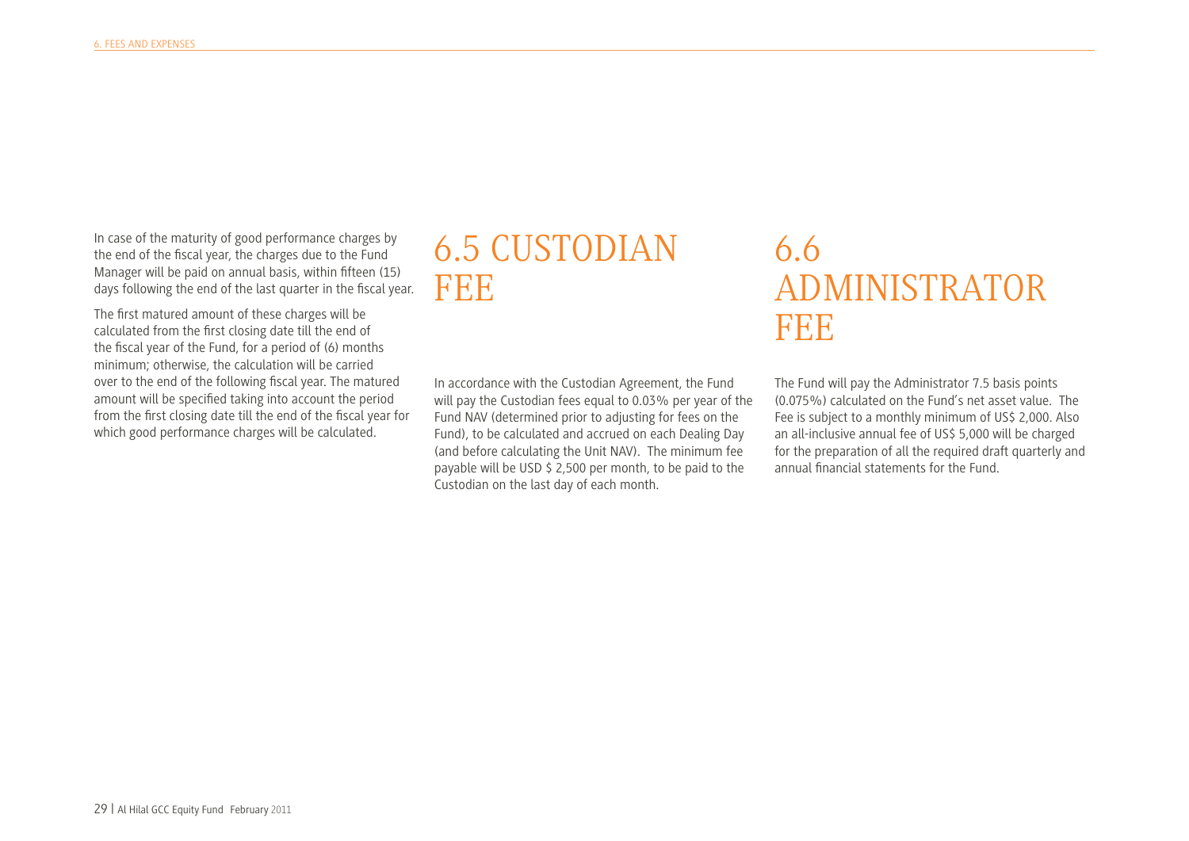In case of the maturity of good performance charges by the end of the fiscal year, the charges due to the Fund Manager will be paid on annual basis, within fifteen (15) days following the end of the last quarter in the fiscal year.

The first matured amount of these charges will be calculated from the first closing date till the end of the fiscal year of the Fund, for a period of (6) months minimum; otherwise, the calculation will be carried over to the end of the following fiscal year. The matured amount will be specified taking into account the period from the first closing date till the end of the fiscal year for which good performance charges will be calculated.

## 6.5 CUSTODIAN FEE

In accordance with the Custodian Agreement, the Fund will pay the Custodian fees equal to 0.03% per year of the Fund NAV (determined prior to adjusting for fees on the Fund), to be calculated and accrued on each Dealing Day (and before calculating the Unit NAV). The minimum fee payable will be USD $ 2,500 per month, to be paid to the Custodian on the last day of each month.

## 6.6 ADMINISTRATOR FEE

The Fund will pay the Administrator 7.5 basis points (0.075%) calculated on the Fund's net asset value. The Fee is subject to a monthly minimum of US$ 2,000. Also an all-inclusive annual fee of US$ 5,000 will be charged for the preparation of all the required draft quarterly and annual financial statements for the Fund.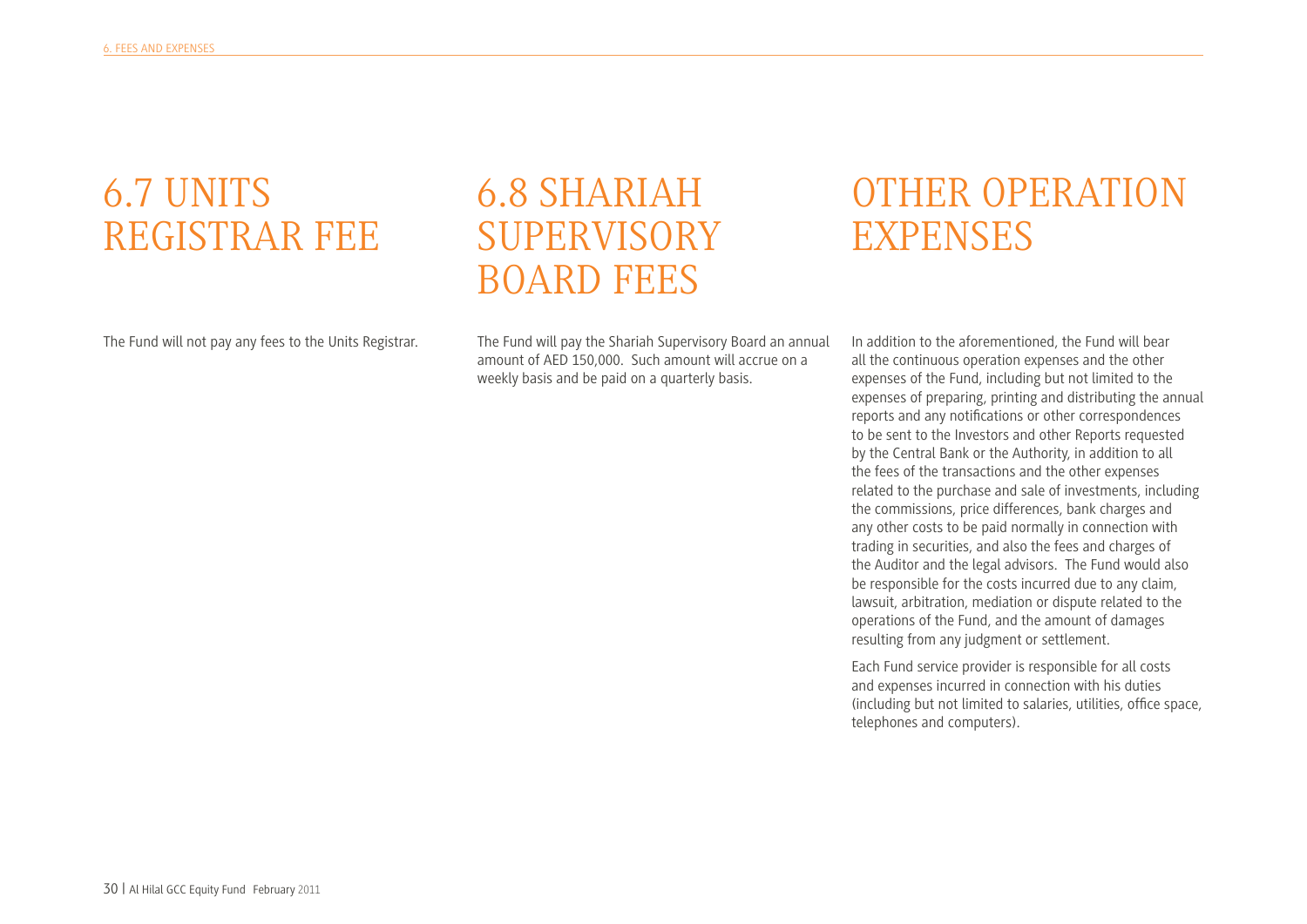## 6.7 UNITS REGISTRAR FEE

The Fund will not pay any fees to the Units Registrar.

## 6.8 SHARIAH SUPERVISORY BOARD FEES

The Fund will pay the Shariah Supervisory Board an annual amount of AED 150,000. Such amount will accrue on a weekly basis and be paid on a quarterly basis.

## OTHER OPERATION EXPENSES

In addition to the aforementioned, the Fund will bear all the continuous operation expenses and the other expenses of the Fund, including but not limited to the expenses of preparing, printing and distributing the annual reports and any notifications or other correspondences to be sent to the Investors and other Reports requested by the Central Bank or the Authority, in addition to all the fees of the transactions and the other expenses related to the purchase and sale of investments, including the commissions, price differences, bank charges and any other costs to be paid normally in connection with trading in securities, and also the fees and charges of the Auditor and the legal advisors. The Fund would also be responsible for the costs incurred due to any claim, lawsuit, arbitration, mediation or dispute related to the operations of the Fund, and the amount of damages resulting from any judgment or settlement.

Each Fund service provider is responsible for all costs and expenses incurred in connection with his duties (including but not limited to salaries, utilities, office space, telephones and computers).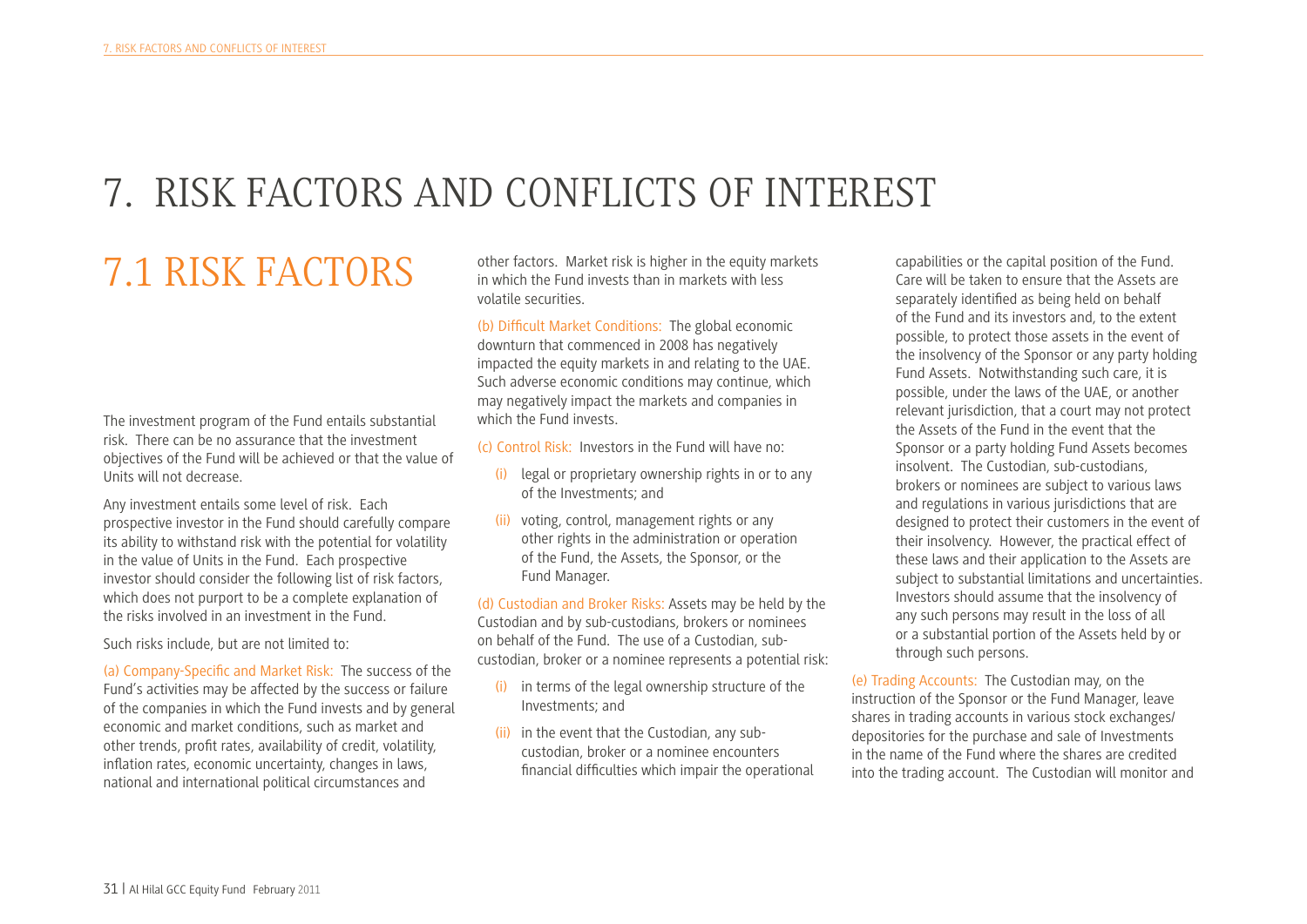# 7. RISK FACTORS AND CONFLICTS OF INTEREST

## 7.1 RISK FACTORS

The investment program of the Fund entails substantial risk. There can be no assurance that the investment objectives of the Fund will be achieved or that the value of Units will not decrease.

Any investment entails some level of risk. Each prospective investor in the Fund should carefully compare its ability to withstand risk with the potential for volatility in the value of Units in the Fund. Each prospective investor should consider the following list of risk factors, which does not purport to be a complete explanation of the risks involved in an investment in the Fund.

Such risks include, but are not limited to:

(a) Company-Specific and Market Risk: The success of the Fund's activities may be affected by the success or failure of the companies in which the Fund invests and by general economic and market conditions, such as market and other trends, profit rates, availability of credit, volatility, inflation rates, economic uncertainty, changes in laws, national and international political circumstances and other factors. Market risk is higher in the equity markets in which the Fund invests than in markets with less volatile securities.

(b) Difficult Market Conditions: The global economic downturn that commenced in 2008 has negatively impacted the equity markets in and relating to the UAE. Such adverse economic conditions may continue, which may negatively impact the markets and companies in which the Fund invests.

(c) Control Risk: Investors in the Fund will have no:

- (i) legal or proprietary ownership rights in or to any of the Investments; and
- (ii) voting, control, management rights or any other rights in the administration or operation of the Fund, the Assets, the Sponsor, or the Fund Manager.

(d) Custodian and Broker Risks: Assets may be held by the Custodian and by sub-custodians, brokers or nominees on behalf of the Fund. The use of a Custodian, sub-custodian, broker or a nominee represents a potential risk:

- (i) in terms of the legal ownership structure of the Investments; and
- (ii) in the event that the Custodian, any sub-custodian, broker or a nominee encounters financial difficulties which impair the operational capabilities or the capital position of the Fund. Care will be taken to ensure that the Assets are separately identified as being held on behalf of the Fund and its investors and, to the extent possible, to protect those assets in the event of the insolvency of the Sponsor or any party holding Fund Assets. Notwithstanding such care, it is possible, under the laws of the UAE, or another relevant jurisdiction, that a court may not protect the Assets of the Fund in the event that the Sponsor or a party holding Fund Assets becomes insolvent. The Custodian, sub-custodians, brokers or nominees are subject to various laws and regulations in various jurisdictions that are designed to protect their customers in the event of their insolvency. However, the practical effect of these laws and their application to the Assets are subject to substantial limitations and uncertainties. Investors should assume that the insolvency of any such persons may result in the loss of all or a substantial portion of the Assets held by or through such persons.

(e) Trading Accounts: The Custodian may, on the instruction of the Sponsor or the Fund Manager, leave shares in trading accounts in various stock exchanges/ depositories for the purchase and sale of Investments in the name of the Fund where the shares are credited into the trading account. The Custodian will monitor and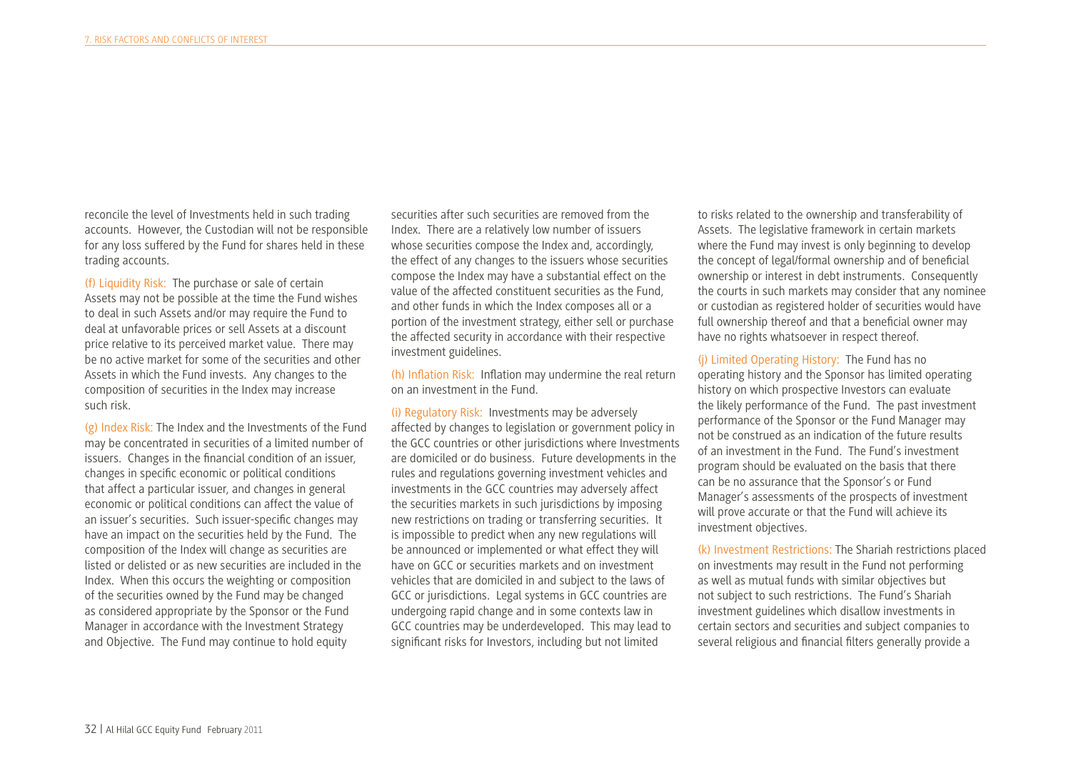reconcile the level of Investments held in such trading accounts. However, the Custodian will not be responsible for any loss suffered by the Fund for shares held in these trading accounts.

(f) Liquidity Risk: The purchase or sale of certain Assets may not be possible at the time the Fund wishes to deal in such Assets and/or may require the Fund to deal at unfavorable prices or sell Assets at a discount price relative to its perceived market value. There may be no active market for some of the securities and other Assets in which the Fund invests. Any changes to the composition of securities in the Index may increase such risk.

(g) Index Risk: The Index and the Investments of the Fund may be concentrated in securities of a limited number of issuers. Changes in the financial condition of an issuer, changes in specific economic or political conditions that affect a particular issuer, and changes in general economic or political conditions can affect the value of an issuer's securities. Such issuer-specific changes may have an impact on the securities held by the Fund. The composition of the Index will change as securities are listed or delisted or as new securities are included in the Index. When this occurs the weighting or composition of the securities owned by the Fund may be changed as considered appropriate by the Sponsor or the Fund Manager in accordance with the Investment Strategy and Objective. The Fund may continue to hold equity securities after such securities are removed from the Index. There are a relatively low number of issuers whose securities compose the Index and, accordingly, the effect of any changes to the issuers whose securities compose the Index may have a substantial effect on the value of the affected constituent securities as the Fund, and other funds in which the Index composes all or a portion of the investment strategy, either sell or purchase the affected security in accordance with their respective investment guidelines.

(h) Inflation Risk: Inflation may undermine the real return on an investment in the Fund.

(i) Regulatory Risk: Investments may be adversely affected by changes to legislation or government policy in the GCC countries or other jurisdictions where Investments are domiciled or do business. Future developments in the rules and regulations governing investment vehicles and investments in the GCC countries may adversely affect the securities markets in such jurisdictions by imposing new restrictions on trading or transferring securities. It is impossible to predict when any new regulations will be announced or implemented or what effect they will have on GCC or securities markets and on investment vehicles that are domiciled in and subject to the laws of GCC or jurisdictions. Legal systems in GCC countries are undergoing rapid change and in some contexts law in GCC countries may be underdeveloped. This may lead to significant risks for Investors, including but not limited to risks related to the ownership and transferability of Assets. The legislative framework in certain markets where the Fund may invest is only beginning to develop the concept of legal/formal ownership and of beneficial ownership or interest in debt instruments. Consequently the courts in such markets may consider that any nominee or custodian as registered holder of securities would have full ownership thereof and that a beneficial owner may have no rights whatsoever in respect thereof.

(j) Limited Operating History: The Fund has no operating history and the Sponsor has limited operating history on which prospective Investors can evaluate the likely performance of the Fund. The past investment performance of the Sponsor or the Fund Manager may not be construed as an indication of the future results of an investment in the Fund. The Fund's investment program should be evaluated on the basis that there can be no assurance that the Sponsor's or Fund Manager's assessments of the prospects of investment will prove accurate or that the Fund will achieve its investment objectives.

(k) Investment Restrictions: The Shariah restrictions placed on investments may result in the Fund not performing as well as mutual funds with similar objectives but not subject to such restrictions. The Fund's Shariah investment guidelines which disallow investments in certain sectors and securities and subject companies to several religious and financial filters generally provide a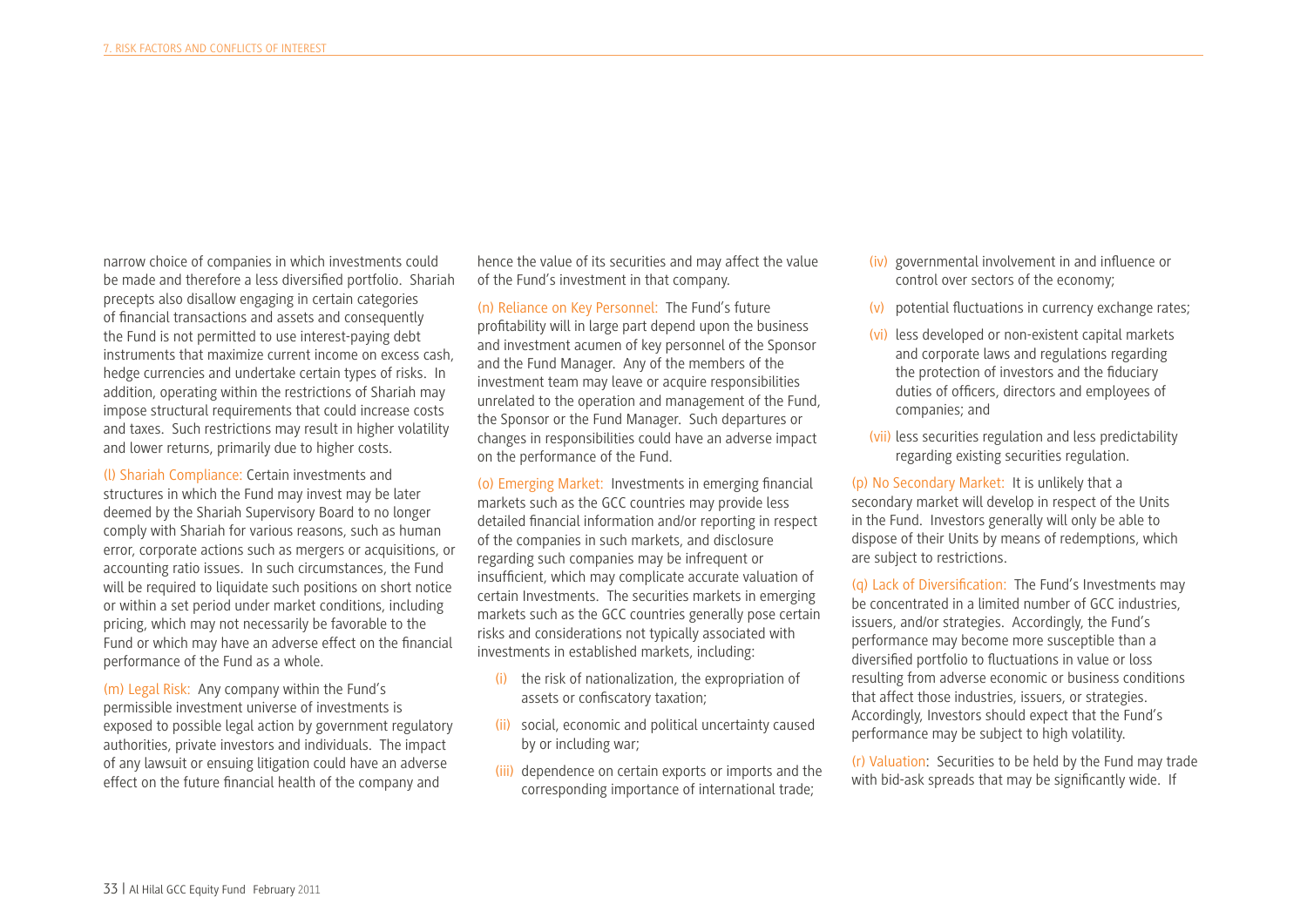narrow choice of companies in which investments could be made and therefore a less diversified portfolio. Shariah precepts also disallow engaging in certain categories of financial transactions and assets and consequently the Fund is not permitted to use interest-paying debt instruments that maximize current income on excess cash, hedge currencies and undertake certain types of risks. In addition, operating within the restrictions of Shariah may impose structural requirements that could increase costs and taxes. Such restrictions may result in higher volatility and lower returns, primarily due to higher costs.

(l) Shariah Compliance: Certain investments and structures in which the Fund may invest may be later deemed by the Shariah Supervisory Board to no longer comply with Shariah for various reasons, such as human error, corporate actions such as mergers or acquisitions, or accounting ratio issues. In such circumstances, the Fund will be required to liquidate such positions on short notice or within a set period under market conditions, including pricing, which may not necessarily be favorable to the Fund or which may have an adverse effect on the financial performance of the Fund as a whole.

(m) Legal Risk: Any company within the Fund's permissible investment universe of investments is exposed to possible legal action by government regulatory authorities, private investors and individuals. The impact of any lawsuit or ensuing litigation could have an adverse effect on the future financial health of the company and hence the value of its securities and may affect the value of the Fund's investment in that company.

(n) Reliance on Key Personnel: The Fund's future profitability will in large part depend upon the business and investment acumen of key personnel of the Sponsor and the Fund Manager. Any of the members of the investment team may leave or acquire responsibilities unrelated to the operation and management of the Fund, the Sponsor or the Fund Manager. Such departures or changes in responsibilities could have an adverse impact on the performance of the Fund.

(o) Emerging Market: Investments in emerging financial markets such as the GCC countries may provide less detailed financial information and/or reporting in respect of the companies in such markets, and disclosure regarding such companies may be infrequent or insufficient, which may complicate accurate valuation of certain Investments. The securities markets in emerging markets such as the GCC countries generally pose certain risks and considerations not typically associated with investments in established markets, including:

- (i) the risk of nationalization, the expropriation of assets or confiscatory taxation;
- (ii) social, economic and political uncertainty caused by or including war;
- (iii) dependence on certain exports or imports and the corresponding importance of international trade;
- (iv) governmental involvement in and influence or control over sectors of the economy;
- (v) potential fluctuations in currency exchange rates;
- (vi) less developed or non-existent capital markets and corporate laws and regulations regarding the protection of investors and the fiduciary duties of officers, directors and employees of companies; and
- (vii) less securities regulation and less predictability regarding existing securities regulation.

(p) No Secondary Market: It is unlikely that a secondary market will develop in respect of the Units in the Fund. Investors generally will only be able to dispose of their Units by means of redemptions, which are subject to restrictions.

(q) Lack of Diversification: The Fund's Investments may be concentrated in a limited number of GCC industries, issuers, and/or strategies. Accordingly, the Fund's performance may become more susceptible than a diversified portfolio to fluctuations in value or loss resulting from adverse economic or business conditions that affect those industries, issuers, or strategies. Accordingly, Investors should expect that the Fund's performance may be subject to high volatility.

(r) Valuation: Securities to be held by the Fund may trade with bid-ask spreads that may be significantly wide. If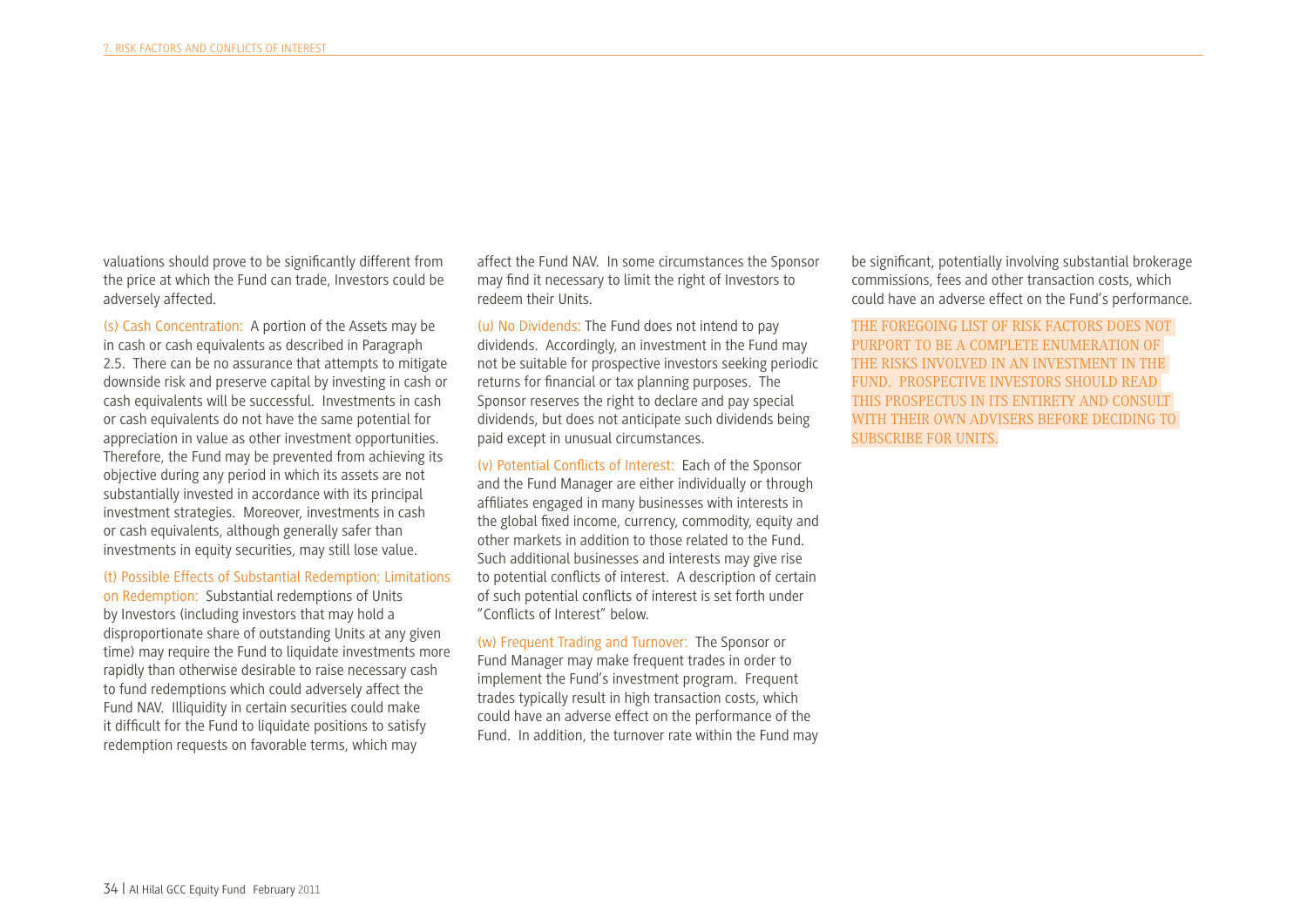valuations should prove to be significantly different from the price at which the Fund can trade, Investors could be adversely affected.

(s) Cash Concentration: A portion of the Assets may be in cash or cash equivalents as described in Paragraph 2.5. There can be no assurance that attempts to mitigate downside risk and preserve capital by investing in cash or cash equivalents will be successful. Investments in cash or cash equivalents do not have the same potential for appreciation in value as other investment opportunities. Therefore, the Fund may be prevented from achieving its objective during any period in which its assets are not substantially invested in accordance with its principal investment strategies. Moreover, investments in cash or cash equivalents, although generally safer than investments in equity securities, may still lose value.

(t) Possible Effects of Substantial Redemption; Limitations on Redemption: Substantial redemptions of Units by Investors (including investors that may hold a disproportionate share of outstanding Units at any given time) may require the Fund to liquidate investments more rapidly than otherwise desirable to raise necessary cash to fund redemptions which could adversely affect the Fund NAV. Illiquidity in certain securities could make it difficult for the Fund to liquidate positions to satisfy redemption requests on favorable terms, which may affect the Fund NAV. In some circumstances the Sponsor may find it necessary to limit the right of Investors to redeem their Units.

(u) No Dividends: The Fund does not intend to pay dividends. Accordingly, an investment in the Fund may not be suitable for prospective investors seeking periodic returns for financial or tax planning purposes. The Sponsor reserves the right to declare and pay special dividends, but does not anticipate such dividends being paid except in unusual circumstances.

(v) Potential Conflicts of Interest: Each of the Sponsor and the Fund Manager are either individually or through affiliates engaged in many businesses with interests in the global fixed income, currency, commodity, equity and other markets in addition to those related to the Fund. Such additional businesses and interests may give rise to potential conflicts of interest. A description of certain of such potential conflicts of interest is set forth under "Conflicts of Interest" below.

(w) Frequent Trading and Turnover: The Sponsor or Fund Manager may make frequent trades in order to implement the Fund's investment program. Frequent trades typically result in high transaction costs, which could have an adverse effect on the performance of the Fund. In addition, the turnover rate within the Fund may be significant, potentially involving substantial brokerage commissions, fees and other transaction costs, which could have an adverse effect on the Fund's performance.

THE FOREGOING LIST OF RISK FACTORS DOES NOT PURPORT TO BE A COMPLETE ENUMERATION OF THE RISKS INVOLVED IN AN INVESTMENT IN THE FUND. PROSPECTIVE INVESTORS SHOULD READ THIS PROSPECTUS IN ITS ENTIRETY AND CONSULT WITH THEIR OWN ADVISERS BEFORE DECIDING TO SUBSCRIBE FOR UNITS.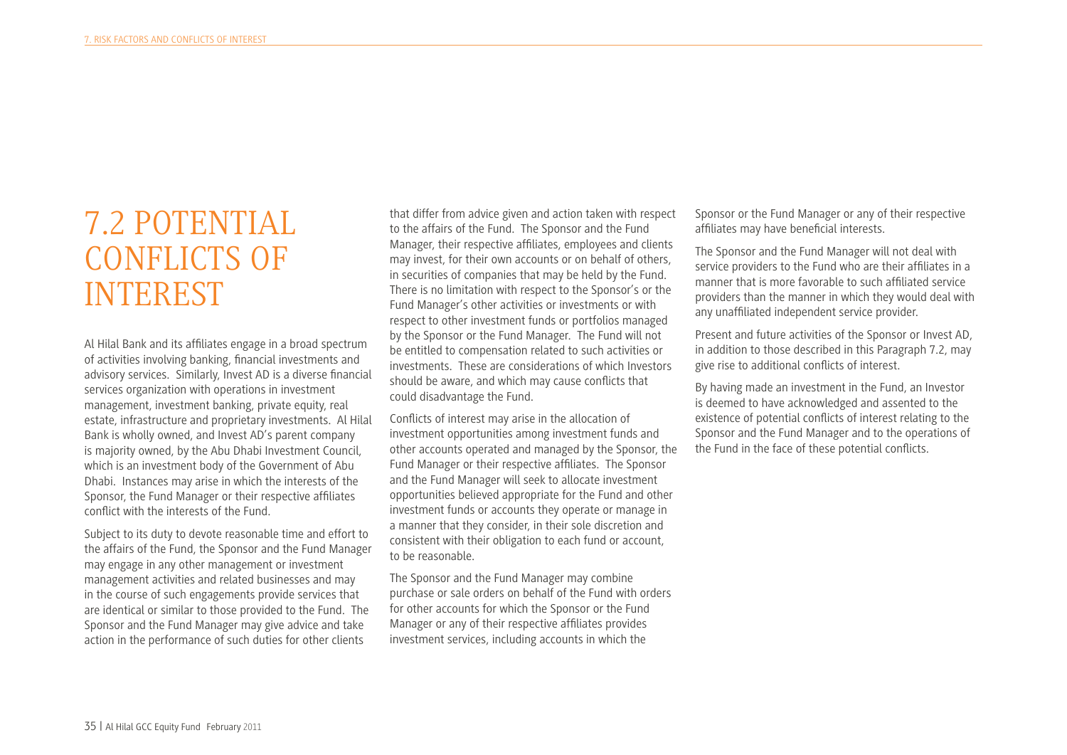## 7.2 POTENTIAL CONFLICTS OF INTEREST

Al Hilal Bank and its affiliates engage in a broad spectrum of activities involving banking, financial investments and advisory services. Similarly, Invest AD is a diverse financial services organization with operations in investment management, investment banking, private equity, real estate, infrastructure and proprietary investments. Al Hilal Bank is wholly owned, and Invest AD's parent company is majority owned, by the Abu Dhabi Investment Council, which is an investment body of the Government of Abu Dhabi. Instances may arise in which the interests of the Sponsor, the Fund Manager or their respective affiliates conflict with the interests of the Fund.

Subject to its duty to devote reasonable time and effort to the affairs of the Fund, the Sponsor and the Fund Manager may engage in any other management or investment management activities and related businesses and may in the course of such engagements provide services that are identical or similar to those provided to the Fund. The Sponsor and the Fund Manager may give advice and take action in the performance of such duties for other clients that differ from advice given and action taken with respect to the affairs of the Fund. The Sponsor and the Fund Manager, their respective affiliates, employees and clients may invest, for their own accounts or on behalf of others, in securities of companies that may be held by the Fund. There is no limitation with respect to the Sponsor's or the Fund Manager's other activities or investments or with respect to other investment funds or portfolios managed by the Sponsor or the Fund Manager. The Fund will not be entitled to compensation related to such activities or investments. These are considerations of which Investors should be aware, and which may cause conflicts that could disadvantage the Fund.

Conflicts of interest may arise in the allocation of investment opportunities among investment funds and other accounts operated and managed by the Sponsor, the Fund Manager or their respective affiliates. The Sponsor and the Fund Manager will seek to allocate investment opportunities believed appropriate for the Fund and other investment funds or accounts they operate or manage in a manner that they consider, in their sole discretion and consistent with their obligation to each fund or account, to be reasonable.

The Sponsor and the Fund Manager may combine purchase or sale orders on behalf of the Fund with orders for other accounts for which the Sponsor or the Fund Manager or any of their respective affiliates provides investment services, including accounts in which the Sponsor or the Fund Manager or any of their respective affiliates may have beneficial interests.

The Sponsor and the Fund Manager will not deal with service providers to the Fund who are their affiliates in a manner that is more favorable to such affiliated service providers than the manner in which they would deal with any unaffiliated independent service provider.

Present and future activities of the Sponsor or Invest AD, in addition to those described in this Paragraph 7.2, may give rise to additional conflicts of interest.

By having made an investment in the Fund, an Investor is deemed to have acknowledged and assented to the existence of potential conflicts of interest relating to the Sponsor and the Fund Manager and to the operations of the Fund in the face of these potential conflicts.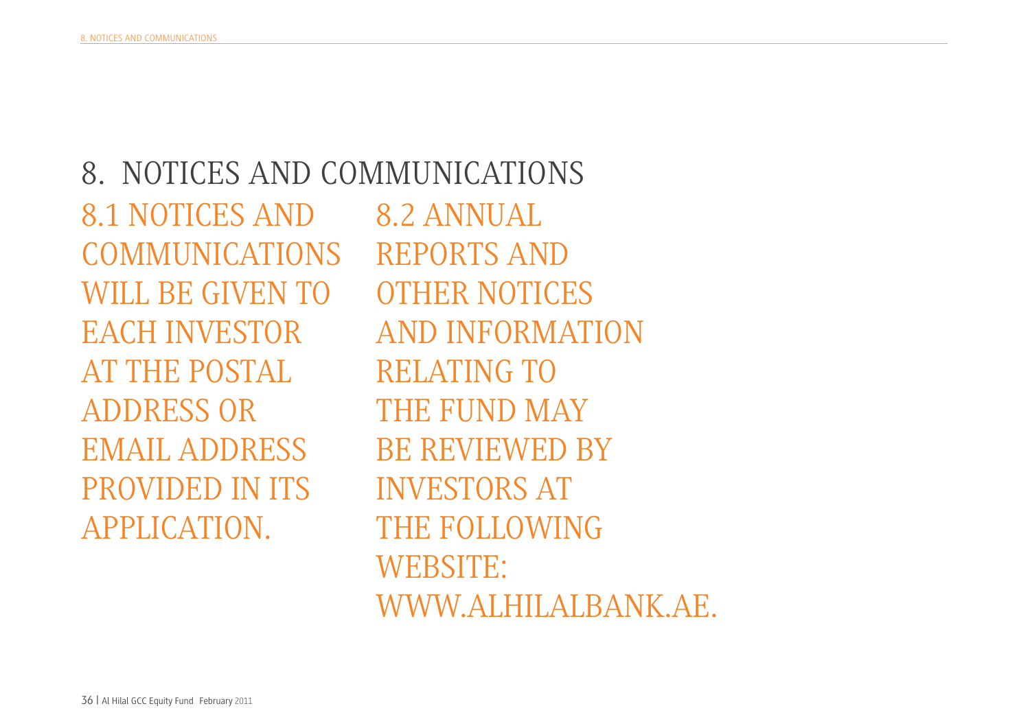# 8. NOTICES AND COMMUNICATIONS

## 8.1 NOTICES AND COMMUNICATIONS WILL BE GIVEN TO EACH INVESTOR AT THE POSTAL ADDRESS OR EMAIL ADDRESS PROVIDED IN ITS APPLICATION.

## 8.2 ANNUAL REPORTS AND OTHER NOTICES AND INFORMATION RELATING TO THE FUND MAY BE REVIEWED BY INVESTORS AT THE FOLLOWING WEBSITE: WWW.ALHILALBANK.AE.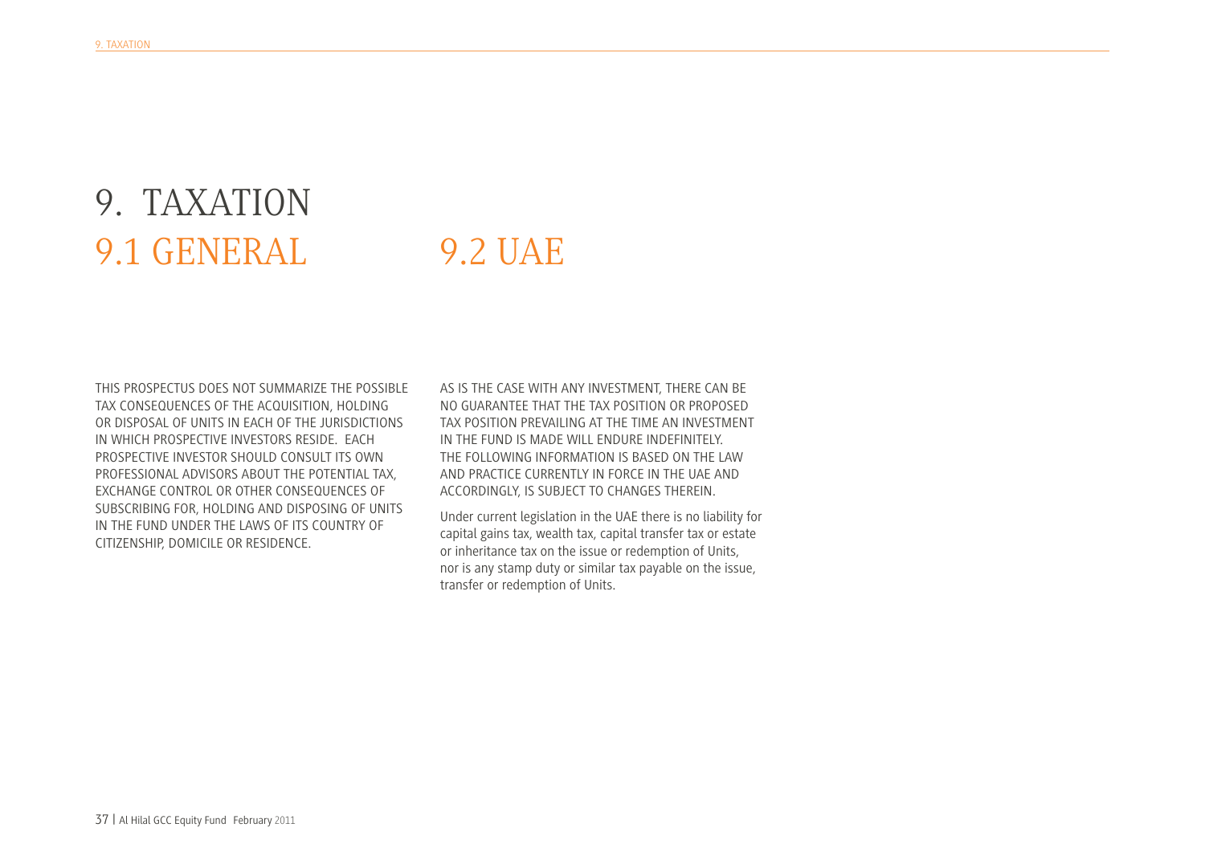# 9. TAXATION

## 9.1 GENERAL

THIS PROSPECTUS DOES NOT SUMMARIZE THE POSSIBLE TAX CONSEQUENCES OF THE ACQUISITION, HOLDING OR DISPOSAL OF UNITS IN EACH OF THE JURISDICTIONS IN WHICH PROSPECTIVE INVESTORS RESIDE. EACH PROSPECTIVE INVESTOR SHOULD CONSULT ITS OWN PROFESSIONAL ADVISORS ABOUT THE POTENTIAL TAX, EXCHANGE CONTROL OR OTHER CONSEQUENCES OF SUBSCRIBING FOR, HOLDING AND DISPOSING OF UNITS IN THE FUND UNDER THE LAWS OF ITS COUNTRY OF CITIZENSHIP, DOMICILE OR RESIDENCE.

## 9.2 UAE

AS IS THE CASE WITH ANY INVESTMENT, THERE CAN BE NO GUARANTEE THAT THE TAX POSITION OR PROPOSED TAX POSITION PREVAILING AT THE TIME AN INVESTMENT IN THE FUND IS MADE WILL ENDURE INDEFINITELY. THE FOLLOWING INFORMATION IS BASED ON THE LAW AND PRACTICE CURRENTLY IN FORCE IN THE UAE AND ACCORDINGLY, IS SUBJECT TO CHANGES THEREIN.

Under current legislation in the UAE there is no liability for capital gains tax, wealth tax, capital transfer tax or estate or inheritance tax on the issue or redemption of Units, nor is any stamp duty or similar tax payable on the issue, transfer or redemption of Units.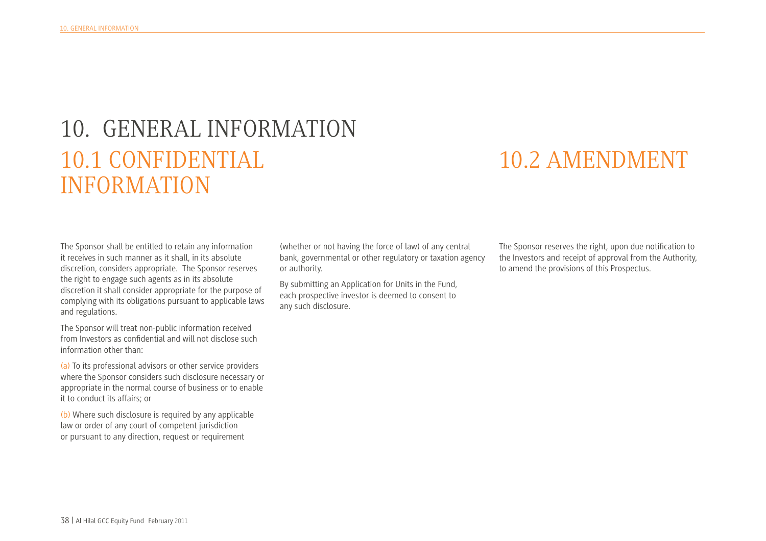# 10. GENERAL INFORMATION

## 10.1 CONFIDENTIAL INFORMATION

The Sponsor shall be entitled to retain any information it receives in such manner as it shall, in its absolute discretion, considers appropriate. The Sponsor reserves the right to engage such agents as in its absolute discretion it shall consider appropriate for the purpose of complying with its obligations pursuant to applicable laws and regulations.

The Sponsor will treat non-public information received from Investors as confidential and will not disclose such information other than:

(a) To its professional advisors or other service providers where the Sponsor considers such disclosure necessary or appropriate in the normal course of business or to enable it to conduct its affairs; or

(b) Where such disclosure is required by any applicable law or order of any court of competent jurisdiction or pursuant to any direction, request or requirement (whether or not having the force of law) of any central bank, governmental or other regulatory or taxation agency or authority.

By submitting an Application for Units in the Fund, each prospective investor is deemed to consent to any such disclosure.

## 10.2 AMENDMENT

The Sponsor reserves the right, upon due notification to the Investors and receipt of approval from the Authority, to amend the provisions of this Prospectus.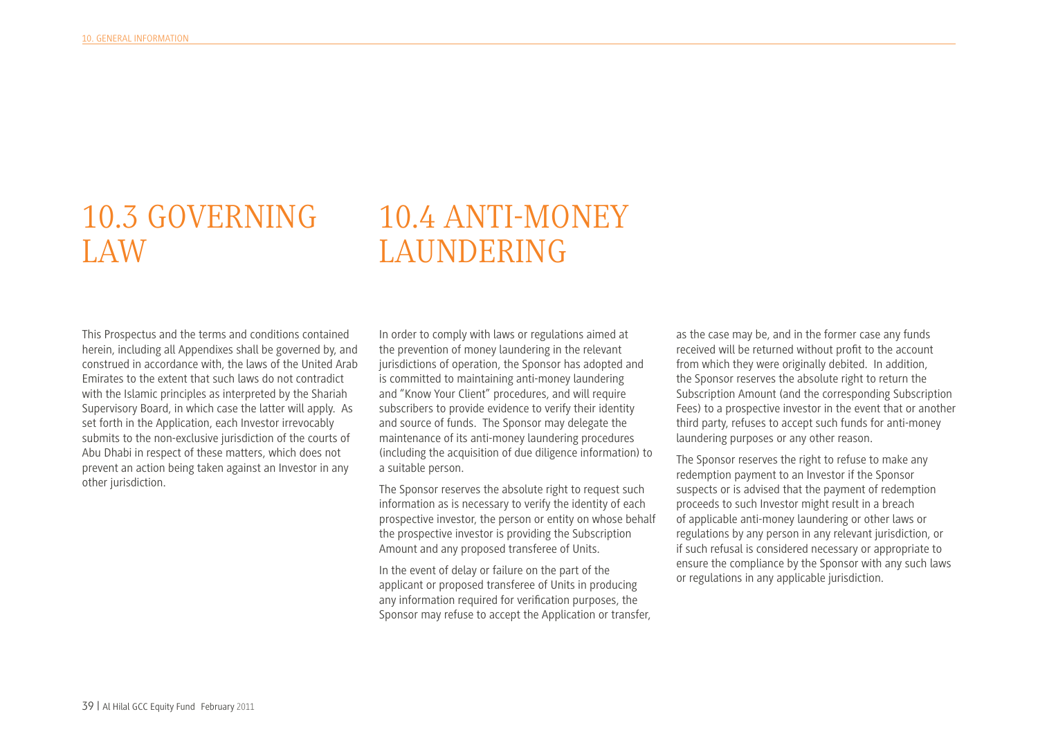# 10.3 GOVERNING LAW

This Prospectus and the terms and conditions contained herein, including all Appendixes shall be governed by, and construed in accordance with, the laws of the United Arab Emirates to the extent that such laws do not contradict with the Islamic principles as interpreted by the Shariah Supervisory Board, in which case the latter will apply. As set forth in the Application, each Investor irrevocably submits to the non-exclusive jurisdiction of the courts of Abu Dhabi in respect of these matters, which does not prevent an action being taken against an Investor in any other jurisdiction.

# 10.4 ANTI-MONEY LAUNDERING

In order to comply with laws or regulations aimed at the prevention of money laundering in the relevant jurisdictions of operation, the Sponsor has adopted and is committed to maintaining anti-money laundering and "Know Your Client" procedures, and will require subscribers to provide evidence to verify their identity and source of funds. The Sponsor may delegate the maintenance of its anti-money laundering procedures (including the acquisition of due diligence information) to a suitable person.

The Sponsor reserves the absolute right to request such information as is necessary to verify the identity of each prospective investor, the person or entity on whose behalf the prospective investor is providing the Subscription Amount and any proposed transferee of Units.

In the event of delay or failure on the part of the applicant or proposed transferee of Units in producing any information required for verification purposes, the Sponsor may refuse to accept the Application or transfer, as the case may be, and in the former case any funds received will be returned without profit to the account from which they were originally debited. In addition, the Sponsor reserves the absolute right to return the Subscription Amount (and the corresponding Subscription Fees) to a prospective investor in the event that or another third party, refuses to accept such funds for anti-money laundering purposes or any other reason.

The Sponsor reserves the right to refuse to make any redemption payment to an Investor if the Sponsor suspects or is advised that the payment of redemption proceeds to such Investor might result in a breach of applicable anti-money laundering or other laws or regulations by any person in any relevant jurisdiction, or if such refusal is considered necessary or appropriate to ensure the compliance by the Sponsor with any such laws or regulations in any applicable jurisdiction.